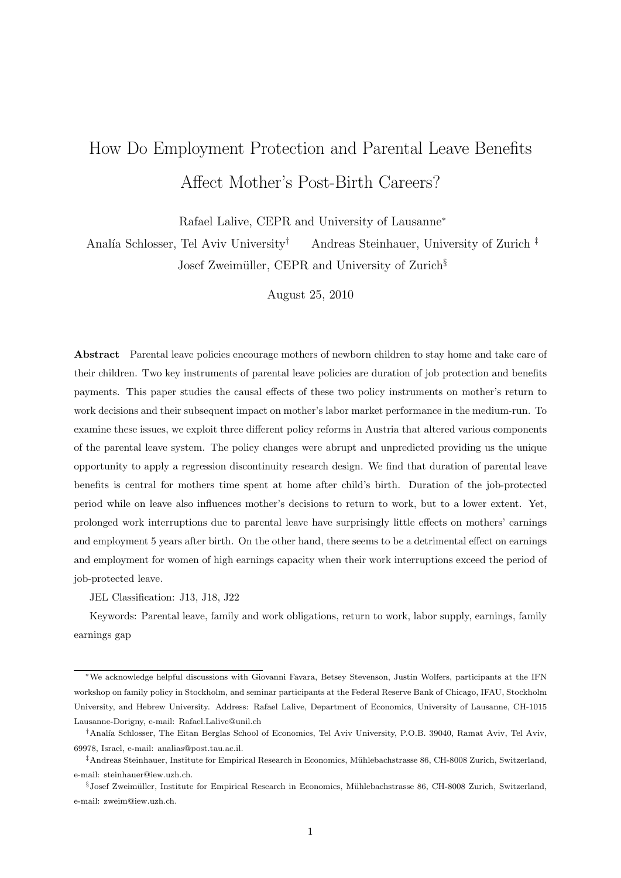# How Do Employment Protection and Parental Leave Benefits Affect Mother's Post-Birth Careers?

Rafael Lalive, CEPR and University of Lausanne[*]

Analía Schlosser, Tel Aviv University[†] Andreas Steinhauer, University of Zurich[‡]

Josef Zweimüller, CEPR and University of Zurich[§]

August 25, 2010

**Abstract** Parental leave policies encourage mothers of newborn children to stay home and take care of their children. Two key instruments of parental leave policies are duration of job protection and benefits payments. This paper studies the causal effects of these two policy instruments on mother's return to work decisions and their subsequent impact on mother's labor market performance in the medium-run. To examine these issues, we exploit three different policy reforms in Austria that altered various components of the parental leave system. The policy changes were abrupt and unpredicted providing us the unique opportunity to apply a regression discontinuity research design. We find that duration of parental leave benefits is central for mothers time spent at home after child's birth. Duration of the job-protected period while on leave also influences mother's decisions to return to work, but to a lower extent. Yet, prolonged work interruptions due to parental leave have surprisingly little effects on mothers' earnings and employment 5 years after birth. On the other hand, there seems to be a detrimental effect on earnings and employment for women of high earnings capacity when their work interruptions exceed the period of job-protected leave.

JEL Classification: J13, J18, J22

Keywords: Parental leave, family and work obligations, return to work, labor supply, earnings, family earnings gap

---

[*] We acknowledge helpful discussions with Giovanni Favara, Betsey Stevenson, Justin Wolfers, participants at the IFN workshop on family policy in Stockholm, and seminar participants at the Federal Reserve Bank of Chicago, IFAU, Stockholm University, and Hebrew University. Address: Rafael Lalive, Department of Economics, University of Lausanne, CH-1015 Lausanne-Dorigny, e-mail: Rafael.Lalive@unil.ch

[†] Analía Schlosser, The Eitan Berglas School of Economics, Tel Aviv University, P.O.B. 39040, Ramat Aviv, Tel Aviv, 69978, Israel, e-mail: analias@post.tau.ac.il.

[‡] Andreas Steinhauer, Institute for Empirical Research in Economics, Mühlebachstrasse 86, CH-8008 Zurich, Switzerland, e-mail: steinhauer@iew.uzh.ch.

[§] Josef Zweimüller, Institute for Empirical Research in Economics, Mühlebachstrasse 86, CH-8008 Zurich, Switzerland, e-mail: zweim@iew.uzh.ch.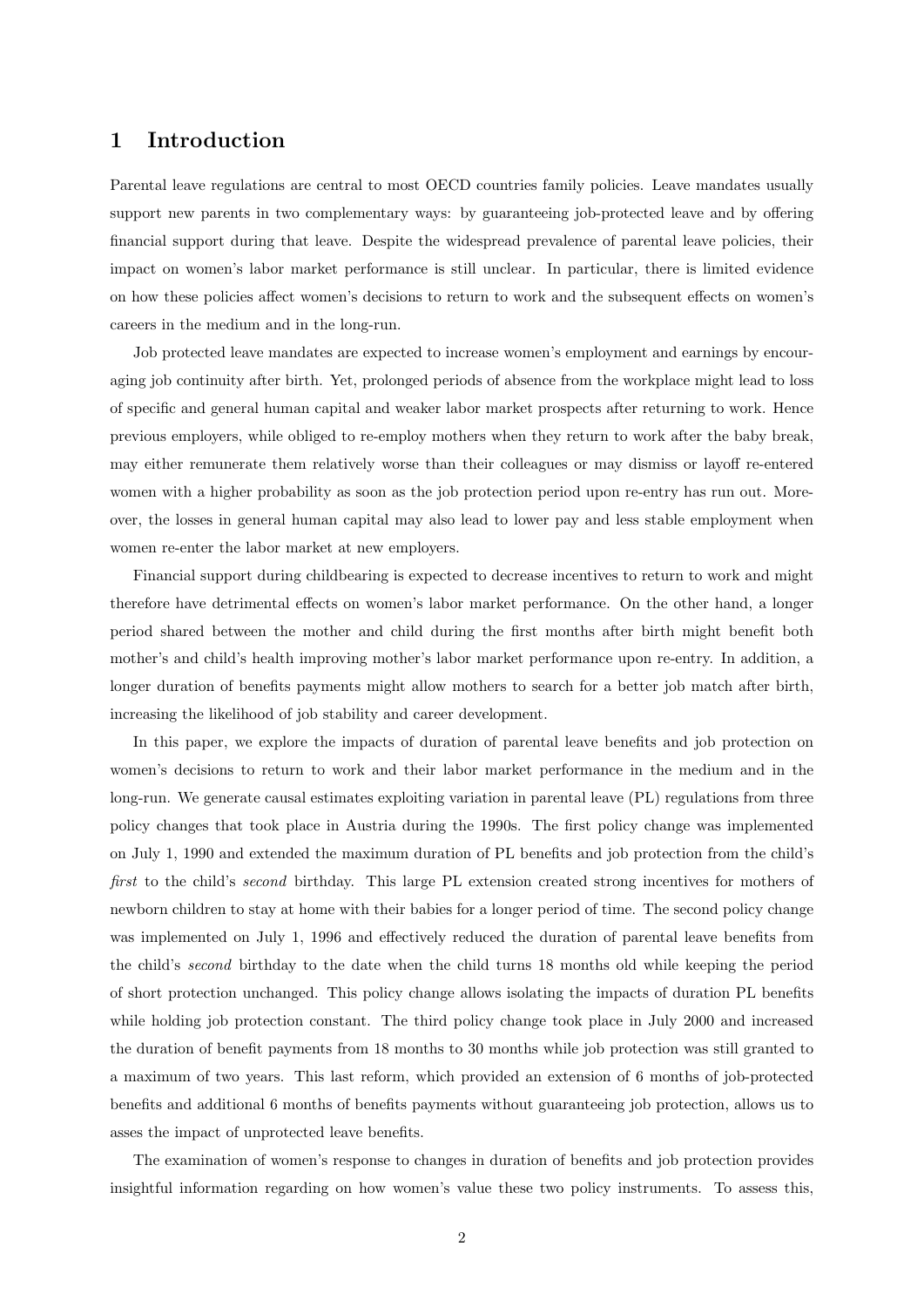# 1 Introduction

Parental leave regulations are central to most OECD countries family policies. Leave mandates usually support new parents in two complementary ways: by guaranteeing job-protected leave and by offering financial support during that leave. Despite the widespread prevalence of parental leave policies, their impact on women's labor market performance is still unclear. In particular, there is limited evidence on how these policies affect women's decisions to return to work and the subsequent effects on women's careers in the medium and in the long-run.

Job protected leave mandates are expected to increase women's employment and earnings by encouraging job continuity after birth. Yet, prolonged periods of absence from the workplace might lead to loss of specific and general human capital and weaker labor market prospects after returning to work. Hence previous employers, while obliged to re-employ mothers when they return to work after the baby break, may either remunerate them relatively worse than their colleagues or may dismiss or layoff re-entered women with a higher probability as soon as the job protection period upon re-entry has run out. Moreover, the losses in general human capital may also lead to lower pay and less stable employment when women re-enter the labor market at new employers.

Financial support during childbearing is expected to decrease incentives to return to work and might therefore have detrimental effects on women's labor market performance. On the other hand, a longer period shared between the mother and child during the first months after birth might benefit both mother's and child's health improving mother's labor market performance upon re-entry. In addition, a longer duration of benefits payments might allow mothers to search for a better job match after birth, increasing the likelihood of job stability and career development.

In this paper, we explore the impacts of duration of parental leave benefits and job protection on women's decisions to return to work and their labor market performance in the medium and in the long-run. We generate causal estimates exploiting variation in parental leave (PL) regulations from three policy changes that took place in Austria during the 1990s. The first policy change was implemented on July 1, 1990 and extended the maximum duration of PL benefits and job protection from the child's *first* to the child's *second* birthday. This large PL extension created strong incentives for mothers of newborn children to stay at home with their babies for a longer period of time. The second policy change was implemented on July 1, 1996 and effectively reduced the duration of parental leave benefits from the child's *second* birthday to the date when the child turns 18 months old while keeping the period of short protection unchanged. This policy change allows isolating the impacts of duration PL benefits while holding job protection constant. The third policy change took place in July 2000 and increased the duration of benefit payments from 18 months to 30 months while job protection was still granted to a maximum of two years. This last reform, which provided an extension of 6 months of job-protected benefits and additional 6 months of benefits payments without guaranteeing job protection, allows us to asses the impact of unprotected leave benefits.

The examination of women's response to changes in duration of benefits and job protection provides insightful information regarding on how women's value these two policy instruments. To assess this,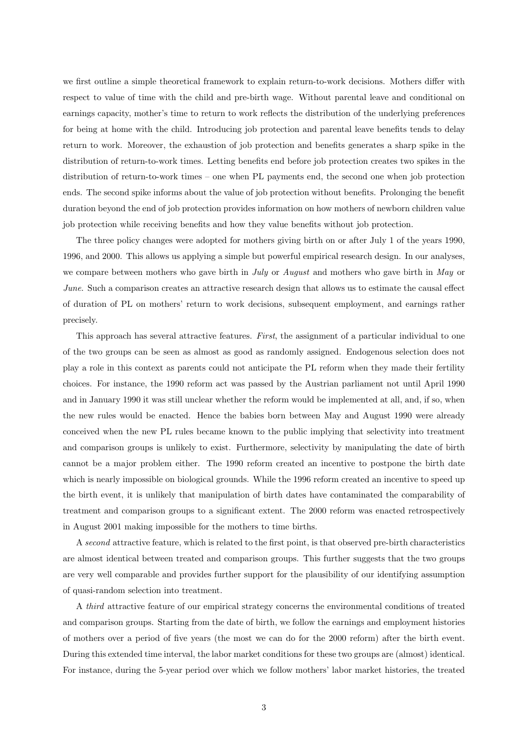we first outline a simple theoretical framework to explain return-to-work decisions. Mothers differ with respect to value of time with the child and pre-birth wage. Without parental leave and conditional on earnings capacity, mother's time to return to work reflects the distribution of the underlying preferences for being at home with the child. Introducing job protection and parental leave benefits tends to delay return to work. Moreover, the exhaustion of job protection and benefits generates a sharp spike in the distribution of return-to-work times. Letting benefits end before job protection creates two spikes in the distribution of return-to-work times – one when PL payments end, the second one when job protection ends. The second spike informs about the value of job protection without benefits. Prolonging the benefit duration beyond the end of job protection provides information on how mothers of newborn children value job protection while receiving benefits and how they value benefits without job protection.

The three policy changes were adopted for mothers giving birth on or after July 1 of the years 1990, 1996, and 2000. This allows us applying a simple but powerful empirical research design. In our analyses, we compare between mothers who gave birth in *July* or *August* and mothers who gave birth in *May* or *June*. Such a comparison creates an attractive research design that allows us to estimate the causal effect of duration of PL on mothers' return to work decisions, subsequent employment, and earnings rather precisely.

This approach has several attractive features. *First*, the assignment of a particular individual to one of the two groups can be seen as almost as good as randomly assigned. Endogenous selection does not play a role in this context as parents could not anticipate the PL reform when they made their fertility choices. For instance, the 1990 reform act was passed by the Austrian parliament not until April 1990 and in January 1990 it was still unclear whether the reform would be implemented at all, and, if so, when the new rules would be enacted. Hence the babies born between May and August 1990 were already conceived when the new PL rules became known to the public implying that selectivity into treatment and comparison groups is unlikely to exist. Furthermore, selectivity by manipulating the date of birth cannot be a major problem either. The 1990 reform created an incentive to postpone the birth date which is nearly impossible on biological grounds. While the 1996 reform created an incentive to speed up the birth event, it is unlikely that manipulation of birth dates have contaminated the comparability of treatment and comparison groups to a significant extent. The 2000 reform was enacted retrospectively in August 2001 making impossible for the mothers to time births.

A *second* attractive feature, which is related to the first point, is that observed pre-birth characteristics are almost identical between treated and comparison groups. This further suggests that the two groups are very well comparable and provides further support for the plausibility of our identifying assumption of quasi-random selection into treatment.

A *third* attractive feature of our empirical strategy concerns the environmental conditions of treated and comparison groups. Starting from the date of birth, we follow the earnings and employment histories of mothers over a period of five years (the most we can do for the 2000 reform) after the birth event. During this extended time interval, the labor market conditions for these two groups are (almost) identical. For instance, during the 5-year period over which we follow mothers' labor market histories, the treated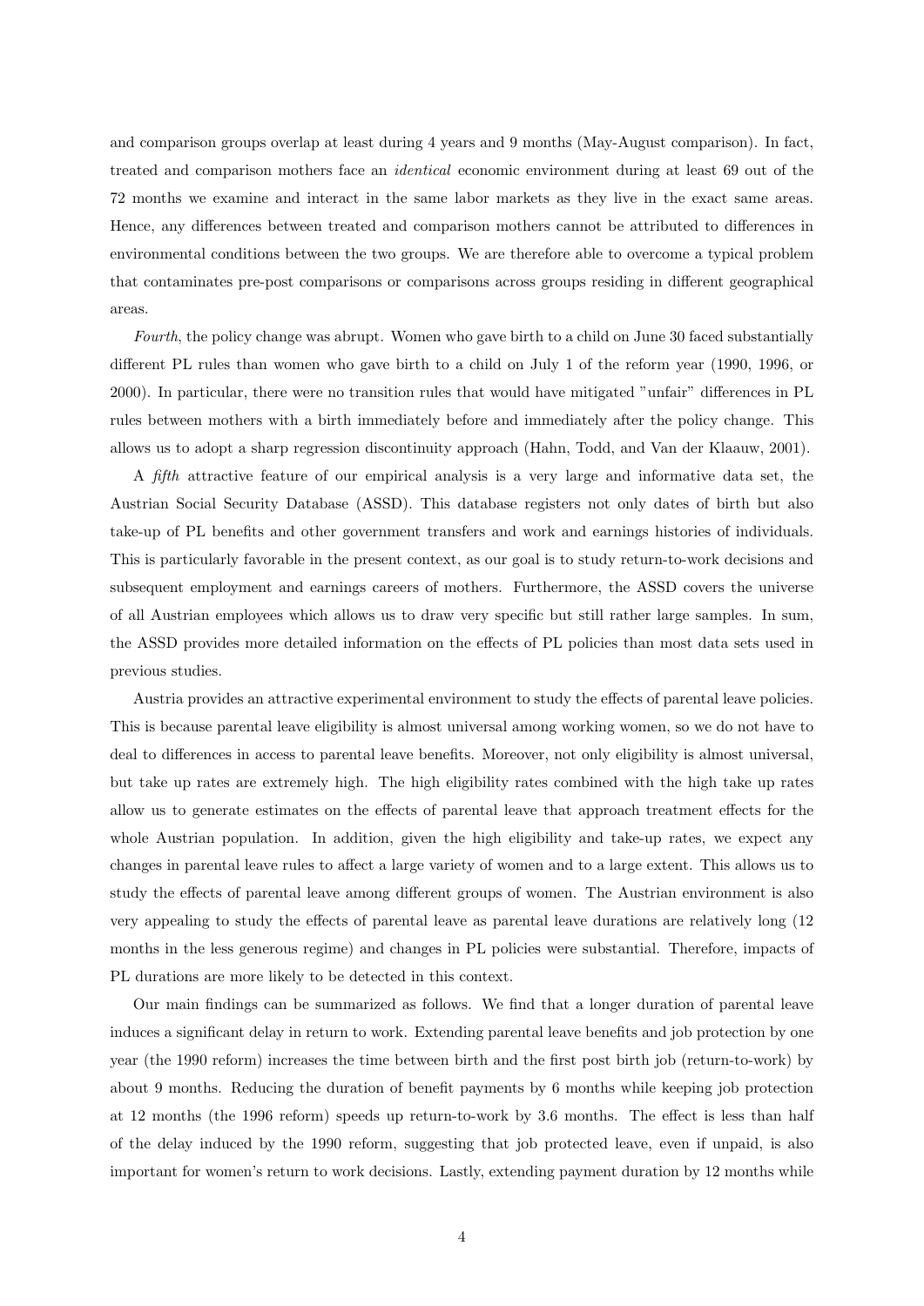and comparison groups overlap at least during 4 years and 9 months (May-August comparison). In fact, treated and comparison mothers face an *identical* economic environment during at least 69 out of the 72 months we examine and interact in the same labor markets as they live in the exact same areas. Hence, any differences between treated and comparison mothers cannot be attributed to differences in environmental conditions between the two groups. We are therefore able to overcome a typical problem that contaminates pre-post comparisons or comparisons across groups residing in different geographical areas.

*Fourth*, the policy change was abrupt. Women who gave birth to a child on June 30 faced substantially different PL rules than women who gave birth to a child on July 1 of the reform year (1990, 1996, or 2000). In particular, there were no transition rules that would have mitigated "unfair" differences in PL rules between mothers with a birth immediately before and immediately after the policy change. This allows us to adopt a sharp regression discontinuity approach (Hahn, Todd, and Van der Klaauw, 2001).

A *fifth* attractive feature of our empirical analysis is a very large and informative data set, the Austrian Social Security Database (ASSD). This database registers not only dates of birth but also take-up of PL benefits and other government transfers and work and earnings histories of individuals. This is particularly favorable in the present context, as our goal is to study return-to-work decisions and subsequent employment and earnings careers of mothers. Furthermore, the ASSD covers the universe of all Austrian employees which allows us to draw very specific but still rather large samples. In sum, the ASSD provides more detailed information on the effects of PL policies than most data sets used in previous studies.

Austria provides an attractive experimental environment to study the effects of parental leave policies. This is because parental leave eligibility is almost universal among working women, so we do not have to deal to differences in access to parental leave benefits. Moreover, not only eligibility is almost universal, but take up rates are extremely high. The high eligibility rates combined with the high take up rates allow us to generate estimates on the effects of parental leave that approach treatment effects for the whole Austrian population. In addition, given the high eligibility and take-up rates, we expect any changes in parental leave rules to affect a large variety of women and to a large extent. This allows us to study the effects of parental leave among different groups of women. The Austrian environment is also very appealing to study the effects of parental leave as parental leave durations are relatively long (12 months in the less generous regime) and changes in PL policies were substantial. Therefore, impacts of PL durations are more likely to be detected in this context.

Our main findings can be summarized as follows. We find that a longer duration of parental leave induces a significant delay in return to work. Extending parental leave benefits and job protection by one year (the 1990 reform) increases the time between birth and the first post birth job (return-to-work) by about 9 months. Reducing the duration of benefit payments by 6 months while keeping job protection at 12 months (the 1996 reform) speeds up return-to-work by 3.6 months. The effect is less than half of the delay induced by the 1990 reform, suggesting that job protected leave, even if unpaid, is also important for women's return to work decisions. Lastly, extending payment duration by 12 months while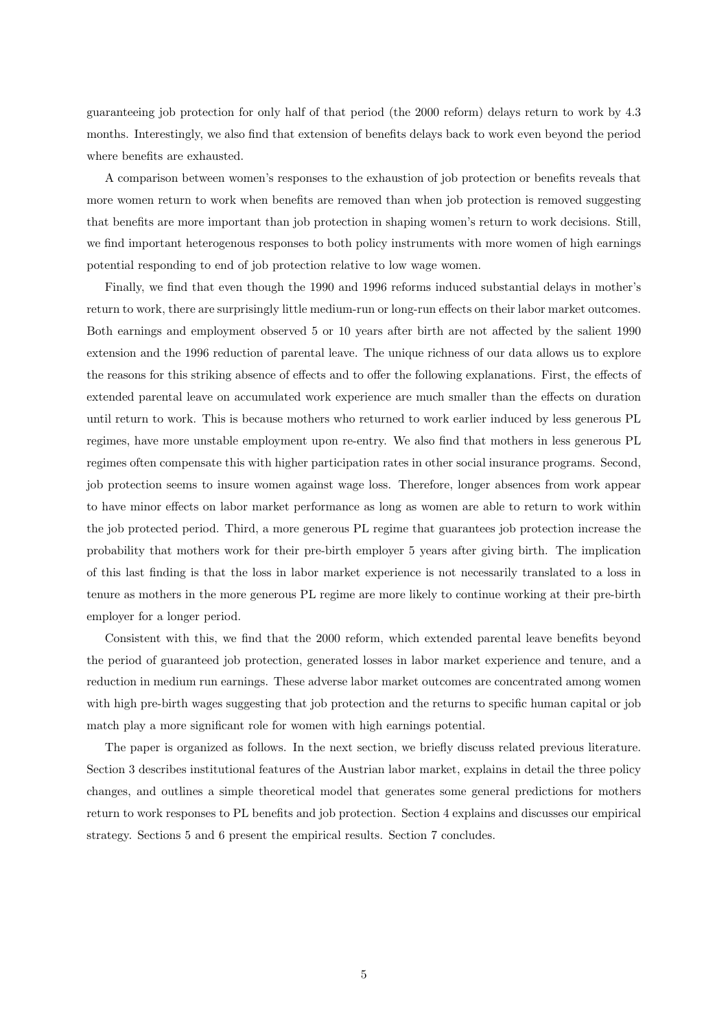guaranteeing job protection for only half of that period (the 2000 reform) delays return to work by 4.3 months. Interestingly, we also find that extension of benefits delays back to work even beyond the period where benefits are exhausted.

A comparison between women's responses to the exhaustion of job protection or benefits reveals that more women return to work when benefits are removed than when job protection is removed suggesting that benefits are more important than job protection in shaping women's return to work decisions. Still, we find important heterogenous responses to both policy instruments with more women of high earnings potential responding to end of job protection relative to low wage women.

Finally, we find that even though the 1990 and 1996 reforms induced substantial delays in mother's return to work, there are surprisingly little medium-run or long-run effects on their labor market outcomes. Both earnings and employment observed 5 or 10 years after birth are not affected by the salient 1990 extension and the 1996 reduction of parental leave. The unique richness of our data allows us to explore the reasons for this striking absence of effects and to offer the following explanations. First, the effects of extended parental leave on accumulated work experience are much smaller than the effects on duration until return to work. This is because mothers who returned to work earlier induced by less generous PL regimes, have more unstable employment upon re-entry. We also find that mothers in less generous PL regimes often compensate this with higher participation rates in other social insurance programs. Second, job protection seems to insure women against wage loss. Therefore, longer absences from work appear to have minor effects on labor market performance as long as women are able to return to work within the job protected period. Third, a more generous PL regime that guarantees job protection increase the probability that mothers work for their pre-birth employer 5 years after giving birth. The implication of this last finding is that the loss in labor market experience is not necessarily translated to a loss in tenure as mothers in the more generous PL regime are more likely to continue working at their pre-birth employer for a longer period.

Consistent with this, we find that the 2000 reform, which extended parental leave benefits beyond the period of guaranteed job protection, generated losses in labor market experience and tenure, and a reduction in medium run earnings. These adverse labor market outcomes are concentrated among women with high pre-birth wages suggesting that job protection and the returns to specific human capital or job match play a more significant role for women with high earnings potential.

The paper is organized as follows. In the next section, we briefly discuss related previous literature. Section 3 describes institutional features of the Austrian labor market, explains in detail the three policy changes, and outlines a simple theoretical model that generates some general predictions for mothers return to work responses to PL benefits and job protection. Section 4 explains and discusses our empirical strategy. Sections 5 and 6 present the empirical results. Section 7 concludes.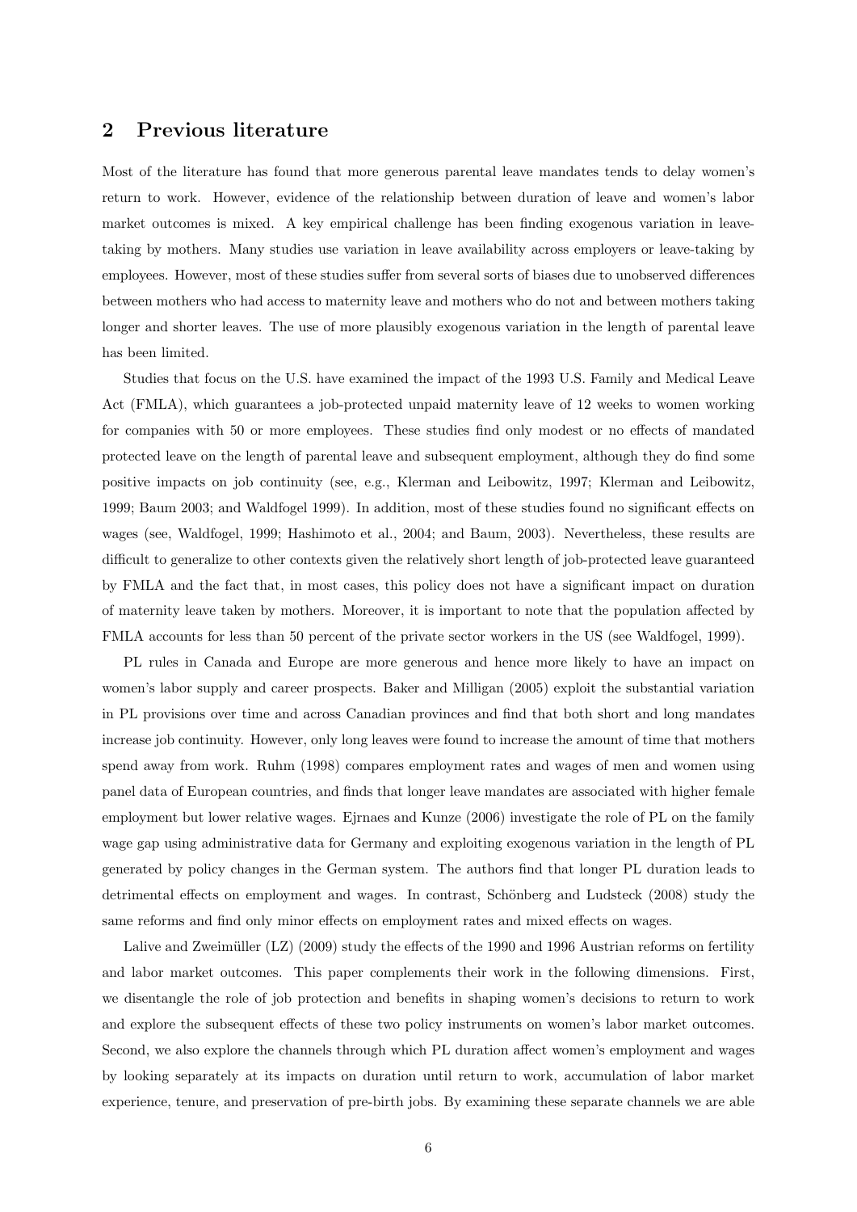## 2 Previous literature

Most of the literature has found that more generous parental leave mandates tends to delay women's return to work. However, evidence of the relationship between duration of leave and women's labor market outcomes is mixed. A key empirical challenge has been finding exogenous variation in leave-taking by mothers. Many studies use variation in leave availability across employers or leave-taking by employees. However, most of these studies suffer from several sorts of biases due to unobserved differences between mothers who had access to maternity leave and mothers who do not and between mothers taking longer and shorter leaves. The use of more plausibly exogenous variation in the length of parental leave has been limited.

Studies that focus on the U.S. have examined the impact of the 1993 U.S. Family and Medical Leave Act (FMLA), which guarantees a job-protected unpaid maternity leave of 12 weeks to women working for companies with 50 or more employees. These studies find only modest or no effects of mandated protected leave on the length of parental leave and subsequent employment, although they do find some positive impacts on job continuity (see, e.g., Klerman and Leibowitz, 1997; Klerman and Leibowitz, 1999; Baum 2003; and Waldfogel 1999). In addition, most of these studies found no significant effects on wages (see, Waldfogel, 1999; Hashimoto et al., 2004; and Baum, 2003). Nevertheless, these results are difficult to generalize to other contexts given the relatively short length of job-protected leave guaranteed by FMLA and the fact that, in most cases, this policy does not have a significant impact on duration of maternity leave taken by mothers. Moreover, it is important to note that the population affected by FMLA accounts for less than 50 percent of the private sector workers in the US (see Waldfogel, 1999).

PL rules in Canada and Europe are more generous and hence more likely to have an impact on women's labor supply and career prospects. Baker and Milligan (2005) exploit the substantial variation in PL provisions over time and across Canadian provinces and find that both short and long mandates increase job continuity. However, only long leaves were found to increase the amount of time that mothers spend away from work. Ruhm (1998) compares employment rates and wages of men and women using panel data of European countries, and finds that longer leave mandates are associated with higher female employment but lower relative wages. Ejrnaes and Kunze (2006) investigate the role of PL on the family wage gap using administrative data for Germany and exploiting exogenous variation in the length of PL generated by policy changes in the German system. The authors find that longer PL duration leads to detrimental effects on employment and wages. In contrast, Schönberg and Ludsteck (2008) study the same reforms and find only minor effects on employment rates and mixed effects on wages.

Lalive and Zweimüller (LZ) (2009) study the effects of the 1990 and 1996 Austrian reforms on fertility and labor market outcomes. This paper complements their work in the following dimensions. First, we disentangle the role of job protection and benefits in shaping women's decisions to return to work and explore the subsequent effects of these two policy instruments on women's labor market outcomes. Second, we also explore the channels through which PL duration affect women's employment and wages by looking separately at its impacts on duration until return to work, accumulation of labor market experience, tenure, and preservation of pre-birth jobs. By examining these separate channels we are able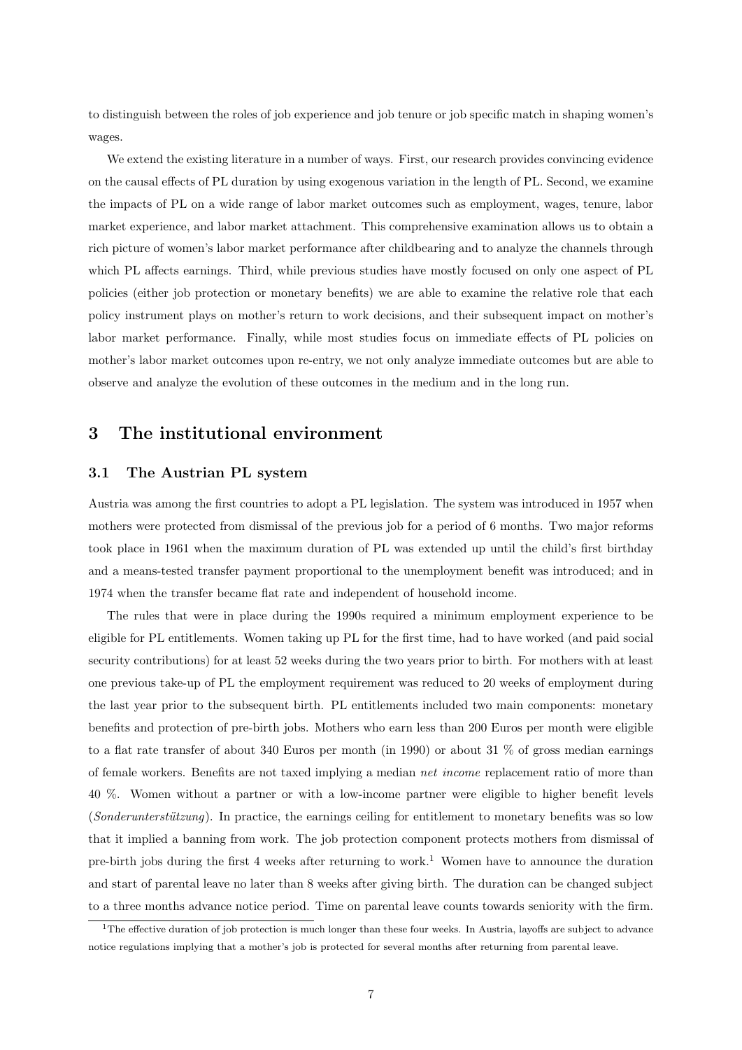to distinguish between the roles of job experience and job tenure or job specific match in shaping women's wages.

We extend the existing literature in a number of ways. First, our research provides convincing evidence on the causal effects of PL duration by using exogenous variation in the length of PL. Second, we examine the impacts of PL on a wide range of labor market outcomes such as employment, wages, tenure, labor market experience, and labor market attachment. This comprehensive examination allows us to obtain a rich picture of women's labor market performance after childbearing and to analyze the channels through which PL affects earnings. Third, while previous studies have mostly focused on only one aspect of PL policies (either job protection or monetary benefits) we are able to examine the relative role that each policy instrument plays on mother's return to work decisions, and their subsequent impact on mother's labor market performance. Finally, while most studies focus on immediate effects of PL policies on mother's labor market outcomes upon re-entry, we not only analyze immediate outcomes but are able to observe and analyze the evolution of these outcomes in the medium and in the long run.

# 3 The institutional environment

## 3.1 The Austrian PL system

Austria was among the first countries to adopt a PL legislation. The system was introduced in 1957 when mothers were protected from dismissal of the previous job for a period of 6 months. Two major reforms took place in 1961 when the maximum duration of PL was extended up until the child's first birthday and a means-tested transfer payment proportional to the unemployment benefit was introduced; and in 1974 when the transfer became flat rate and independent of household income.

The rules that were in place during the 1990s required a minimum employment experience to be eligible for PL entitlements. Women taking up PL for the first time, had to have worked (and paid social security contributions) for at least 52 weeks during the two years prior to birth. For mothers with at least one previous take-up of PL the employment requirement was reduced to 20 weeks of employment during the last year prior to the subsequent birth. PL entitlements included two main components: monetary benefits and protection of pre-birth jobs. Mothers who earn less than 200 Euros per month were eligible to a flat rate transfer of about 340 Euros per month (in 1990) or about 31 % of gross median earnings of female workers. Benefits are not taxed implying a median *net income* replacement ratio of more than 40 %. Women without a partner or with a low-income partner were eligible to higher benefit levels (*Sonderunterstützung*). In practice, the earnings ceiling for entitlement to monetary benefits was so low that it implied a banning from work. The job protection component protects mothers from dismissal of pre-birth jobs during the first 4 weeks after returning to work.[1] Women have to announce the duration and start of parental leave no later than 8 weeks after giving birth. The duration can be changed subject to a three months advance notice period. Time on parental leave counts towards seniority with the firm.

[1] The effective duration of job protection is much longer than these four weeks. In Austria, layoffs are subject to advance notice regulations implying that a mother's job is protected for several months after returning from parental leave.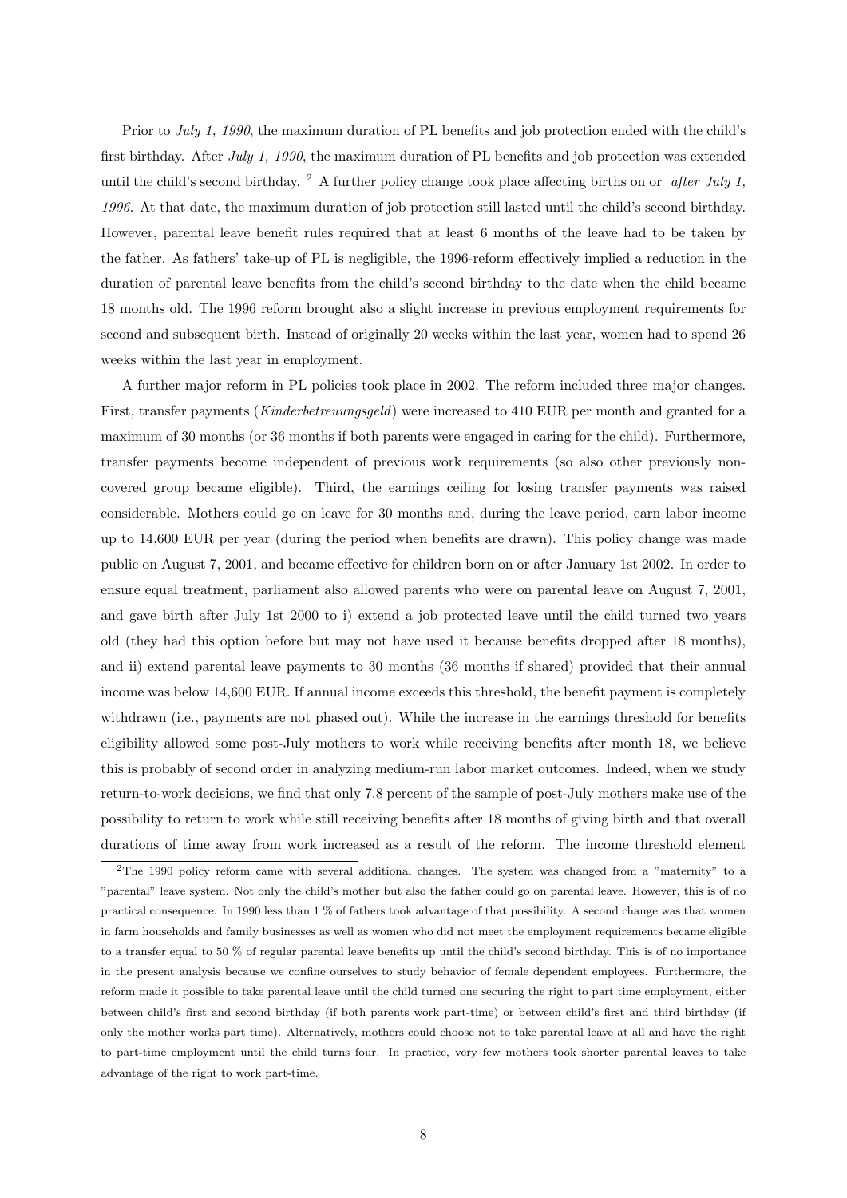Prior to *July 1, 1990*, the maximum duration of PL benefits and job protection ended with the child's first birthday. After *July 1, 1990*, the maximum duration of PL benefits and job protection was extended until the child's second birthday. [2] A further policy change took place affecting births on or *after July 1, 1996*. At that date, the maximum duration of job protection still lasted until the child's second birthday. However, parental leave benefit rules required that at least 6 months of the leave had to be taken by the father. As fathers' take-up of PL is negligible, the 1996-reform effectively implied a reduction in the duration of parental leave benefits from the child's second birthday to the date when the child became 18 months old. The 1996 reform brought also a slight increase in previous employment requirements for second and subsequent birth. Instead of originally 20 weeks within the last year, women had to spend 26 weeks within the last year in employment.

A further major reform in PL policies took place in 2002. The reform included three major changes. First, transfer payments (*Kinderbetreuungsgeld*) were increased to 410 EUR per month and granted for a maximum of 30 months (or 36 months if both parents were engaged in caring for the child). Furthermore, transfer payments become independent of previous work requirements (so also other previously non-covered group became eligible). Third, the earnings ceiling for losing transfer payments was raised considerable. Mothers could go on leave for 30 months and, during the leave period, earn labor income up to 14,600 EUR per year (during the period when benefits are drawn). This policy change was made public on August 7, 2001, and became effective for children born on or after January 1st 2002. In order to ensure equal treatment, parliament also allowed parents who were on parental leave on August 7, 2001, and gave birth after July 1st 2000 to i) extend a job protected leave until the child turned two years old (they had this option before but may not have used it because benefits dropped after 18 months), and ii) extend parental leave payments to 30 months (36 months if shared) provided that their annual income was below 14,600 EUR. If annual income exceeds this threshold, the benefit payment is completely withdrawn (i.e., payments are not phased out). While the increase in the earnings threshold for benefits eligibility allowed some post-July mothers to work while receiving benefits after month 18, we believe this is probably of second order in analyzing medium-run labor market outcomes. Indeed, when we study return-to-work decisions, we find that only 7.8 percent of the sample of post-July mothers make use of the possibility to return to work while still receiving benefits after 18 months of giving birth and that overall durations of time away from work increased as a result of the reform. The income threshold element

[2] The 1990 policy reform came with several additional changes. The system was changed from a "maternity" to a "parental" leave system. Not only the child's mother but also the father could go on parental leave. However, this is of no practical consequence. In 1990 less than 1 % of fathers took advantage of that possibility. A second change was that women in farm households and family businesses as well as women who did not meet the employment requirements became eligible to a transfer equal to 50 % of regular parental leave benefits up until the child's second birthday. This is of no importance in the present analysis because we confine ourselves to study behavior of female dependent employees. Furthermore, the reform made it possible to take parental leave until the child turned one securing the right to part time employment, either between child's first and second birthday (if both parents work part-time) or between child's first and third birthday (if only the mother works part time). Alternatively, mothers could choose not to take parental leave at all and have the right to part-time employment until the child turns four. In practice, very few mothers took shorter parental leaves to take advantage of the right to work part-time.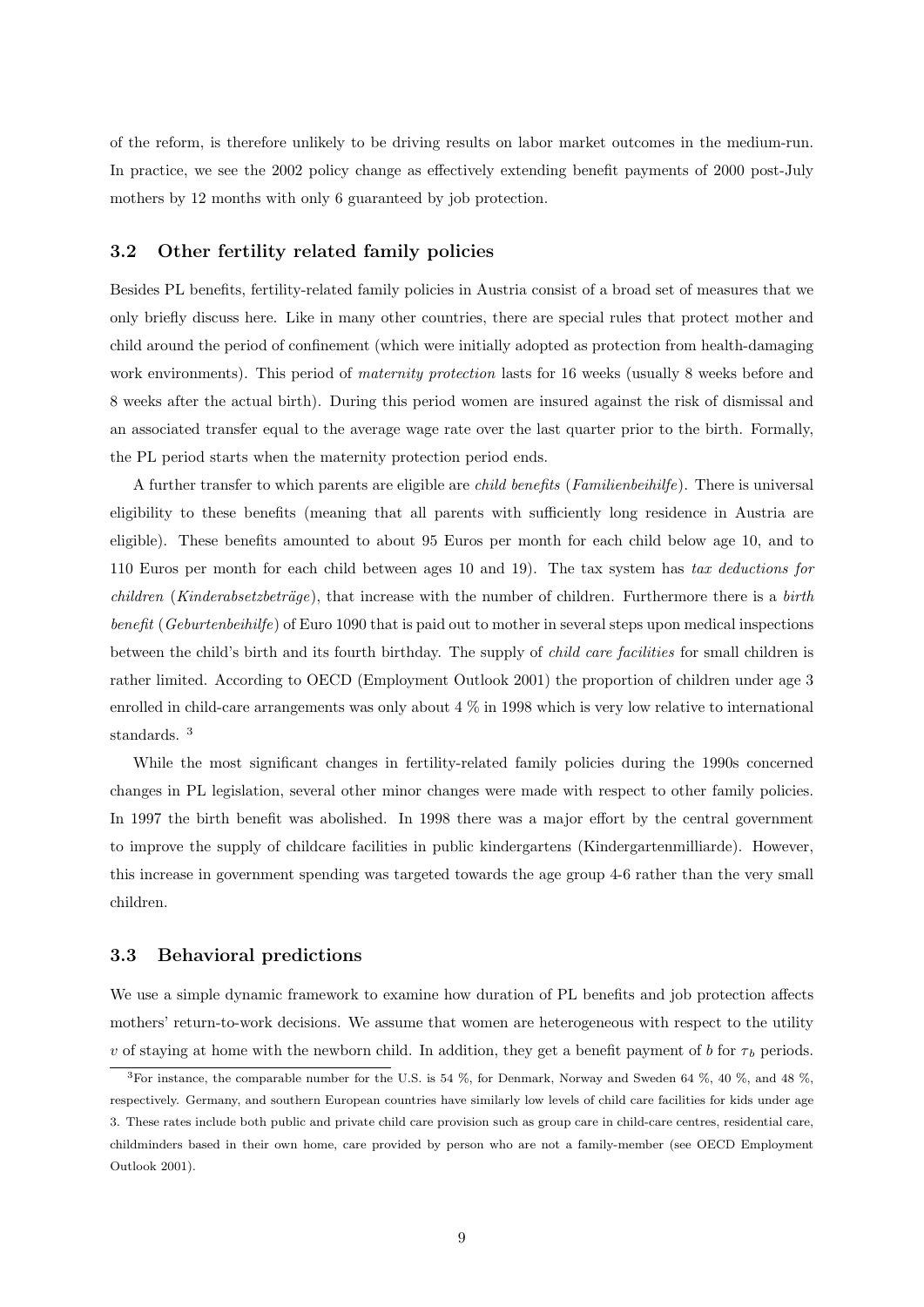of the reform, is therefore unlikely to be driving results on labor market outcomes in the medium-run. In practice, we see the 2002 policy change as effectively extending benefit payments of 2000 post-July mothers by 12 months with only 6 guaranteed by job protection.

### 3.2 Other fertility related family policies

Besides PL benefits, fertility-related family policies in Austria consist of a broad set of measures that we only briefly discuss here. Like in many other countries, there are special rules that protect mother and child around the period of confinement (which were initially adopted as protection from health-damaging work environments). This period of *maternity protection* lasts for 16 weeks (usually 8 weeks before and 8 weeks after the actual birth). During this period women are insured against the risk of dismissal and an associated transfer equal to the average wage rate over the last quarter prior to the birth. Formally, the PL period starts when the maternity protection period ends.

A further transfer to which parents are eligible are *child benefits* (*Familienbeihilfe*). There is universal eligibility to these benefits (meaning that all parents with sufficiently long residence in Austria are eligible). These benefits amounted to about 95 Euros per month for each child below age 10, and to 110 Euros per month for each child between ages 10 and 19). The tax system has *tax deductions for children* (*Kinderabsetzbeträge*), that increase with the number of children. Furthermore there is a *birth benefit* (*Geburtenbeihilfe*) of Euro 1090 that is paid out to mother in several steps upon medical inspections between the child's birth and its fourth birthday. The supply of *child care facilities* for small children is rather limited. According to OECD (Employment Outlook 2001) the proportion of children under age 3 enrolled in child-care arrangements was only about 4 % in 1998 which is very low relative to international standards. [3]

While the most significant changes in fertility-related family policies during the 1990s concerned changes in PL legislation, several other minor changes were made with respect to other family policies. In 1997 the birth benefit was abolished. In 1998 there was a major effort by the central government to improve the supply of childcare facilities in public kindergartens (Kindergartenmilliarde). However, this increase in government spending was targeted towards the age group 4-6 rather than the very small children.

### 3.3 Behavioral predictions

We use a simple dynamic framework to examine how duration of PL benefits and job protection affects mothers' return-to-work decisions. We assume that women are heterogeneous with respect to the utility $v$ of staying at home with the newborn child. In addition, they get a benefit payment of $b$ for $\tau_b$ periods.

[3] For instance, the comparable number for the U.S. is 54 %, for Denmark, Norway and Sweden 64 %, 40 %, and 48 %, respectively. Germany, and southern European countries have similarly low levels of child care facilities for kids under age 3. These rates include both public and private child care provision such as group care in child-care centres, residential care, childminders based in their own home, care provided by person who are not a family-member (see OECD Employment Outlook 2001).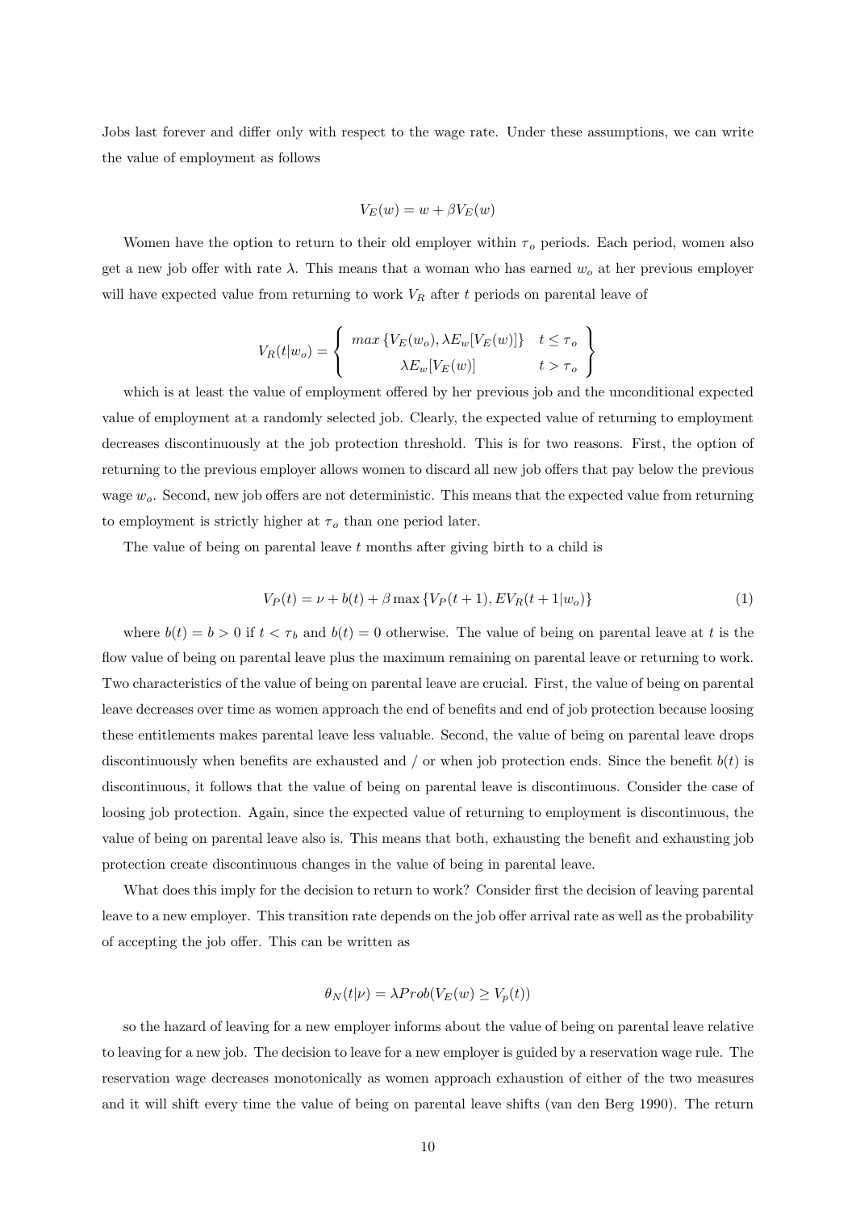Jobs last forever and differ only with respect to the wage rate. Under these assumptions, we can write the value of employment as follows

$$V_E(w) = w + \beta V_E(w)$$

Women have the option to return to their old employer within $\tau_o$ periods. Each period, women also get a new job offer with rate $\lambda$. This means that a woman who has earned $w_o$ at her previous employer will have expected value from returning to work $V_R$ after $t$ periods on parental leave of

$$V_R(t|w_o) = \left\{ \begin{array}{cc} max\left\{V_E(w_o), \lambda E_w[V_E(w)]\right\} & t \leq \tau_o \\ \lambda E_w[V_E(w)] & t > \tau_o \end{array} \right\}$$

which is at least the value of employment offered by her previous job and the unconditional expected value of employment at a randomly selected job. Clearly, the expected value of returning to employment decreases discontinuously at the job protection threshold. This is for two reasons. First, the option of returning to the previous employer allows women to discard all new job offers that pay below the previous wage $w_o$. Second, new job offers are not deterministic. This means that the expected value from returning to employment is strictly higher at $\tau_o$ than one period later.

The value of being on parental leave $t$ months after giving birth to a child is

$$V_P(t) = \nu + b(t) + \beta \max\left\{V_P(t+1), EV_R(t+1|w_o)\right\} \tag{1}$$

where $b(t) = b > 0$ if $t < \tau_b$ and $b(t) = 0$ otherwise. The value of being on parental leave at $t$ is the flow value of being on parental leave plus the maximum remaining on parental leave or returning to work. Two characteristics of the value of being on parental leave are crucial. First, the value of being on parental leave decreases over time as women approach the end of benefits and end of job protection because loosing these entitlements makes parental leave less valuable. Second, the value of being on parental leave drops discontinuously when benefits are exhausted and / or when job protection ends. Since the benefit $b(t)$ is discontinuous, it follows that the value of being on parental leave is discontinuous. Consider the case of loosing job protection. Again, since the expected value of returning to employment is discontinuous, the value of being on parental leave also is. This means that both, exhausting the benefit and exhausting job protection create discontinuous changes in the value of being in parental leave.

What does this imply for the decision to return to work? Consider first the decision of leaving parental leave to a new employer. This transition rate depends on the job offer arrival rate as well as the probability of accepting the job offer. This can be written as

$$\theta_N(t|\nu) = \lambda Prob(V_E(w) \geq V_p(t))$$

so the hazard of leaving for a new employer informs about the value of being on parental leave relative to leaving for a new job. The decision to leave for a new employer is guided by a reservation wage rule. The reservation wage decreases monotonically as women approach exhaustion of either of the two measures and it will shift every time the value of being on parental leave shifts (van den Berg 1990). The return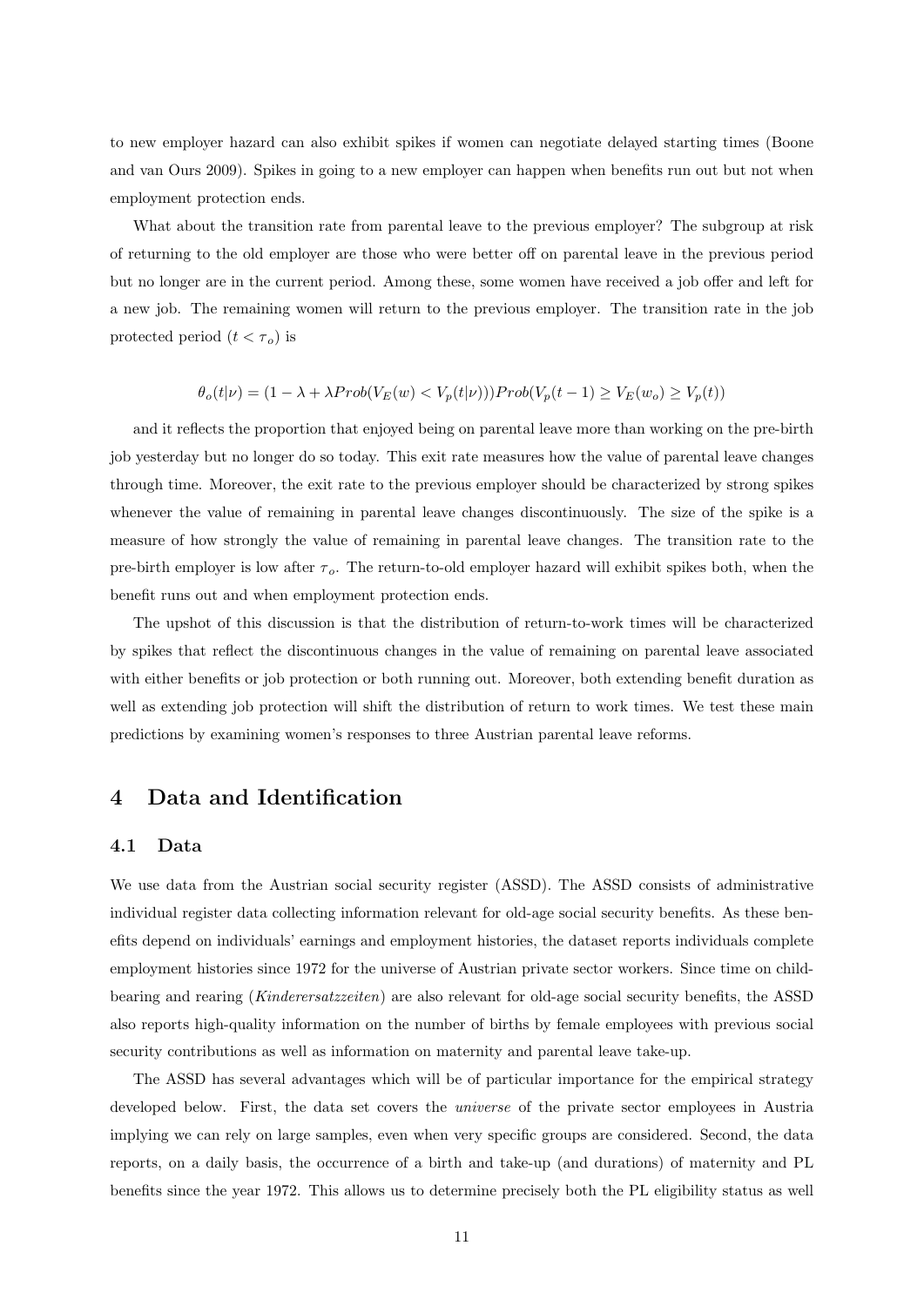to new employer hazard can also exhibit spikes if women can negotiate delayed starting times (Boone and van Ours 2009). Spikes in going to a new employer can happen when benefits run out but not when employment protection ends.

What about the transition rate from parental leave to the previous employer? The subgroup at risk of returning to the old employer are those who were better off on parental leave in the previous period but no longer are in the current period. Among these, some women have received a job offer and left for a new job. The remaining women will return to the previous employer. The transition rate in the job protected period ($t < \tau_o$) is

$$\theta_o(t|\nu) = (1 - \lambda + \lambda Prob(V_E(w) < V_p(t|\nu)))Prob(V_p(t-1) \geq V_E(w_o) \geq V_p(t))$$

and it reflects the proportion that enjoyed being on parental leave more than working on the pre-birth job yesterday but no longer do so today. This exit rate measures how the value of parental leave changes through time. Moreover, the exit rate to the previous employer should be characterized by strong spikes whenever the value of remaining in parental leave changes discontinuously. The size of the spike is a measure of how strongly the value of remaining in parental leave changes. The transition rate to the pre-birth employer is low after $\tau_o$. The return-to-old employer hazard will exhibit spikes both, when the benefit runs out and when employment protection ends.

The upshot of this discussion is that the distribution of return-to-work times will be characterized by spikes that reflect the discontinuous changes in the value of remaining on parental leave associated with either benefits or job protection or both running out. Moreover, both extending benefit duration as well as extending job protection will shift the distribution of return to work times. We test these main predictions by examining women's responses to three Austrian parental leave reforms.

# 4 Data and Identification

## 4.1 Data

We use data from the Austrian social security register (ASSD). The ASSD consists of administrative individual register data collecting information relevant for old-age social security benefits. As these benefits depend on individuals' earnings and employment histories, the dataset reports individuals complete employment histories since 1972 for the universe of Austrian private sector workers. Since time on childbearing and rearing (*Kinderersatzzeiten*) are also relevant for old-age social security benefits, the ASSD also reports high-quality information on the number of births by female employees with previous social security contributions as well as information on maternity and parental leave take-up.

The ASSD has several advantages which will be of particular importance for the empirical strategy developed below. First, the data set covers the *universe* of the private sector employees in Austria implying we can rely on large samples, even when very specific groups are considered. Second, the data reports, on a daily basis, the occurrence of a birth and take-up (and durations) of maternity and PL benefits since the year 1972. This allows us to determine precisely both the PL eligibility status as well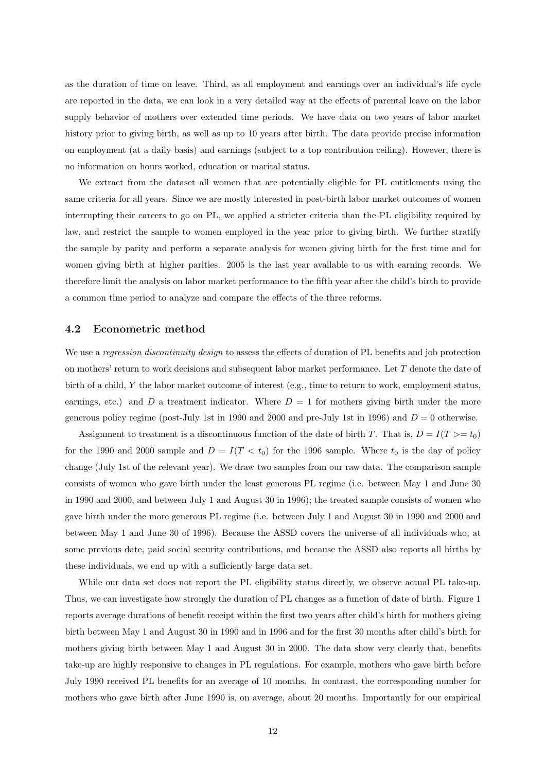as the duration of time on leave. Third, as all employment and earnings over an individual's life cycle are reported in the data, we can look in a very detailed way at the effects of parental leave on the labor supply behavior of mothers over extended time periods. We have data on two years of labor market history prior to giving birth, as well as up to 10 years after birth. The data provide precise information on employment (at a daily basis) and earnings (subject to a top contribution ceiling). However, there is no information on hours worked, education or marital status.

We extract from the dataset all women that are potentially eligible for PL entitlements using the same criteria for all years. Since we are mostly interested in post-birth labor market outcomes of women interrupting their careers to go on PL, we applied a stricter criteria than the PL eligibility required by law, and restrict the sample to women employed in the year prior to giving birth. We further stratify the sample by parity and perform a separate analysis for women giving birth for the first time and for women giving birth at higher parities. 2005 is the last year available to us with earning records. We therefore limit the analysis on labor market performance to the fifth year after the child's birth to provide a common time period to analyze and compare the effects of the three reforms.

## 4.2 Econometric method

We use a *regression discontinuity design* to assess the effects of duration of PL benefits and job protection on mothers' return to work decisions and subsequent labor market performance. Let $T$ denote the date of birth of a child, $Y$ the labor market outcome of interest (e.g., time to return to work, employment status, earnings, etc.) and $D$ a treatment indicator. Where $D = 1$ for mothers giving birth under the more generous policy regime (post-July 1st in 1990 and 2000 and pre-July 1st in 1996) and $D = 0$ otherwise.

Assignment to treatment is a discontinuous function of the date of birth $T$. That is, $D = I(T >= t_0)$ for the 1990 and 2000 sample and $D = I(T < t_0)$ for the 1996 sample. Where $t_0$ is the day of policy change (July 1st of the relevant year). We draw two samples from our raw data. The comparison sample consists of women who gave birth under the least generous PL regime (i.e. between May 1 and June 30 in 1990 and 2000, and between July 1 and August 30 in 1996); the treated sample consists of women who gave birth under the more generous PL regime (i.e. between July 1 and August 30 in 1990 and 2000 and between May 1 and June 30 of 1996). Because the ASSD covers the universe of all individuals who, at some previous date, paid social security contributions, and because the ASSD also reports all births by these individuals, we end up with a sufficiently large data set.

While our data set does not report the PL eligibility status directly, we observe actual PL take-up. Thus, we can investigate how strongly the duration of PL changes as a function of date of birth. Figure 1 reports average durations of benefit receipt within the first two years after child's birth for mothers giving birth between May 1 and August 30 in 1990 and in 1996 and for the first 30 months after child's birth for mothers giving birth between May 1 and August 30 in 2000. The data show very clearly that, benefits take-up are highly responsive to changes in PL regulations. For example, mothers who gave birth before July 1990 received PL benefits for an average of 10 months. In contrast, the corresponding number for mothers who gave birth after June 1990 is, on average, about 20 months. Importantly for our empirical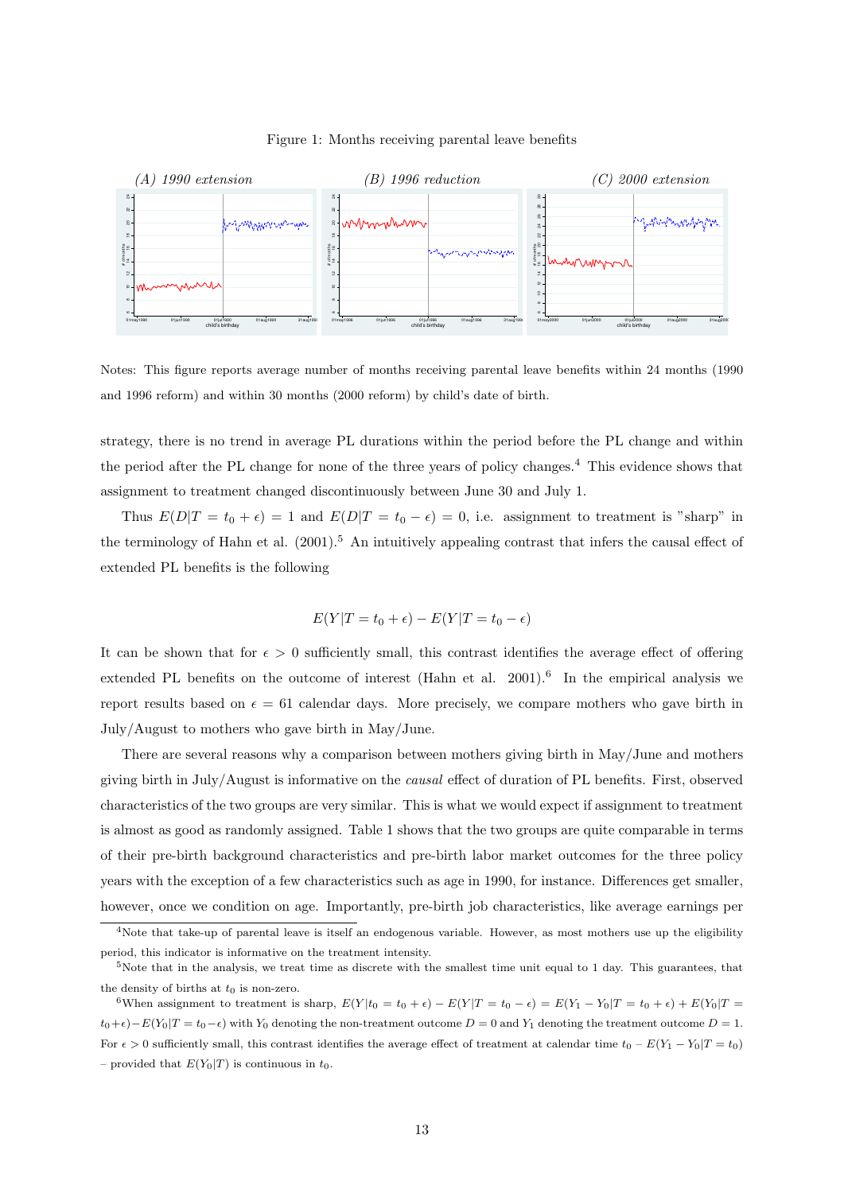Figure 1: Months receiving parental leave benefits

*(A) 1990 extension* *(B) 1996 reduction* *(C) 2000 extension*

Notes: This figure reports average number of months receiving parental leave benefits within 24 months (1990 and 1996 reform) and within 30 months (2000 reform) by child's date of birth.

strategy, there is no trend in average PL durations within the period before the PL change and within the period after the PL change for none of the three years of policy changes.[4] This evidence shows that assignment to treatment changed discontinuously between June 30 and July 1.

Thus $E(D|T = t_0 + \epsilon) = 1$ and $E(D|T = t_0 - \epsilon) = 0$, i.e. assignment to treatment is "sharp" in the terminology of Hahn et al. (2001).[5] An intuitively appealing contrast that infers the causal effect of extended PL benefits is the following

$$E(Y|T = t_0 + \epsilon) - E(Y|T = t_0 - \epsilon)$$

It can be shown that for $\epsilon > 0$ sufficiently small, this contrast identifies the average effect of offering extended PL benefits on the outcome of interest (Hahn et al. 2001).[6] In the empirical analysis we report results based on $\epsilon = 61$ calendar days. More precisely, we compare mothers who gave birth in July/August to mothers who gave birth in May/June.

There are several reasons why a comparison between mothers giving birth in May/June and mothers giving birth in July/August is informative on the *causal* effect of duration of PL benefits. First, observed characteristics of the two groups are very similar. This is what we would expect if assignment to treatment is almost as good as randomly assigned. Table 1 shows that the two groups are quite comparable in terms of their pre-birth background characteristics and pre-birth labor market outcomes for the three policy years with the exception of a few characteristics such as age in 1990, for instance. Differences get smaller, however, once we condition on age. Importantly, pre-birth job characteristics, like average earnings per

[4] Note that take-up of parental leave is itself an endogenous variable. However, as most mothers use up the eligibility period, this indicator is informative on the treatment intensity.

[5] Note that in the analysis, we treat time as discrete with the smallest time unit equal to 1 day. This guarantees, that the density of births at $t_0$ is non-zero.

[6] When assignment to treatment is sharp, $E(Y|t_0 = t_0 + \epsilon) - E(Y|T = t_0 - \epsilon) = E(Y_1 - Y_0|T = t_0 + \epsilon) + E(Y_0|T = t_0 + \epsilon) - E(Y_0|T = t_0 - \epsilon)$ with $Y_0$ denoting the non-treatment outcome $D = 0$ and $Y_1$ denoting the treatment outcome $D = 1$. For $\epsilon > 0$ sufficiently small, this contrast identifies the average effect of treatment at calendar time $t_0$ – $E(Y_1 - Y_0|T = t_0)$ – provided that $E(Y_0|T)$ is continuous in $t_0$.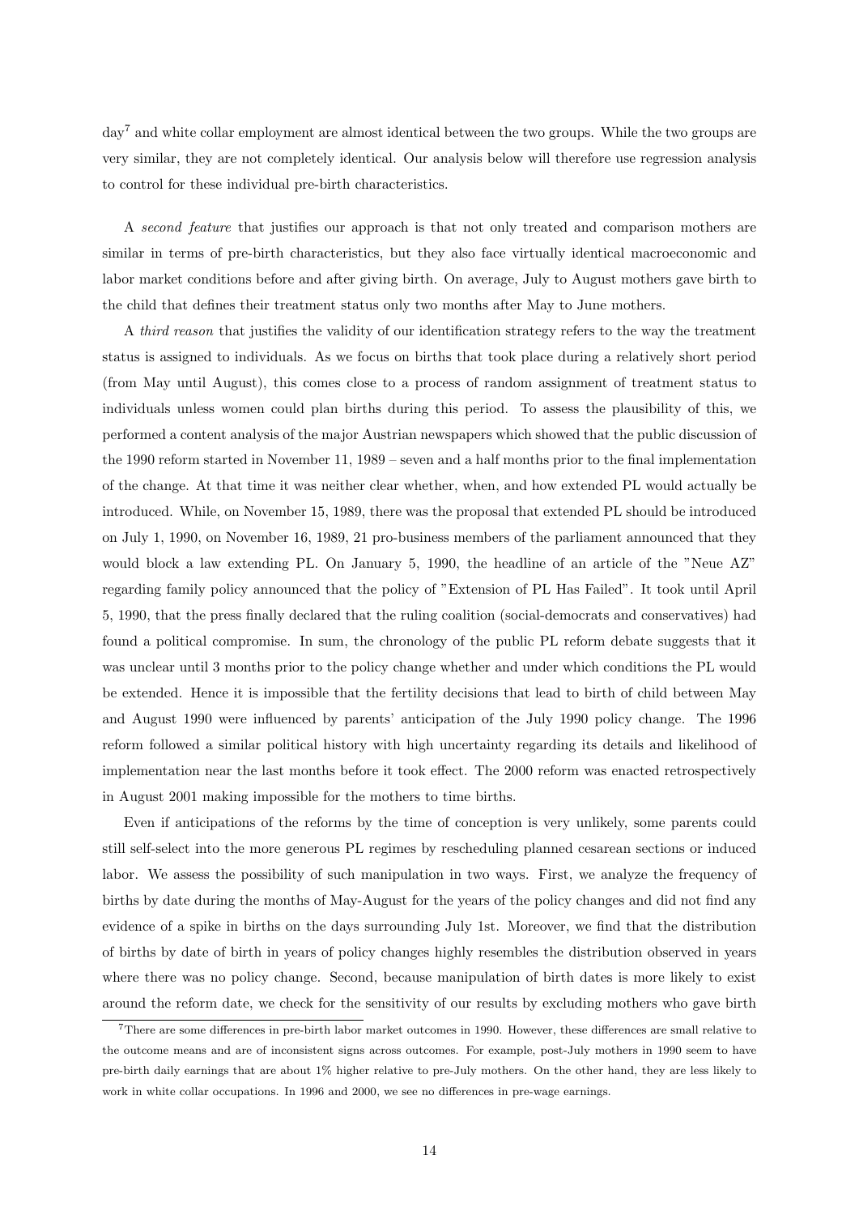day[7] and white collar employment are almost identical between the two groups. While the two groups are very similar, they are not completely identical. Our analysis below will therefore use regression analysis to control for these individual pre-birth characteristics.

A *second feature* that justifies our approach is that not only treated and comparison mothers are similar in terms of pre-birth characteristics, but they also face virtually identical macroeconomic and labor market conditions before and after giving birth. On average, July to August mothers gave birth to the child that defines their treatment status only two months after May to June mothers.

A *third reason* that justifies the validity of our identification strategy refers to the way the treatment status is assigned to individuals. As we focus on births that took place during a relatively short period (from May until August), this comes close to a process of random assignment of treatment status to individuals unless women could plan births during this period. To assess the plausibility of this, we performed a content analysis of the major Austrian newspapers which showed that the public discussion of the 1990 reform started in November 11, 1989 – seven and a half months prior to the final implementation of the change. At that time it was neither clear whether, when, and how extended PL would actually be introduced. While, on November 15, 1989, there was the proposal that extended PL should be introduced on July 1, 1990, on November 16, 1989, 21 pro-business members of the parliament announced that they would block a law extending PL. On January 5, 1990, the headline of an article of the "Neue AZ" regarding family policy announced that the policy of "Extension of PL Has Failed". It took until April 5, 1990, that the press finally declared that the ruling coalition (social-democrats and conservatives) had found a political compromise. In sum, the chronology of the public PL reform debate suggests that it was unclear until 3 months prior to the policy change whether and under which conditions the PL would be extended. Hence it is impossible that the fertility decisions that lead to birth of child between May and August 1990 were influenced by parents' anticipation of the July 1990 policy change. The 1996 reform followed a similar political history with high uncertainty regarding its details and likelihood of implementation near the last months before it took effect. The 2000 reform was enacted retrospectively in August 2001 making impossible for the mothers to time births.

Even if anticipations of the reforms by the time of conception is very unlikely, some parents could still self-select into the more generous PL regimes by rescheduling planned cesarean sections or induced labor. We assess the possibility of such manipulation in two ways. First, we analyze the frequency of births by date during the months of May-August for the years of the policy changes and did not find any evidence of a spike in births on the days surrounding July 1st. Moreover, we find that the distribution of births by date of birth in years of policy changes highly resembles the distribution observed in years where there was no policy change. Second, because manipulation of birth dates is more likely to exist around the reform date, we check for the sensitivity of our results by excluding mothers who gave birth

[7] There are some differences in pre-birth labor market outcomes in 1990. However, these differences are small relative to the outcome means and are of inconsistent signs across outcomes. For example, post-July mothers in 1990 seem to have pre-birth daily earnings that are about 1% higher relative to pre-July mothers. On the other hand, they are less likely to work in white collar occupations. In 1996 and 2000, we see no differences in pre-wage earnings.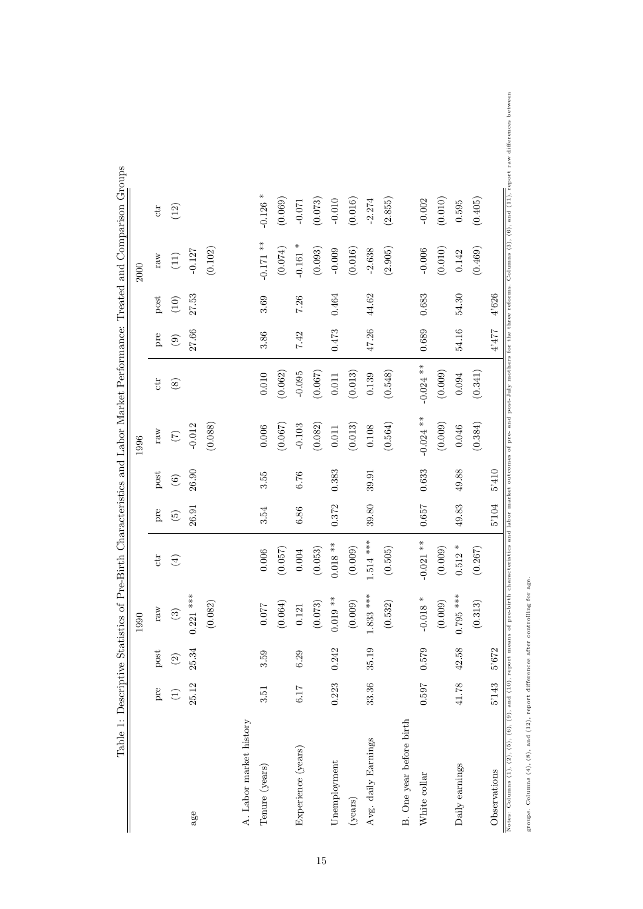Table 1: Descriptive Statistics of Pre-Birth Characteristics and Labor Market Performance: Treated and Comparison Groups

| | 1990 | | | | 1996 | | | | 2000 | | | |
|---|---|---|---|---|---|---|---|---|---|---|---|---|
| | pre | post | raw | ctr | pre | post | raw | ctr | pre | post | raw | ctr |
| | (1) | (2) | (3) | (4) | (5) | (6) | (7) | (8) | (9) | (10) | (11) | (12) |
| age | 25.12 | 25.34 | 0.221 *** | | 26.91 | 26.90 | -0.012 | | 27.66 | 27.53 | -0.127 | |
| | | | (0.082) | | | | (0.088) | | | | (0.102) | |
| A. Labor market history | | | | | | | | | | | | |
| Tenure (years) | 3.51 | 3.59 | 0.077 | 0.006 | 3.54 | 3.55 | 0.006 | 0.010 | 3.86 | 3.69 | -0.171 ** | -0.126 * |
| | | | (0.064) | (0.057) | | | (0.067) | (0.062) | | | (0.074) | (0.069) |
| Experience (years) | 6.17 | 6.29 | 0.121 | 0.004 | 6.86 | 6.76 | -0.103 | -0.095 | 7.42 | 7.26 | -0.161 * | -0.071 |
| | | | (0.073) | (0.053) | | | (0.082) | (0.067) | | | (0.093) | (0.073) |
| Unemployment | 0.223 | 0.242 | 0.019 ** | 0.018 ** | 0.372 | 0.383 | 0.011 | 0.011 | 0.473 | 0.464 | -0.009 | -0.010 |
| (years) | | | (0.009) | (0.009) | | | (0.013) | (0.013) | | | (0.016) | (0.016) |
| Avg. daily Earnings | 33.36 | 35.19 | 1.833 *** | 1.514 *** | 39.80 | 39.91 | 0.108 | 0.139 | 47.26 | 44.62 | -2.638 | -2.274 |
| | | | (0.532) | (0.505) | | | (0.564) | (0.548) | | | (2.905) | (2.855) |
| B. One year before birth | | | | | | | | | | | | |
| White collar | 0.597 | 0.579 | -0.018 * | -0.021 ** | 0.657 | 0.633 | -0.024 ** | -0.024 ** | 0.689 | 0.683 | -0.006 | -0.002 |
| | | | (0.009) | (0.009) | | | (0.009) | (0.009) | | | (0.010) | (0.010) |
| Daily earnings | 41.78 | 42.58 | 0.795 *** | 0.512 * | 49.83 | 49.88 | 0.046 | 0.094 | 54.16 | 54.30 | 0.142 | 0.595 |
| | | | (0.313) | (0.267) | | | (0.384) | (0.341) | | | (0.469) | (0.405) |
| Observations | 5'143 | 5'672 | | | 5'104 | 5'410 | | | 4'477 | 4'626 | | |

Notes: Columns (1), (2), (5), (6), (9), and (10), report means of pre-birth characteristics and labor market outcomes of pre- and post-July mothers for the three reforms. Columns (3), (6), and (11), report raw differences between groups. Columns (4), (8), and (12), report differences after controlling for age.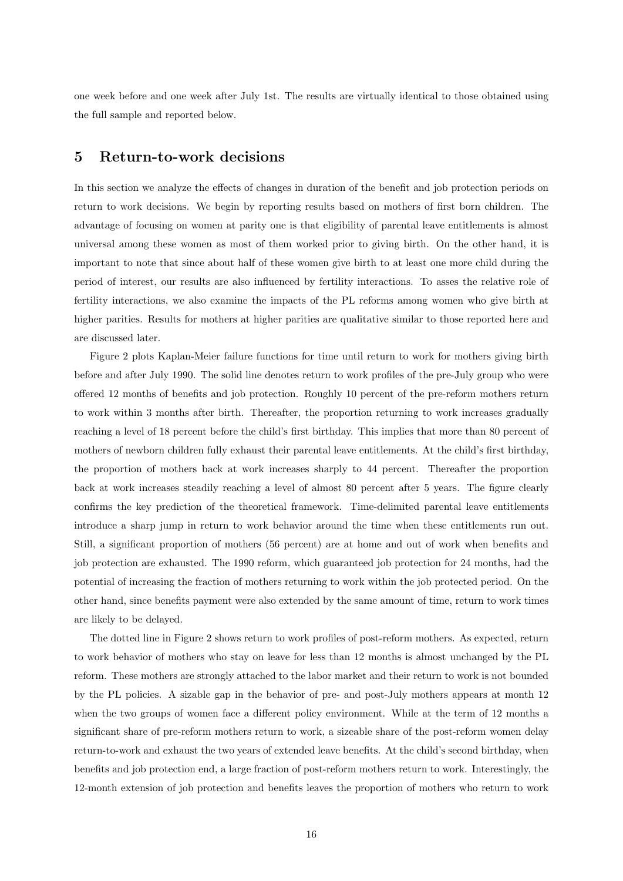one week before and one week after July 1st. The results are virtually identical to those obtained using the full sample and reported below.

## 5 Return-to-work decisions

In this section we analyze the effects of changes in duration of the benefit and job protection periods on return to work decisions. We begin by reporting results based on mothers of first born children. The advantage of focusing on women at parity one is that eligibility of parental leave entitlements is almost universal among these women as most of them worked prior to giving birth. On the other hand, it is important to note that since about half of these women give birth to at least one more child during the period of interest, our results are also influenced by fertility interactions. To asses the relative role of fertility interactions, we also examine the impacts of the PL reforms among women who give birth at higher parities. Results for mothers at higher parities are qualitative similar to those reported here and are discussed later.

Figure 2 plots Kaplan-Meier failure functions for time until return to work for mothers giving birth before and after July 1990. The solid line denotes return to work profiles of the pre-July group who were offered 12 months of benefits and job protection. Roughly 10 percent of the pre-reform mothers return to work within 3 months after birth. Thereafter, the proportion returning to work increases gradually reaching a level of 18 percent before the child's first birthday. This implies that more than 80 percent of mothers of newborn children fully exhaust their parental leave entitlements. At the child's first birthday, the proportion of mothers back at work increases sharply to 44 percent. Thereafter the proportion back at work increases steadily reaching a level of almost 80 percent after 5 years. The figure clearly confirms the key prediction of the theoretical framework. Time-delimited parental leave entitlements introduce a sharp jump in return to work behavior around the time when these entitlements run out. Still, a significant proportion of mothers (56 percent) are at home and out of work when benefits and job protection are exhausted. The 1990 reform, which guaranteed job protection for 24 months, had the potential of increasing the fraction of mothers returning to work within the job protected period. On the other hand, since benefits payment were also extended by the same amount of time, return to work times are likely to be delayed.

The dotted line in Figure 2 shows return to work profiles of post-reform mothers. As expected, return to work behavior of mothers who stay on leave for less than 12 months is almost unchanged by the PL reform. These mothers are strongly attached to the labor market and their return to work is not bounded by the PL policies. A sizable gap in the behavior of pre- and post-July mothers appears at month 12 when the two groups of women face a different policy environment. While at the term of 12 months a significant share of pre-reform mothers return to work, a sizeable share of the post-reform women delay return-to-work and exhaust the two years of extended leave benefits. At the child's second birthday, when benefits and job protection end, a large fraction of post-reform mothers return to work. Interestingly, the 12-month extension of job protection and benefits leaves the proportion of mothers who return to work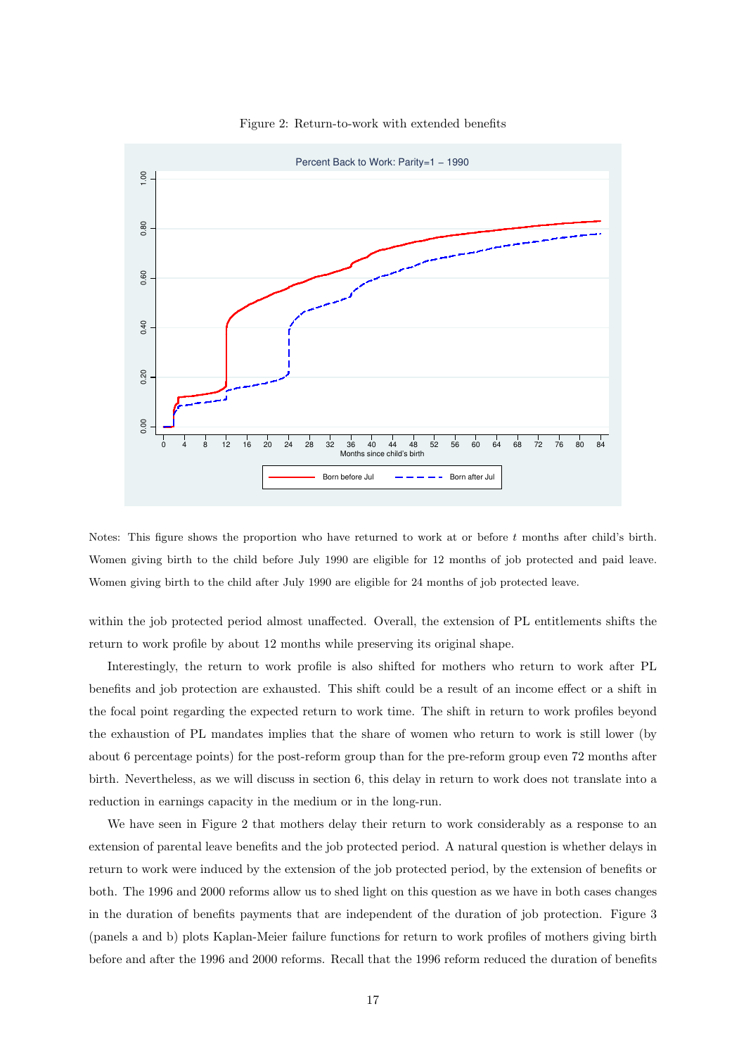Figure 2: Return-to-work with extended benefits

Notes: This figure shows the proportion who have returned to work at or before $t$ months after child's birth. Women giving birth to the child before July 1990 are eligible for 12 months of job protected and paid leave. Women giving birth to the child after July 1990 are eligible for 24 months of job protected leave.

within the job protected period almost unaffected. Overall, the extension of PL entitlements shifts the return to work profile by about 12 months while preserving its original shape.

Interestingly, the return to work profile is also shifted for mothers who return to work after PL benefits and job protection are exhausted. This shift could be a result of an income effect or a shift in the focal point regarding the expected return to work time. The shift in return to work profiles beyond the exhaustion of PL mandates implies that the share of women who return to work is still lower (by about 6 percentage points) for the post-reform group than for the pre-reform group even 72 months after birth. Nevertheless, as we will discuss in section 6, this delay in return to work does not translate into a reduction in earnings capacity in the medium or in the long-run.

We have seen in Figure 2 that mothers delay their return to work considerably as a response to an extension of parental leave benefits and the job protected period. A natural question is whether delays in return to work were induced by the extension of the job protected period, by the extension of benefits or both. The 1996 and 2000 reforms allow us to shed light on this question as we have in both cases changes in the duration of benefits payments that are independent of the duration of job protection. Figure 3 (panels a and b) plots Kaplan-Meier failure functions for return to work profiles of mothers giving birth before and after the 1996 and 2000 reforms. Recall that the 1996 reform reduced the duration of benefits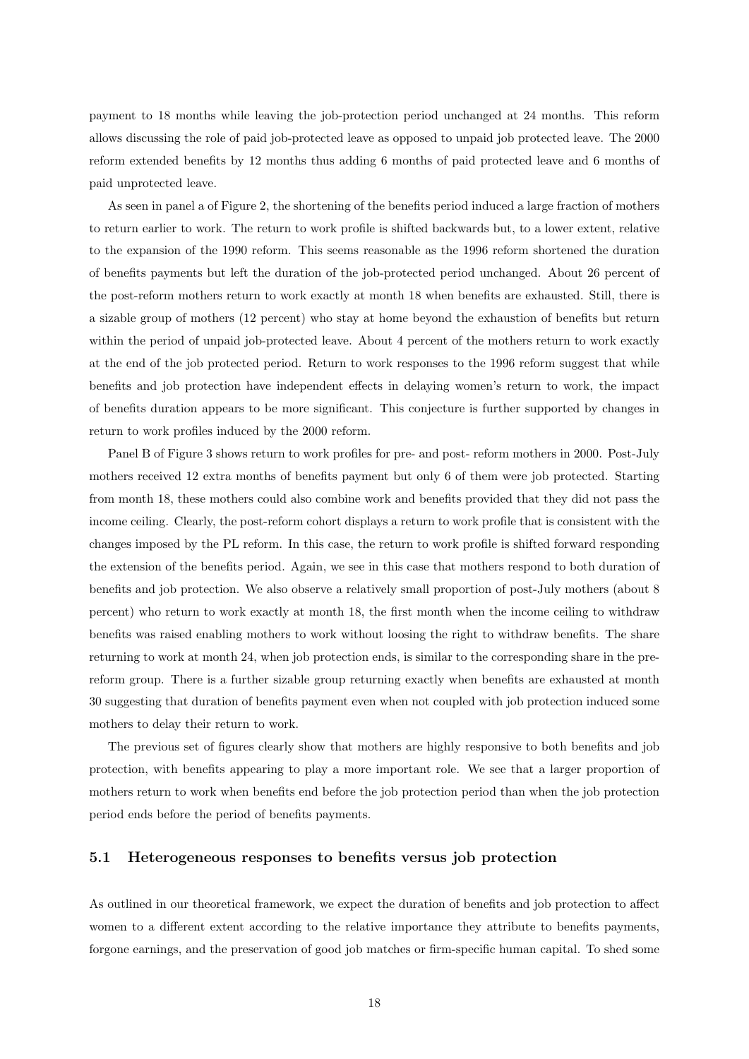payment to 18 months while leaving the job-protection period unchanged at 24 months. This reform allows discussing the role of paid job-protected leave as opposed to unpaid job protected leave. The 2000 reform extended benefits by 12 months thus adding 6 months of paid protected leave and 6 months of paid unprotected leave.

As seen in panel a of Figure 2, the shortening of the benefits period induced a large fraction of mothers to return earlier to work. The return to work profile is shifted backwards but, to a lower extent, relative to the expansion of the 1990 reform. This seems reasonable as the 1996 reform shortened the duration of benefits payments but left the duration of the job-protected period unchanged. About 26 percent of the post-reform mothers return to work exactly at month 18 when benefits are exhausted. Still, there is a sizable group of mothers (12 percent) who stay at home beyond the exhaustion of benefits but return within the period of unpaid job-protected leave. About 4 percent of the mothers return to work exactly at the end of the job protected period. Return to work responses to the 1996 reform suggest that while benefits and job protection have independent effects in delaying women's return to work, the impact of benefits duration appears to be more significant. This conjecture is further supported by changes in return to work profiles induced by the 2000 reform.

Panel B of Figure 3 shows return to work profiles for pre- and post- reform mothers in 2000. Post-July mothers received 12 extra months of benefits payment but only 6 of them were job protected. Starting from month 18, these mothers could also combine work and benefits provided that they did not pass the income ceiling. Clearly, the post-reform cohort displays a return to work profile that is consistent with the changes imposed by the PL reform. In this case, the return to work profile is shifted forward responding the extension of the benefits period. Again, we see in this case that mothers respond to both duration of benefits and job protection. We also observe a relatively small proportion of post-July mothers (about 8 percent) who return to work exactly at month 18, the first month when the income ceiling to withdraw benefits was raised enabling mothers to work without loosing the right to withdraw benefits. The share returning to work at month 24, when job protection ends, is similar to the corresponding share in the pre-reform group. There is a further sizable group returning exactly when benefits are exhausted at month 30 suggesting that duration of benefits payment even when not coupled with job protection induced some mothers to delay their return to work.

The previous set of figures clearly show that mothers are highly responsive to both benefits and job protection, with benefits appearing to play a more important role. We see that a larger proportion of mothers return to work when benefits end before the job protection period than when the job protection period ends before the period of benefits payments.

## 5.1 Heterogeneous responses to benefits versus job protection

As outlined in our theoretical framework, we expect the duration of benefits and job protection to affect women to a different extent according to the relative importance they attribute to benefits payments, forgone earnings, and the preservation of good job matches or firm-specific human capital. To shed some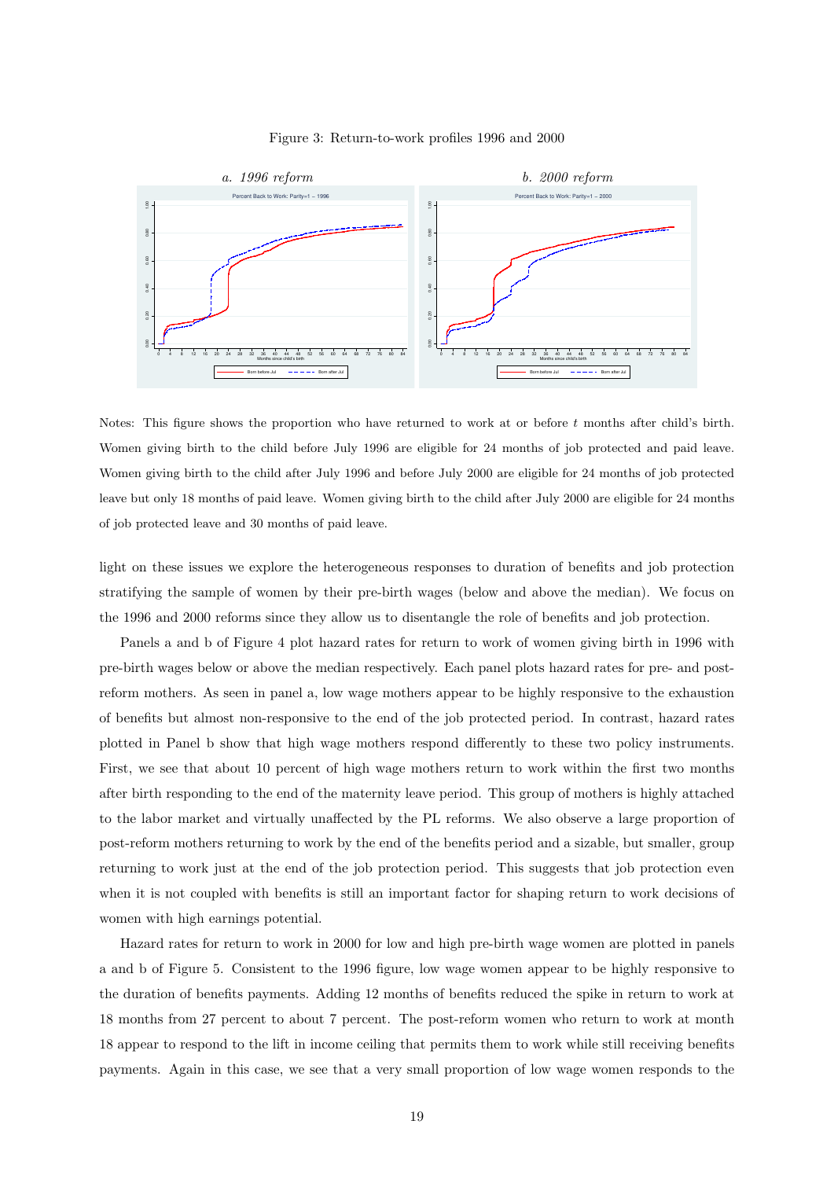Figure 3: Return-to-work profiles 1996 and 2000

*a. 1996 reform* *b. 2000 reform*

Notes: This figure shows the proportion who have returned to work at or before $t$ months after child's birth. Women giving birth to the child before July 1996 are eligible for 24 months of job protected and paid leave. Women giving birth to the child after July 1996 and before July 2000 are eligible for 24 months of job protected leave but only 18 months of paid leave. Women giving birth to the child after July 2000 are eligible for 24 months of job protected leave and 30 months of paid leave.

light on these issues we explore the heterogeneous responses to duration of benefits and job protection stratifying the sample of women by their pre-birth wages (below and above the median). We focus on the 1996 and 2000 reforms since they allow us to disentangle the role of benefits and job protection.

Panels a and b of Figure 4 plot hazard rates for return to work of women giving birth in 1996 with pre-birth wages below or above the median respectively. Each panel plots hazard rates for pre- and post-reform mothers. As seen in panel a, low wage mothers appear to be highly responsive to the exhaustion of benefits but almost non-responsive to the end of the job protected period. In contrast, hazard rates plotted in Panel b show that high wage mothers respond differently to these two policy instruments. First, we see that about 10 percent of high wage mothers return to work within the first two months after birth responding to the end of the maternity leave period. This group of mothers is highly attached to the labor market and virtually unaffected by the PL reforms. We also observe a large proportion of post-reform mothers returning to work by the end of the benefits period and a sizable, but smaller, group returning to work just at the end of the job protection period. This suggests that job protection even when it is not coupled with benefits is still an important factor for shaping return to work decisions of women with high earnings potential.

Hazard rates for return to work in 2000 for low and high pre-birth wage women are plotted in panels a and b of Figure 5. Consistent to the 1996 figure, low wage women appear to be highly responsive to the duration of benefits payments. Adding 12 months of benefits reduced the spike in return to work at 18 months from 27 percent to about 7 percent. The post-reform women who return to work at month 18 appear to respond to the lift in income ceiling that permits them to work while still receiving benefits payments. Again in this case, we see that a very small proportion of low wage women responds to the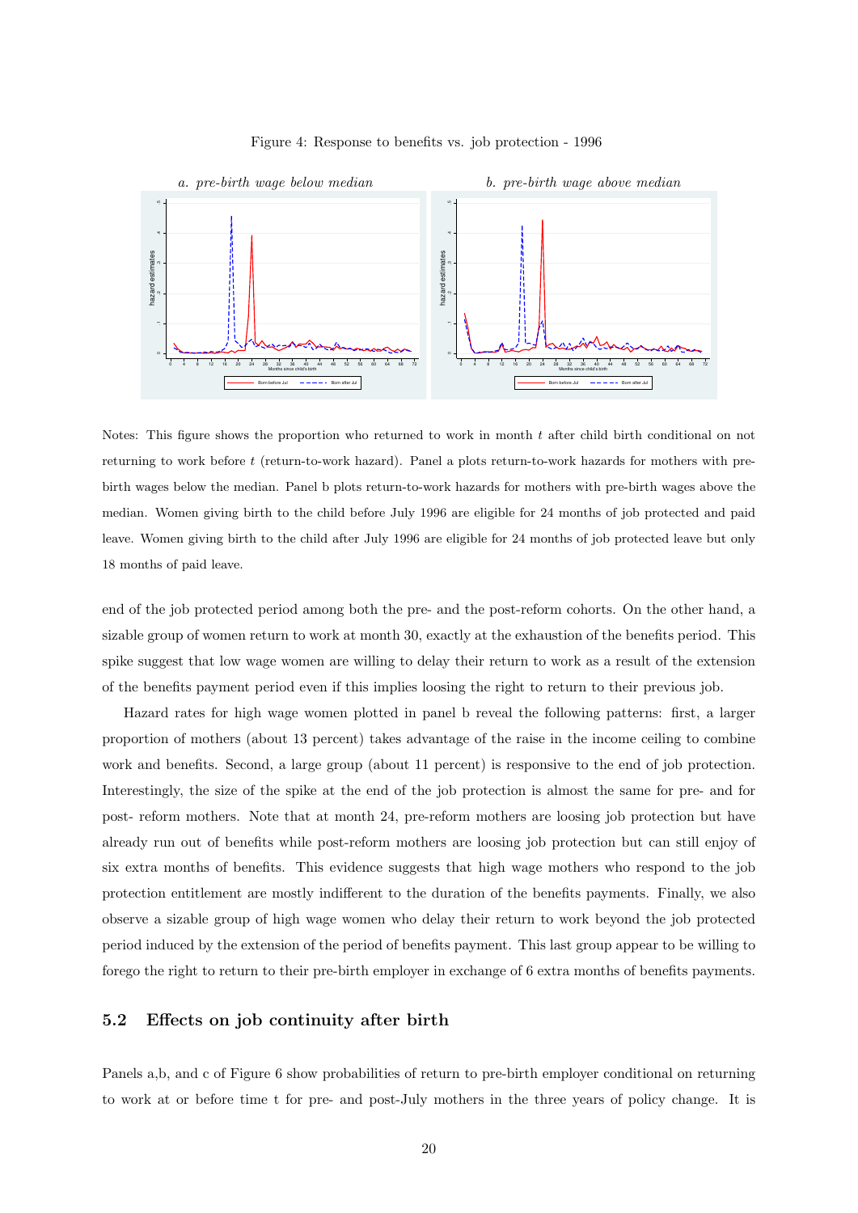Figure 4: Response to benefits vs. job protection - 1996

*a. pre-birth wage below median* *b. pre-birth wage above median*

Notes: This figure shows the proportion who returned to work in month $t$ after child birth conditional on not returning to work before $t$ (return-to-work hazard). Panel a plots return-to-work hazards for mothers with pre-birth wages below the median. Panel b plots return-to-work hazards for mothers with pre-birth wages above the median. Women giving birth to the child before July 1996 are eligible for 24 months of job protected and paid leave. Women giving birth to the child after July 1996 are eligible for 24 months of job protected leave but only 18 months of paid leave.

end of the job protected period among both the pre- and the post-reform cohorts. On the other hand, a sizable group of women return to work at month 30, exactly at the exhaustion of the benefits period. This spike suggest that low wage women are willing to delay their return to work as a result of the extension of the benefits payment period even if this implies loosing the right to return to their previous job.

Hazard rates for high wage women plotted in panel b reveal the following patterns: first, a larger proportion of mothers (about 13 percent) takes advantage of the raise in the income ceiling to combine work and benefits. Second, a large group (about 11 percent) is responsive to the end of job protection. Interestingly, the size of the spike at the end of the job protection is almost the same for pre- and for post- reform mothers. Note that at month 24, pre-reform mothers are loosing job protection but have already run out of benefits while post-reform mothers are loosing job protection but can still enjoy of six extra months of benefits. This evidence suggests that high wage mothers who respond to the job protection entitlement are mostly indifferent to the duration of the benefits payments. Finally, we also observe a sizable group of high wage women who delay their return to work beyond the job protected period induced by the extension of the period of benefits payment. This last group appear to be willing to forego the right to return to their pre-birth employer in exchange of 6 extra months of benefits payments.

## 5.2 Effects on job continuity after birth

Panels a,b, and c of Figure 6 show probabilities of return to pre-birth employer conditional on returning to work at or before time t for pre- and post-July mothers in the three years of policy change. It is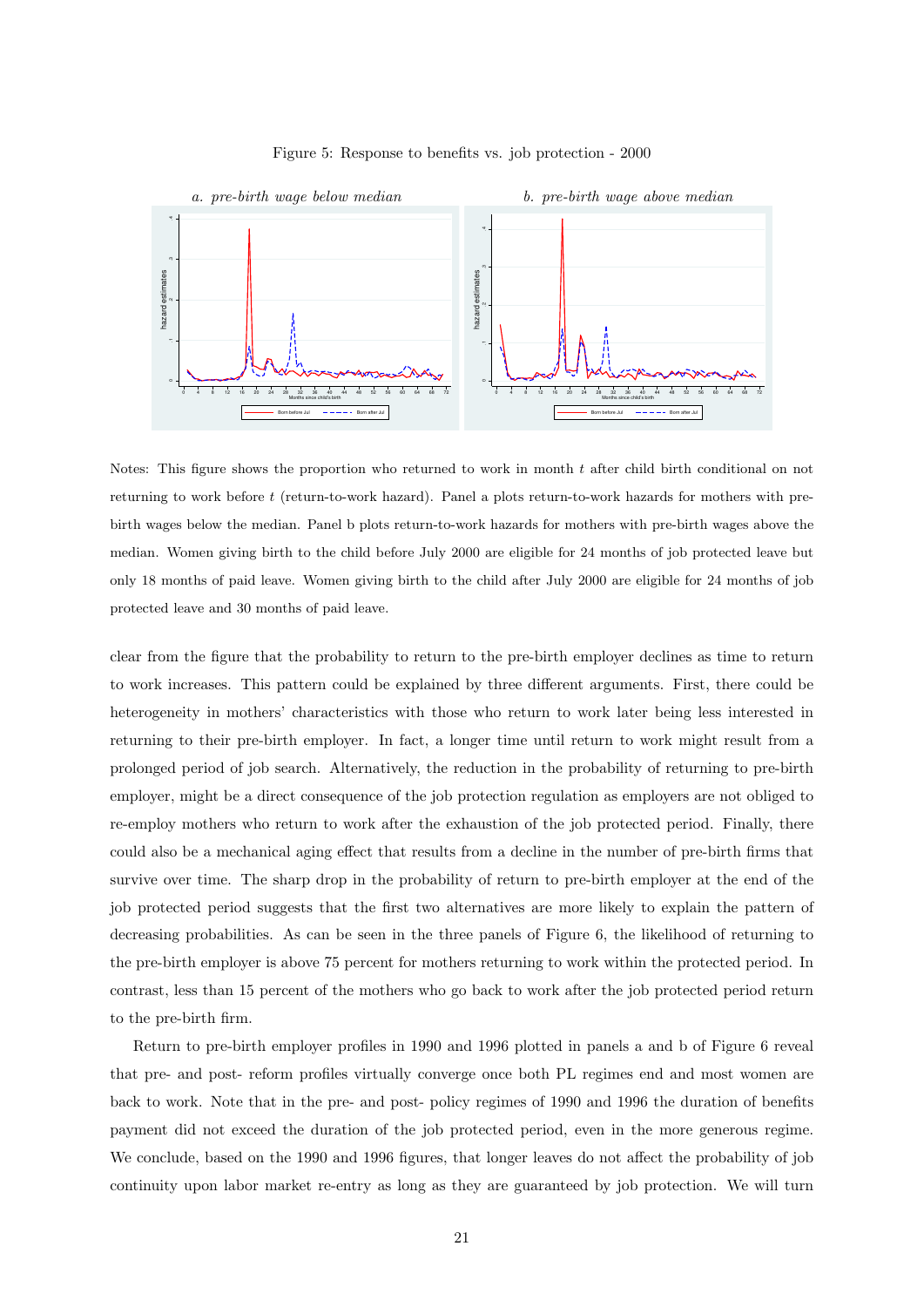Figure 5: Response to benefits vs. job protection - 2000

*a. pre-birth wage below median*

*b. pre-birth wage above median*

Notes: This figure shows the proportion who returned to work in month $t$ after child birth conditional on not returning to work before $t$ (return-to-work hazard). Panel a plots return-to-work hazards for mothers with pre-birth wages below the median. Panel b plots return-to-work hazards for mothers with pre-birth wages above the median. Women giving birth to the child before July 2000 are eligible for 24 months of job protected leave but only 18 months of paid leave. Women giving birth to the child after July 2000 are eligible for 24 months of job protected leave and 30 months of paid leave.

clear from the figure that the probability to return to the pre-birth employer declines as time to return to work increases. This pattern could be explained by three different arguments. First, there could be heterogeneity in mothers' characteristics with those who return to work later being less interested in returning to their pre-birth employer. In fact, a longer time until return to work might result from a prolonged period of job search. Alternatively, the reduction in the probability of returning to pre-birth employer, might be a direct consequence of the job protection regulation as employers are not obliged to re-employ mothers who return to work after the exhaustion of the job protected period. Finally, there could also be a mechanical aging effect that results from a decline in the number of pre-birth firms that survive over time. The sharp drop in the probability of return to pre-birth employer at the end of the job protected period suggests that the first two alternatives are more likely to explain the pattern of decreasing probabilities. As can be seen in the three panels of Figure 6, the likelihood of returning to the pre-birth employer is above 75 percent for mothers returning to work within the protected period. In contrast, less than 15 percent of the mothers who go back to work after the job protected period return to the pre-birth firm.

Return to pre-birth employer profiles in 1990 and 1996 plotted in panels a and b of Figure 6 reveal that pre- and post- reform profiles virtually converge once both PL regimes end and most women are back to work. Note that in the pre- and post- policy regimes of 1990 and 1996 the duration of benefits payment did not exceed the duration of the job protected period, even in the more generous regime. We conclude, based on the 1990 and 1996 figures, that longer leaves do not affect the probability of job continuity upon labor market re-entry as long as they are guaranteed by job protection. We will turn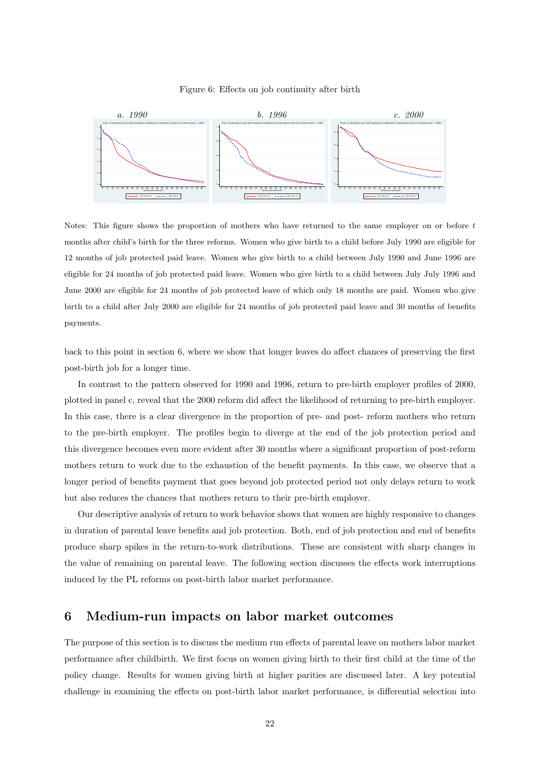Figure 6: Effects on job continuity after birth

*a. 1990* *b. 1996* *c. 2000*

Notes: This figure shows the proportion of mothers who have returned to the same employer on or before $t$ months after child's birth for the three reforms. Women who give birth to a child before July 1990 are eligible for 12 months of job protected paid leave. Women who give birth to a child between July 1990 and June 1996 are eligible for 24 months of job protected paid leave. Women who give birth to a child between July July 1996 and June 2000 are eligible for 24 months of job protected leave of which only 18 months are paid. Women who give birth to a child after July 2000 are eligible for 24 months of job protected paid leave and 30 months of benefits payments.

back to this point in section 6, where we show that longer leaves do affect chances of preserving the first post-birth job for a longer time.

In contrast to the pattern observed for 1990 and 1996, return to pre-birth employer profiles of 2000, plotted in panel c, reveal that the 2000 reform did affect the likelihood of returning to pre-birth employer. In this case, there is a clear divergence in the proportion of pre- and post- reform mothers who return to the pre-birth employer. The profiles begin to diverge at the end of the job protection period and this divergence becomes even more evident after 30 months where a significant proportion of post-reform mothers return to work due to the exhaustion of the benefit payments. In this case, we observe that a longer period of benefits payment that goes beyond job protected period not only delays return to work but also reduces the chances that mothers return to their pre-birth employer.

Our descriptive analysis of return to work behavior shows that women are highly responsive to changes in duration of parental leave benefits and job protection. Both, end of job protection and end of benefits produce sharp spikes in the return-to-work distributions. These are consistent with sharp changes in the value of remaining on parental leave. The following section discusses the effects work interruptions induced by the PL reforms on post-birth labor market performance.

# 6 Medium-run impacts on labor market outcomes

The purpose of this section is to discuss the medium run effects of parental leave on mothers labor market performance after childbirth. We first focus on women giving birth to their first child at the time of the policy change. Results for women giving birth at higher parities are discussed later. A key potential challenge in examining the effects on post-birth labor market performance, is differential selection into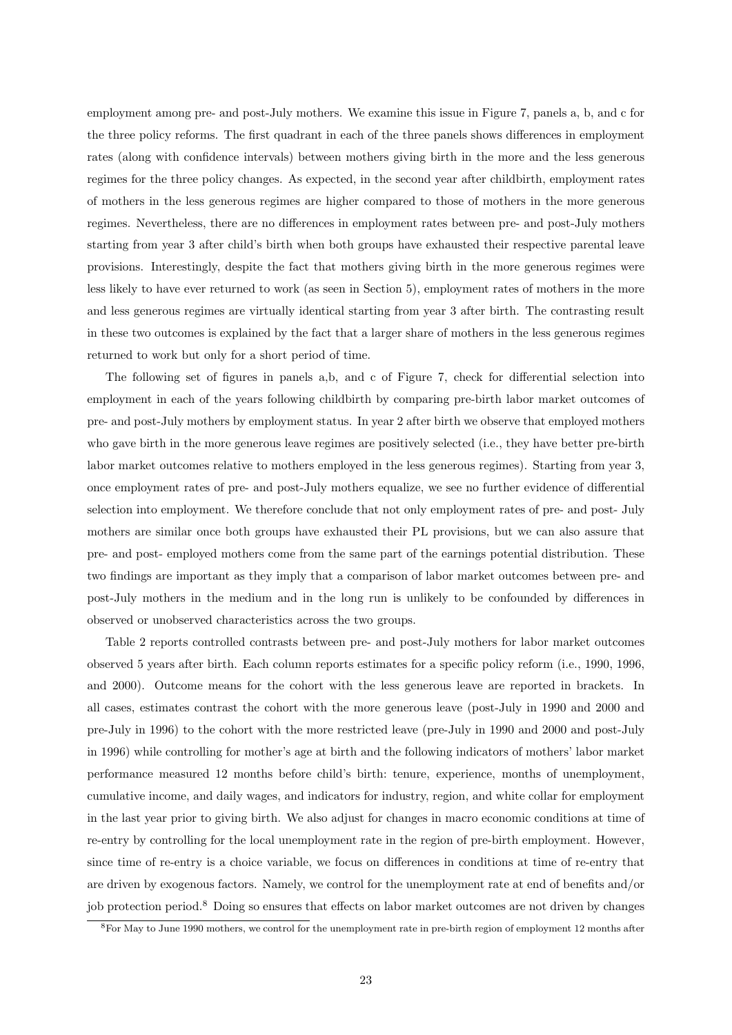employment among pre- and post-July mothers. We examine this issue in Figure 7, panels a, b, and c for the three policy reforms. The first quadrant in each of the three panels shows differences in employment rates (along with confidence intervals) between mothers giving birth in the more and the less generous regimes for the three policy changes. As expected, in the second year after childbirth, employment rates of mothers in the less generous regimes are higher compared to those of mothers in the more generous regimes. Nevertheless, there are no differences in employment rates between pre- and post-July mothers starting from year 3 after child's birth when both groups have exhausted their respective parental leave provisions. Interestingly, despite the fact that mothers giving birth in the more generous regimes were less likely to have ever returned to work (as seen in Section 5), employment rates of mothers in the more and less generous regimes are virtually identical starting from year 3 after birth. The contrasting result in these two outcomes is explained by the fact that a larger share of mothers in the less generous regimes returned to work but only for a short period of time.

The following set of figures in panels a,b, and c of Figure 7, check for differential selection into employment in each of the years following childbirth by comparing pre-birth labor market outcomes of pre- and post-July mothers by employment status. In year 2 after birth we observe that employed mothers who gave birth in the more generous leave regimes are positively selected (i.e., they have better pre-birth labor market outcomes relative to mothers employed in the less generous regimes). Starting from year 3, once employment rates of pre- and post-July mothers equalize, we see no further evidence of differential selection into employment. We therefore conclude that not only employment rates of pre- and post- July mothers are similar once both groups have exhausted their PL provisions, but we can also assure that pre- and post- employed mothers come from the same part of the earnings potential distribution. These two findings are important as they imply that a comparison of labor market outcomes between pre- and post-July mothers in the medium and in the long run is unlikely to be confounded by differences in observed or unobserved characteristics across the two groups.

Table 2 reports controlled contrasts between pre- and post-July mothers for labor market outcomes observed 5 years after birth. Each column reports estimates for a specific policy reform (i.e., 1990, 1996, and 2000). Outcome means for the cohort with the less generous leave are reported in brackets. In all cases, estimates contrast the cohort with the more generous leave (post-July in 1990 and 2000 and pre-July in 1996) to the cohort with the more restricted leave (pre-July in 1990 and 2000 and post-July in 1996) while controlling for mother's age at birth and the following indicators of mothers' labor market performance measured 12 months before child's birth: tenure, experience, months of unemployment, cumulative income, and daily wages, and indicators for industry, region, and white collar for employment in the last year prior to giving birth. We also adjust for changes in macro economic conditions at time of re-entry by controlling for the local unemployment rate in the region of pre-birth employment. However, since time of re-entry is a choice variable, we focus on differences in conditions at time of re-entry that are driven by exogenous factors. Namely, we control for the unemployment rate at end of benefits and/or job protection period.[8] Doing so ensures that effects on labor market outcomes are not driven by changes

[8]For May to June 1990 mothers, we control for the unemployment rate in pre-birth region of employment 12 months after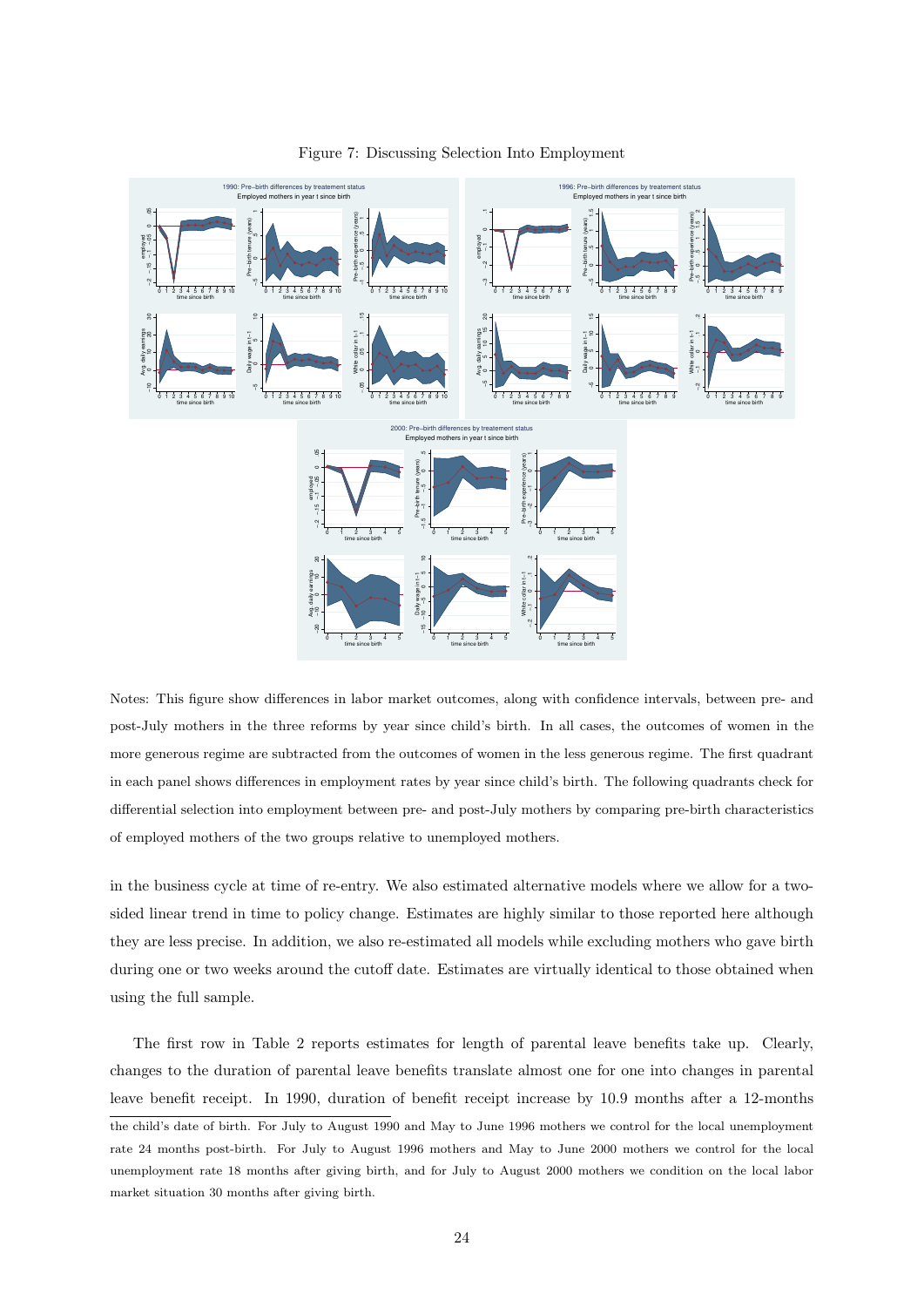Figure 7: Discussing Selection Into Employment

Notes: This figure show differences in labor market outcomes, along with confidence intervals, between pre- and post-July mothers in the three reforms by year since child's birth. In all cases, the outcomes of women in the more generous regime are subtracted from the outcomes of women in the less generous regime. The first quadrant in each panel shows differences in employment rates by year since child's birth. The following quadrants check for differential selection into employment between pre- and post-July mothers by comparing pre-birth characteristics of employed mothers of the two groups relative to unemployed mothers.

in the business cycle at time of re-entry. We also estimated alternative models where we allow for a two-sided linear trend in time to policy change. Estimates are highly similar to those reported here although they are less precise. In addition, we also re-estimated all models while excluding mothers who gave birth during one or two weeks around the cutoff date. Estimates are virtually identical to those obtained when using the full sample.

The first row in Table 2 reports estimates for length of parental leave benefits take up. Clearly, changes to the duration of parental leave benefits translate almost one for one into changes in parental leave benefit receipt. In 1990, duration of benefit receipt increase by 10.9 months after a 12-months

the child's date of birth. For July to August 1990 and May to June 1996 mothers we control for the local unemployment rate 24 months post-birth. For July to August 1996 mothers and May to June 2000 mothers we control for the local unemployment rate 18 months after giving birth, and for July to August 2000 mothers we condition on the local labor market situation 30 months after giving birth.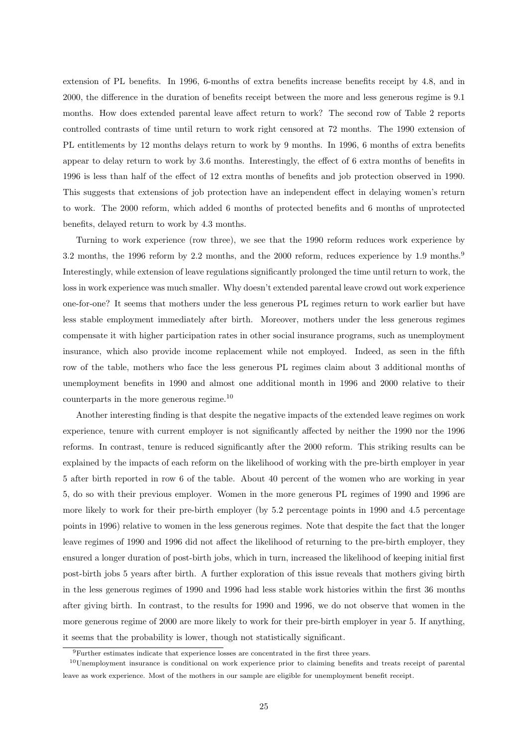extension of PL benefits. In 1996, 6-months of extra benefits increase benefits receipt by 4.8, and in 2000, the difference in the duration of benefits receipt between the more and less generous regime is 9.1 months. How does extended parental leave affect return to work? The second row of Table 2 reports controlled contrasts of time until return to work right censored at 72 months. The 1990 extension of PL entitlements by 12 months delays return to work by 9 months. In 1996, 6 months of extra benefits appear to delay return to work by 3.6 months. Interestingly, the effect of 6 extra months of benefits in 1996 is less than half of the effect of 12 extra months of benefits and job protection observed in 1990. This suggests that extensions of job protection have an independent effect in delaying women's return to work. The 2000 reform, which added 6 months of protected benefits and 6 months of unprotected benefits, delayed return to work by 4.3 months.

Turning to work experience (row three), we see that the 1990 reform reduces work experience by 3.2 months, the 1996 reform by 2.2 months, and the 2000 reform, reduces experience by 1.9 months.[9] Interestingly, while extension of leave regulations significantly prolonged the time until return to work, the loss in work experience was much smaller. Why doesn't extended parental leave crowd out work experience one-for-one? It seems that mothers under the less generous PL regimes return to work earlier but have less stable employment immediately after birth. Moreover, mothers under the less generous regimes compensate it with higher participation rates in other social insurance programs, such as unemployment insurance, which also provide income replacement while not employed. Indeed, as seen in the fifth row of the table, mothers who face the less generous PL regimes claim about 3 additional months of unemployment benefits in 1990 and almost one additional month in 1996 and 2000 relative to their counterparts in the more generous regime.[10]

Another interesting finding is that despite the negative impacts of the extended leave regimes on work experience, tenure with current employer is not significantly affected by neither the 1990 nor the 1996 reforms. In contrast, tenure is reduced significantly after the 2000 reform. This striking results can be explained by the impacts of each reform on the likelihood of working with the pre-birth employer in year 5 after birth reported in row 6 of the table. About 40 percent of the women who are working in year 5, do so with their previous employer. Women in the more generous PL regimes of 1990 and 1996 are more likely to work for their pre-birth employer (by 5.2 percentage points in 1990 and 4.5 percentage points in 1996) relative to women in the less generous regimes. Note that despite the fact that the longer leave regimes of 1990 and 1996 did not affect the likelihood of returning to the pre-birth employer, they ensured a longer duration of post-birth jobs, which in turn, increased the likelihood of keeping initial first post-birth jobs 5 years after birth. A further exploration of this issue reveals that mothers giving birth in the less generous regimes of 1990 and 1996 had less stable work histories within the first 36 months after giving birth. In contrast, to the results for 1990 and 1996, we do not observe that women in the more generous regime of 2000 are more likely to work for their pre-birth employer in year 5. If anything, it seems that the probability is lower, though not statistically significant.

[9]Further estimates indicate that experience losses are concentrated in the first three years.

[10]Unemployment insurance is conditional on work experience prior to claiming benefits and treats receipt of parental leave as work experience. Most of the mothers in our sample are eligible for unemployment benefit receipt.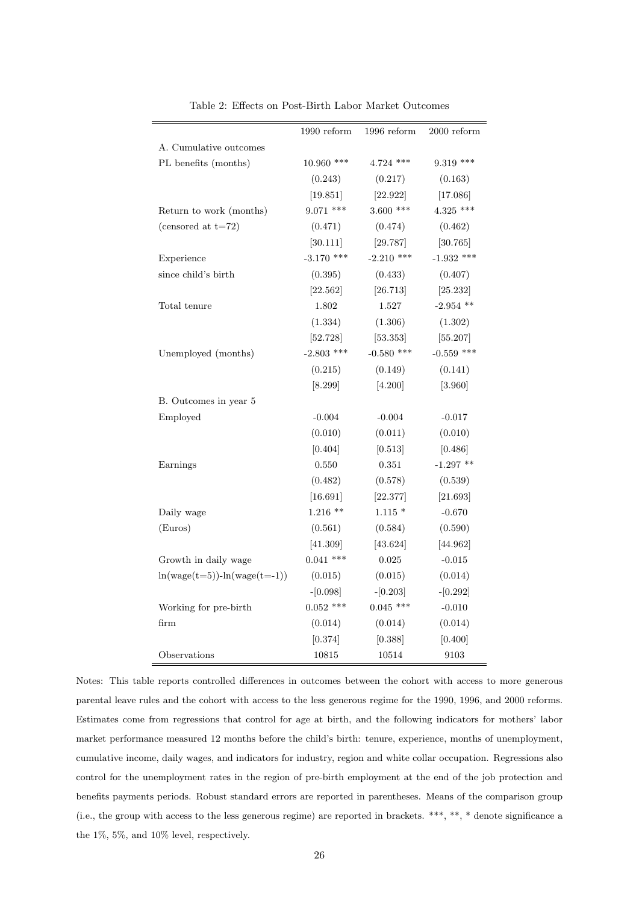Table 2: Effects on Post-Birth Labor Market Outcomes

| | 1990 reform | 1996 reform | 2000 reform |
|---|---|---|---|
| A. Cumulative outcomes | | | |
| PL benefits (months) | 10.960 *** | 4.724 *** | 9.319 *** |
| | (0.243) | (0.217) | (0.163) |
| | [19.851] | [22.922] | [17.086] |
| Return to work (months) | 9.071 *** | 3.600 *** | 4.325 *** |
| (censored at t=72) | (0.471) | (0.474) | (0.462) |
| | [30.111] | [29.787] | [30.765] |
| Experience | -3.170 *** | -2.210 *** | -1.932 *** |
| since child's birth | (0.395) | (0.433) | (0.407) |
| | [22.562] | [26.713] | [25.232] |
| Total tenure | 1.802 | 1.527 | -2.954 ** |
| | (1.334) | (1.306) | (1.302) |
| | [52.728] | [53.353] | [55.207] |
| Unemployed (months) | -2.803 *** | -0.580 *** | -0.559 *** |
| | (0.215) | (0.149) | (0.141) |
| | [8.299] | [4.200] | [3.960] |
| B. Outcomes in year 5 | | | |
| Employed | -0.004 | -0.004 | -0.017 |
| | (0.010) | (0.011) | (0.010) |
| | [0.404] | [0.513] | [0.486] |
| Earnings | 0.550 | 0.351 | -1.297 ** |
| | (0.482) | (0.578) | (0.539) |
| | [16.691] | [22.377] | [21.693] |
| Daily wage | 1.216 ** | 1.115 * | -0.670 |
| (Euros) | (0.561) | (0.584) | (0.590) |
| | [41.309] | [43.624] | [44.962] |
| Growth in daily wage | 0.041 *** | 0.025 | -0.015 |
| ln(wage(t=5))-ln(wage(t=-1)) | (0.015) | (0.015) | (0.014) |
| | -[0.098] | -[0.203] | -[0.292] |
| Working for pre-birth | 0.052 *** | 0.045 *** | -0.010 |
| firm | (0.014) | (0.014) | (0.014) |
| | [0.374] | [0.388] | [0.400] |
| Observations | 10815 | 10514 | 9103 |

Notes: This table reports controlled differences in outcomes between the cohort with access to more generous parental leave rules and the cohort with access to the less generous regime for the 1990, 1996, and 2000 reforms. Estimates come from regressions that control for age at birth, and the following indicators for mothers' labor market performance measured 12 months before the child's birth: tenure, experience, months of unemployment, cumulative income, daily wages, and indicators for industry, region and white collar occupation. Regressions also control for the unemployment rates in the region of pre-birth employment at the end of the job protection and benefits payments periods. Robust standard errors are reported in parentheses. Means of the comparison group (i.e., the group with access to the less generous regime) are reported in brackets. ***, **, * denote significance a the 1%, 5%, and 10% level, respectively.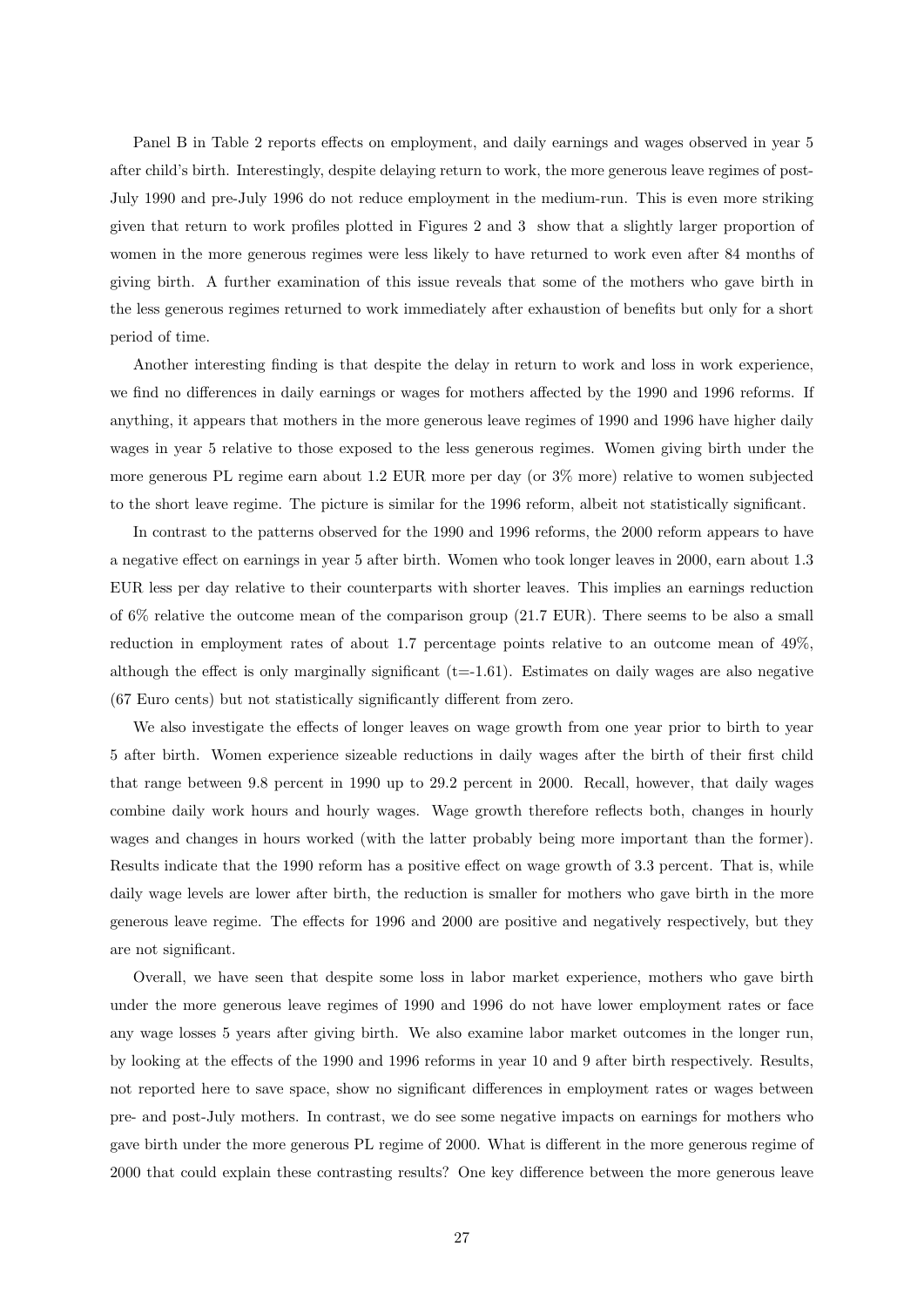Panel B in Table 2 reports effects on employment, and daily earnings and wages observed in year 5 after child's birth. Interestingly, despite delaying return to work, the more generous leave regimes of post-July 1990 and pre-July 1996 do not reduce employment in the medium-run. This is even more striking given that return to work profiles plotted in Figures 2 and 3 show that a slightly larger proportion of women in the more generous regimes were less likely to have returned to work even after 84 months of giving birth. A further examination of this issue reveals that some of the mothers who gave birth in the less generous regimes returned to work immediately after exhaustion of benefits but only for a short period of time.

Another interesting finding is that despite the delay in return to work and loss in work experience, we find no differences in daily earnings or wages for mothers affected by the 1990 and 1996 reforms. If anything, it appears that mothers in the more generous leave regimes of 1990 and 1996 have higher daily wages in year 5 relative to those exposed to the less generous regimes. Women giving birth under the more generous PL regime earn about 1.2 EUR more per day (or 3% more) relative to women subjected to the short leave regime. The picture is similar for the 1996 reform, albeit not statistically significant.

In contrast to the patterns observed for the 1990 and 1996 reforms, the 2000 reform appears to have a negative effect on earnings in year 5 after birth. Women who took longer leaves in 2000, earn about 1.3 EUR less per day relative to their counterparts with shorter leaves. This implies an earnings reduction of 6% relative the outcome mean of the comparison group (21.7 EUR). There seems to be also a small reduction in employment rates of about 1.7 percentage points relative to an outcome mean of 49%, although the effect is only marginally significant (t=-1.61). Estimates on daily wages are also negative (67 Euro cents) but not statistically significantly different from zero.

We also investigate the effects of longer leaves on wage growth from one year prior to birth to year 5 after birth. Women experience sizeable reductions in daily wages after the birth of their first child that range between 9.8 percent in 1990 up to 29.2 percent in 2000. Recall, however, that daily wages combine daily work hours and hourly wages. Wage growth therefore reflects both, changes in hourly wages and changes in hours worked (with the latter probably being more important than the former). Results indicate that the 1990 reform has a positive effect on wage growth of 3.3 percent. That is, while daily wage levels are lower after birth, the reduction is smaller for mothers who gave birth in the more generous leave regime. The effects for 1996 and 2000 are positive and negatively respectively, but they are not significant.

Overall, we have seen that despite some loss in labor market experience, mothers who gave birth under the more generous leave regimes of 1990 and 1996 do not have lower employment rates or face any wage losses 5 years after giving birth. We also examine labor market outcomes in the longer run, by looking at the effects of the 1990 and 1996 reforms in year 10 and 9 after birth respectively. Results, not reported here to save space, show no significant differences in employment rates or wages between pre- and post-July mothers. In contrast, we do see some negative impacts on earnings for mothers who gave birth under the more generous PL regime of 2000. What is different in the more generous regime of 2000 that could explain these contrasting results? One key difference between the more generous leave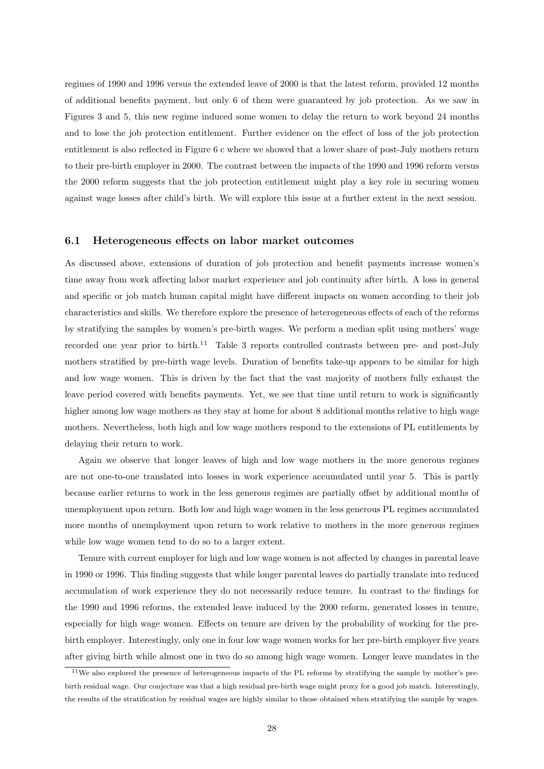regimes of 1990 and 1996 versus the extended leave of 2000 is that the latest reform, provided 12 months of additional benefits payment, but only 6 of them were guaranteed by job protection. As we saw in Figures 3 and 5, this new regime induced some women to delay the return to work beyond 24 months and to lose the job protection entitlement. Further evidence on the effect of loss of the job protection entitlement is also reflected in Figure 6 c where we showed that a lower share of post-July mothers return to their pre-birth employer in 2000. The contrast between the impacts of the 1990 and 1996 reform versus the 2000 reform suggests that the job protection entitlement might play a key role in securing women against wage losses after child's birth. We will explore this issue at a further extent in the next session.

### 6.1 Heterogeneous effects on labor market outcomes

As discussed above, extensions of duration of job protection and benefit payments increase women's time away from work affecting labor market experience and job continuity after birth. A loss in general and specific or job match human capital might have different impacts on women according to their job characteristics and skills. We therefore explore the presence of heterogeneous effects of each of the reforms by stratifying the samples by women's pre-birth wages. We perform a median split using mothers' wage recorded one year prior to birth.[11] Table 3 reports controlled contrasts between pre- and post-July mothers stratified by pre-birth wage levels. Duration of benefits take-up appears to be similar for high and low wage women. This is driven by the fact that the vast majority of mothers fully exhaust the leave period covered with benefits payments. Yet, we see that time until return to work is significantly higher among low wage mothers as they stay at home for about 8 additional months relative to high wage mothers. Nevertheless, both high and low wage mothers respond to the extensions of PL entitlements by delaying their return to work.

Again we observe that longer leaves of high and low wage mothers in the more generous regimes are not one-to-one translated into losses in work experience accumulated until year 5. This is partly because earlier returns to work in the less generous regimes are partially offset by additional months of unemployment upon return. Both low and high wage women in the less generous PL regimes accumulated more months of unemployment upon return to work relative to mothers in the more generous regimes while low wage women tend to do so to a larger extent.

Tenure with current employer for high and low wage women is not affected by changes in parental leave in 1990 or 1996. This finding suggests that while longer parental leaves do partially translate into reduced accumulation of work experience they do not necessarily reduce tenure. In contrast to the findings for the 1990 and 1996 reforms, the extended leave induced by the 2000 reform, generated losses in tenure, especially for high wage women. Effects on tenure are driven by the probability of working for the pre-birth employer. Interestingly, only one in four low wage women works for her pre-birth employer five years after giving birth while almost one in two do so among high wage women. Longer leave mandates in the

[11] We also explored the presence of heterogeneous impacts of the PL reforms by stratifying the sample by mother's pre-birth residual wage. Our conjecture was that a high residual pre-birth wage might proxy for a good job match. Interestingly, the results of the stratification by residual wages are highly similar to those obtained when stratifying the sample by wages.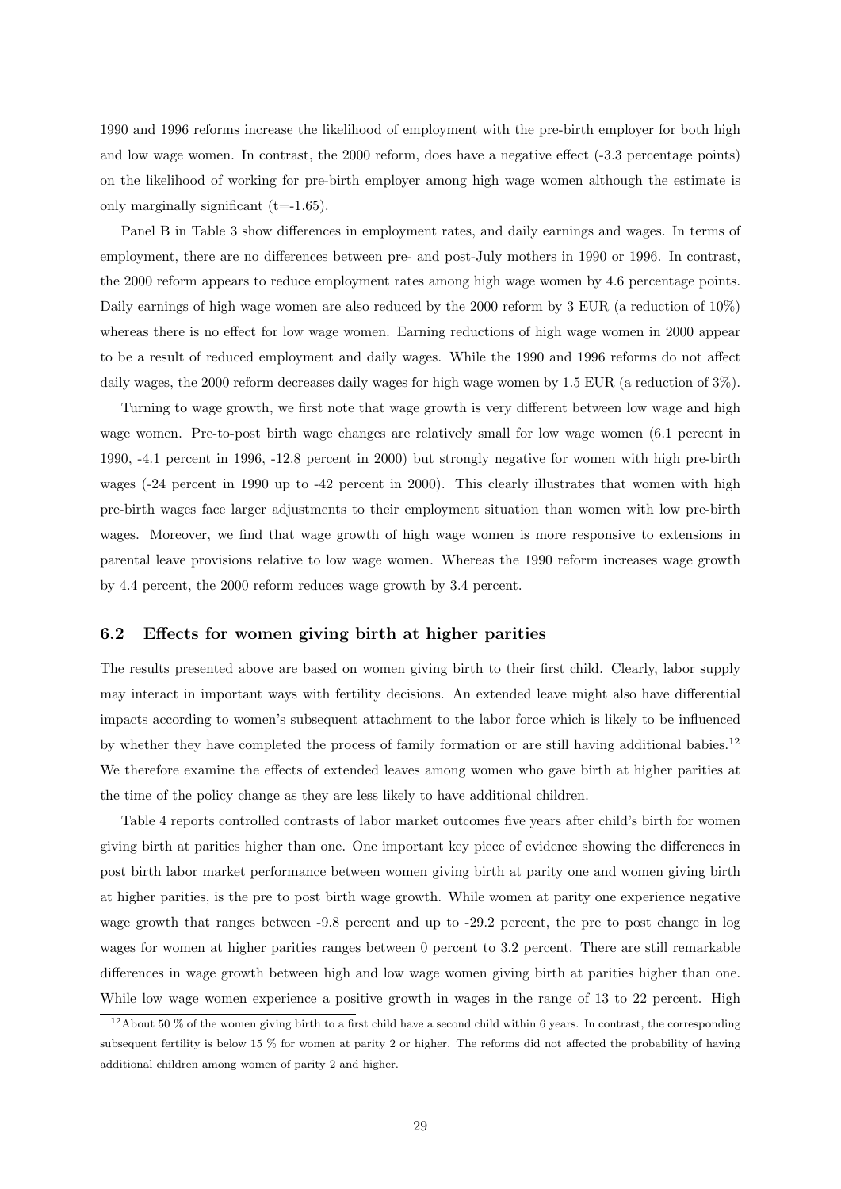1990 and 1996 reforms increase the likelihood of employment with the pre-birth employer for both high and low wage women. In contrast, the 2000 reform, does have a negative effect (-3.3 percentage points) on the likelihood of working for pre-birth employer among high wage women although the estimate is only marginally significant (t=-1.65).

Panel B in Table 3 show differences in employment rates, and daily earnings and wages. In terms of employment, there are no differences between pre- and post-July mothers in 1990 or 1996. In contrast, the 2000 reform appears to reduce employment rates among high wage women by 4.6 percentage points. Daily earnings of high wage women are also reduced by the 2000 reform by 3 EUR (a reduction of 10%) whereas there is no effect for low wage women. Earning reductions of high wage women in 2000 appear to be a result of reduced employment and daily wages. While the 1990 and 1996 reforms do not affect daily wages, the 2000 reform decreases daily wages for high wage women by 1.5 EUR (a reduction of 3%).

Turning to wage growth, we first note that wage growth is very different between low wage and high wage women. Pre-to-post birth wage changes are relatively small for low wage women (6.1 percent in 1990, -4.1 percent in 1996, -12.8 percent in 2000) but strongly negative for women with high pre-birth wages (-24 percent in 1990 up to -42 percent in 2000). This clearly illustrates that women with high pre-birth wages face larger adjustments to their employment situation than women with low pre-birth wages. Moreover, we find that wage growth of high wage women is more responsive to extensions in parental leave provisions relative to low wage women. Whereas the 1990 reform increases wage growth by 4.4 percent, the 2000 reform reduces wage growth by 3.4 percent.

### 6.2 Effects for women giving birth at higher parities

The results presented above are based on women giving birth to their first child. Clearly, labor supply may interact in important ways with fertility decisions. An extended leave might also have differential impacts according to women's subsequent attachment to the labor force which is likely to be influenced by whether they have completed the process of family formation or are still having additional babies.[12] We therefore examine the effects of extended leaves among women who gave birth at higher parities at the time of the policy change as they are less likely to have additional children.

Table 4 reports controlled contrasts of labor market outcomes five years after child's birth for women giving birth at parities higher than one. One important key piece of evidence showing the differences in post birth labor market performance between women giving birth at parity one and women giving birth at higher parities, is the pre to post birth wage growth. While women at parity one experience negative wage growth that ranges between -9.8 percent and up to -29.2 percent, the pre to post change in log wages for women at higher parities ranges between 0 percent to 3.2 percent. There are still remarkable differences in wage growth between high and low wage women giving birth at parities higher than one. While low wage women experience a positive growth in wages in the range of 13 to 22 percent. High

[12] About 50 % of the women giving birth to a first child have a second child within 6 years. In contrast, the corresponding subsequent fertility is below 15 % for women at parity 2 or higher. The reforms did not affected the probability of having additional children among women of parity 2 and higher.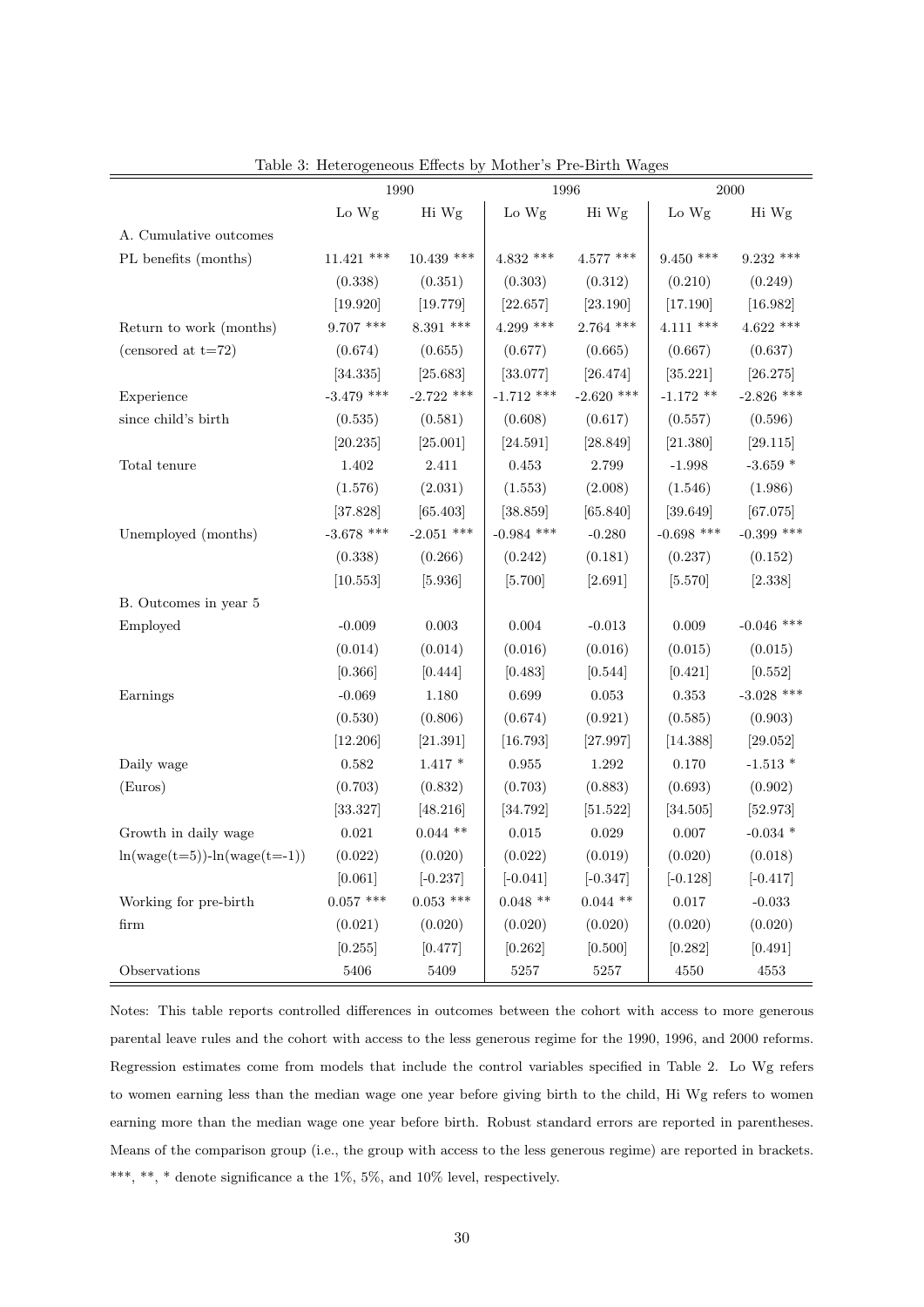Table 3: Heterogeneous Effects by Mother's Pre-Birth Wages

| | 1990 | | 1996 | | 2000 | |
|---|---|---|---|---|---|---|
| | Lo Wg | Hi Wg | Lo Wg | Hi Wg | Lo Wg | Hi Wg |
| A. Cumulative outcomes | | | | | | |
| PL benefits (months) | 11.421 *** | 10.439 *** | 4.832 *** | 4.577 *** | 9.450 *** | 9.232 *** |
| | (0.338) | (0.351) | (0.303) | (0.312) | (0.210) | (0.249) |
| | [19.920] | [19.779] | [22.657] | [23.190] | [17.190] | [16.982] |
| Return to work (months) | 9.707 *** | 8.391 *** | 4.299 *** | 2.764 *** | 4.111 *** | 4.622 *** |
| (censored at t=72) | (0.674) | (0.655) | (0.677) | (0.665) | (0.667) | (0.637) |
| | [34.335] | [25.683] | [33.077] | [26.474] | [35.221] | [26.275] |
| Experience | -3.479 *** | -2.722 *** | -1.712 *** | -2.620 *** | -1.172 ** | -2.826 *** |
| since child's birth | (0.535) | (0.581) | (0.608) | (0.617) | (0.557) | (0.596) |
| | [20.235] | [25.001] | [24.591] | [28.849] | [21.380] | [29.115] |
| Total tenure | 1.402 | 2.411 | 0.453 | 2.799 | -1.998 | -3.659 * |
| | (1.576) | (2.031) | (1.553) | (2.008) | (1.546) | (1.986) |
| | [37.828] | [65.403] | [38.859] | [65.840] | [39.649] | [67.075] |
| Unemployed (months) | -3.678 *** | -2.051 *** | -0.984 *** | -0.280 | -0.698 *** | -0.399 *** |
| | (0.338) | (0.266) | (0.242) | (0.181) | (0.237) | (0.152) |
| | [10.553] | [5.936] | [5.700] | [2.691] | [5.570] | [2.338] |
| B. Outcomes in year 5 | | | | | | |
| Employed | -0.009 | 0.003 | 0.004 | -0.013 | 0.009 | -0.046 *** |
| | (0.014) | (0.014) | (0.016) | (0.016) | (0.015) | (0.015) |
| | [0.366] | [0.444] | [0.483] | [0.544] | [0.421] | [0.552] |
| Earnings | -0.069 | 1.180 | 0.699 | 0.053 | 0.353 | -3.028 *** |
| | (0.530) | (0.806) | (0.674) | (0.921) | (0.585) | (0.903) |
| | [12.206] | [21.391] | [16.793] | [27.997] | [14.388] | [29.052] |
| Daily wage | 0.582 | 1.417 * | 0.955 | 1.292 | 0.170 | -1.513 * |
| (Euros) | (0.703) | (0.832) | (0.703) | (0.883) | (0.693) | (0.902) |
| | [33.327] | [48.216] | [34.792] | [51.522] | [34.505] | [52.973] |
| Growth in daily wage | 0.021 | 0.044 ** | 0.015 | 0.029 | 0.007 | -0.034 * |
| ln(wage(t=5))-ln(wage(t=-1)) | (0.022) | (0.020) | (0.022) | (0.019) | (0.020) | (0.018) |
| | [0.061] | [-0.237] | [-0.041] | [-0.347] | [-0.128] | [-0.417] |
| Working for pre-birth | 0.057 *** | 0.053 *** | 0.048 ** | 0.044 ** | 0.017 | -0.033 |
| firm | (0.021) | (0.020) | (0.020) | (0.020) | (0.020) | (0.020) |
| | [0.255] | [0.477] | [0.262] | [0.500] | [0.282] | [0.491] |
| Observations | 5406 | 5409 | 5257 | 5257 | 4550 | 4553 |

Notes: This table reports controlled differences in outcomes between the cohort with access to more generous parental leave rules and the cohort with access to the less generous regime for the 1990, 1996, and 2000 reforms. Regression estimates come from models that include the control variables specified in Table 2. Lo Wg refers to women earning less than the median wage one year before giving birth to the child, Hi Wg refers to women earning more than the median wage one year before birth. Robust standard errors are reported in parentheses. Means of the comparison group (i.e., the group with access to the less generous regime) are reported in brackets. ***, **, * denote significance a the 1%, 5%, and 10% level, respectively.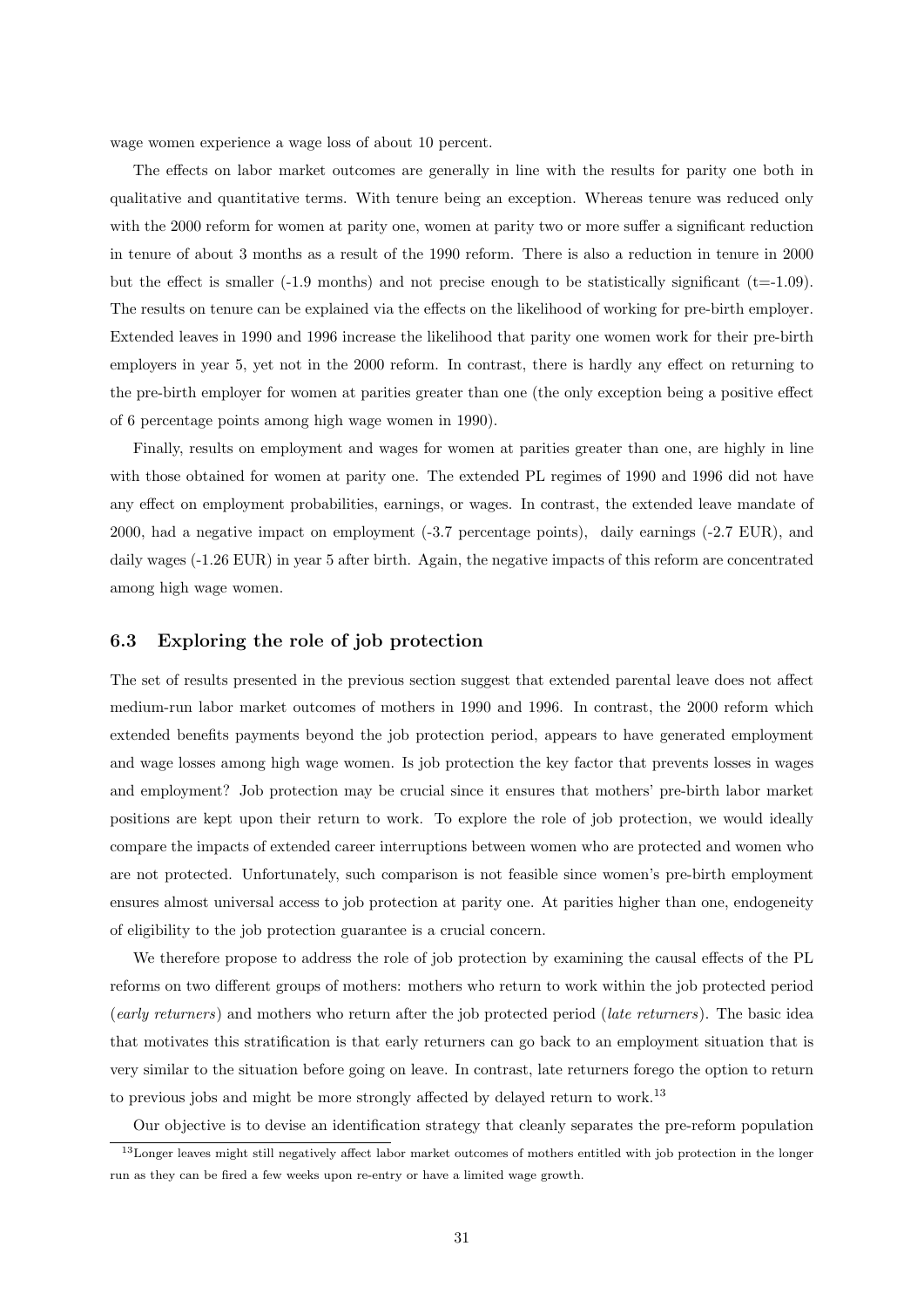wage women experience a wage loss of about 10 percent.

The effects on labor market outcomes are generally in line with the results for parity one both in qualitative and quantitative terms. With tenure being an exception. Whereas tenure was reduced only with the 2000 reform for women at parity one, women at parity two or more suffer a significant reduction in tenure of about 3 months as a result of the 1990 reform. There is also a reduction in tenure in 2000 but the effect is smaller (-1.9 months) and not precise enough to be statistically significant (t=-1.09). The results on tenure can be explained via the effects on the likelihood of working for pre-birth employer. Extended leaves in 1990 and 1996 increase the likelihood that parity one women work for their pre-birth employers in year 5, yet not in the 2000 reform. In contrast, there is hardly any effect on returning to the pre-birth employer for women at parities greater than one (the only exception being a positive effect of 6 percentage points among high wage women in 1990).

Finally, results on employment and wages for women at parities greater than one, are highly in line with those obtained for women at parity one. The extended PL regimes of 1990 and 1996 did not have any effect on employment probabilities, earnings, or wages. In contrast, the extended leave mandate of 2000, had a negative impact on employment (-3.7 percentage points), daily earnings (-2.7 EUR), and daily wages (-1.26 EUR) in year 5 after birth. Again, the negative impacts of this reform are concentrated among high wage women.

### 6.3 Exploring the role of job protection

The set of results presented in the previous section suggest that extended parental leave does not affect medium-run labor market outcomes of mothers in 1990 and 1996. In contrast, the 2000 reform which extended benefits payments beyond the job protection period, appears to have generated employment and wage losses among high wage women. Is job protection the key factor that prevents losses in wages and employment? Job protection may be crucial since it ensures that mothers' pre-birth labor market positions are kept upon their return to work. To explore the role of job protection, we would ideally compare the impacts of extended career interruptions between women who are protected and women who are not protected. Unfortunately, such comparison is not feasible since women's pre-birth employment ensures almost universal access to job protection at parity one. At parities higher than one, endogeneity of eligibility to the job protection guarantee is a crucial concern.

We therefore propose to address the role of job protection by examining the causal effects of the PL reforms on two different groups of mothers: mothers who return to work within the job protected period (*early returners*) and mothers who return after the job protected period (*late returners*). The basic idea that motivates this stratification is that early returners can go back to an employment situation that is very similar to the situation before going on leave. In contrast, late returners forego the option to return to previous jobs and might be more strongly affected by delayed return to work.[13]

Our objective is to devise an identification strategy that cleanly separates the pre-reform population

[13]Longer leaves might still negatively affect labor market outcomes of mothers entitled with job protection in the longer run as they can be fired a few weeks upon re-entry or have a limited wage growth.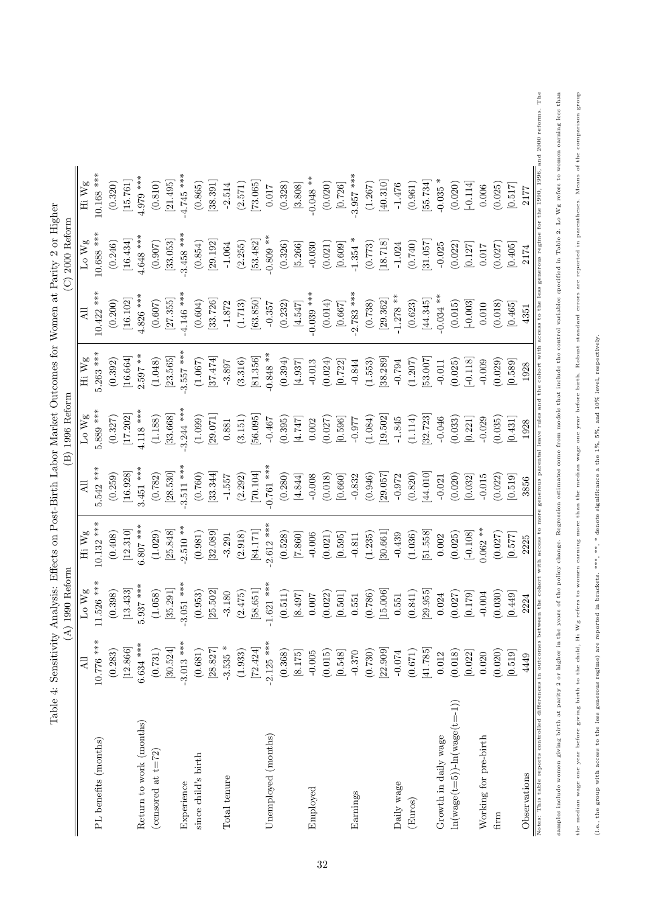Table 4: Sensitivity Analysis: Effects on Post-Birth Labor Market Outcomes for Women at Parity 2 or Higher

| | (A) 1990 Reform | | | (B) 1996 Reform | | | (C) 2000 Reform | | |
|---|---|---|---|---|---|---|---|---|---|
| | All | Lo Wg | Hi Wg | All | Lo Wg | Hi Wg | All | Lo Wg | Hi Wg |
| PL benefits (months) | 10.776 *** | 11.526 *** | 10.132 *** | 5.542 *** | 5.889 *** | 5.263 *** | 10.422 *** | 10.688 *** | 10.168 *** |
| | (0.283) | (0.398) | (0.408) | (0.259) | (0.327) | (0.392) | (0.200) | (0.246) | (0.320) |
| | [12.866] | [13.433] | [12.310] | [16.928] | [17.202] | [16.664] | [16.102] | [16.434] | [15.761] |
| Return to work (months) | 6.634 *** | 5.937 *** | 6.807 *** | 3.451 *** | 4.118 *** | 2.597 ** | 4.826 *** | 4.648 *** | 4.979 *** |
| (censored at t=72) | (0.731) | (1.058) | (1.029) | (0.782) | (1.188) | (1.048) | (0.607) | (0.907) | (0.810) |
| | [30.524] | [35.291] | [25.848] | [28.530] | [33.668] | [23.565] | [27.355] | [33.053] | [21.495] |
| Experience | -3.013 *** | -3.051 *** | -2.510 ** | -3.511 *** | -3.244 *** | -3.557 *** | -4.146 *** | -3.458 *** | -4.745 *** |
| since child's birth | (0.681) | (0.953) | (0.981) | (0.760) | (1.099) | (1.067) | (0.604) | (0.854) | (0.865) |
| | [28.827] | [25.502] | [32.089] | [33.344] | [29.071] | [37.474] | [33.726] | [29.192] | [38.391] |
| Total tenure | -3.535 * | -3.180 | -3.291 | -1.557 | 0.881 | -3.897 | -1.872 | -1.064 | -2.514 |
| | (1.933) | (2.475) | (2.918) | (2.292) | (3.151) | (3.316) | (1.713) | (2.255) | (2.571) |
| | [72.424] | [58.651] | [84.171] | [70.104] | [56.095] | [81.356] | [63.850] | [53.482] | [73.065] |
| Unemployed (months) | -2.125 *** | -1.621 *** | -2.612 *** | -0.761 *** | -0.467 | -0.848 ** | -0.357 | -0.809 ** | 0.017 |
| | (0.368) | (0.511) | (0.528) | (0.280) | (0.395) | (0.394) | (0.232) | (0.326) | (0.328) |
| | [8.175] | [8.497] | [7.860] | [4.844] | [4.747] | [4.937] | [4.547] | [5.266] | [3.808] |
| Employed | -0.005 | 0.007 | -0.006 | -0.008 | 0.002 | -0.013 | -0.039 *** | -0.030 | -0.048 ** |
| | (0.015) | (0.022) | (0.021) | (0.018) | (0.027) | (0.024) | (0.014) | (0.021) | (0.020) |
| | [0.548] | [0.501] | [0.595] | [0.660] | [0.596] | [0.722] | [0.667] | [0.609] | [0.726] |
| Earnings | -0.370 | 0.551 | -0.811 | -0.832 | -0.977 | -0.844 | -2.783 *** | -1.354 * | -3.957 *** |
| | (0.730) | (0.786) | (1.235) | (0.946) | (1.084) | (1.553) | (0.738) | (0.773) | (1.267) |
| | [22.909] | [15.006] | [30.661] | [29.057] | [19.502] | [38.289] | [29.362] | [18.718] | [40.310] |
| Daily wage | -0.074 | 0.551 | -0.439 | -0.972 | -1.845 | -0.794 | -1.278 ** | -1.024 | -1.476 |
| (Euros) | (0.671) | (0.841) | (1.036) | (0.820) | (1.114) | (1.207) | (0.623) | (0.740) | (0.961) |
| | [41.785] | [29.955] | [51.558] | [44.010] | [32.723] | [53.007] | [44.345] | [31.057] | [55.734] |
| Growth in daily wage | 0.012 | 0.024 | 0.002 | -0.021 | -0.046 | -0.011 | -0.034 ** | -0.025 | -0.035 * |
| ln(wage(t=5))-ln(wage(t=-1)) | (0.018) | (0.027) | (0.025) | (0.020) | (0.033) | (0.025) | (0.015) | (0.022) | (0.020) |
| | [0.022] | [0.179] | [-0.108] | [0.032] | [0.221] | [-0.118] | [-0.003] | [0.127] | [-0.114] |
| Working for pre-birth | 0.020 | -0.004 | 0.062 ** | -0.015 | -0.029 | -0.009 | 0.010 | 0.017 | 0.006 |
| firm | (0.020) | (0.030) | (0.027) | (0.022) | (0.035) | (0.029) | (0.018) | (0.027) | (0.025) |
| | [0.519] | [0.449] | [0.577] | [0.519] | [0.431] | [0.589] | [0.465] | [0.405] | [0.517] |
| Observations | 4449 | 2224 | 2225 | 3856 | 1928 | 1928 | 4351 | 2174 | 2177 |

Notes: This table reports controlled differences in outcomes between the cohort with access to more generous parental leave rules and the cohort with access to the less generous regime for the 1990, 1996, and 2000 reforms. The samples include women giving birth at parity 2 or higher in the years of the policy change. Regression estimates come from models that include the control variables specified in Table 2. Lo Wg refers to women earning less than the median wage one year before giving birth to the child, Hi Wg refers to women earning more than the median wage one year before birth. Robust standard errors are reported in parentheses. Means of the comparison group (i.e., the group with access to the less generous regime) are reported in brackets. ***, **, * denote significance a the 1%, 5%, and 10% level, respectively.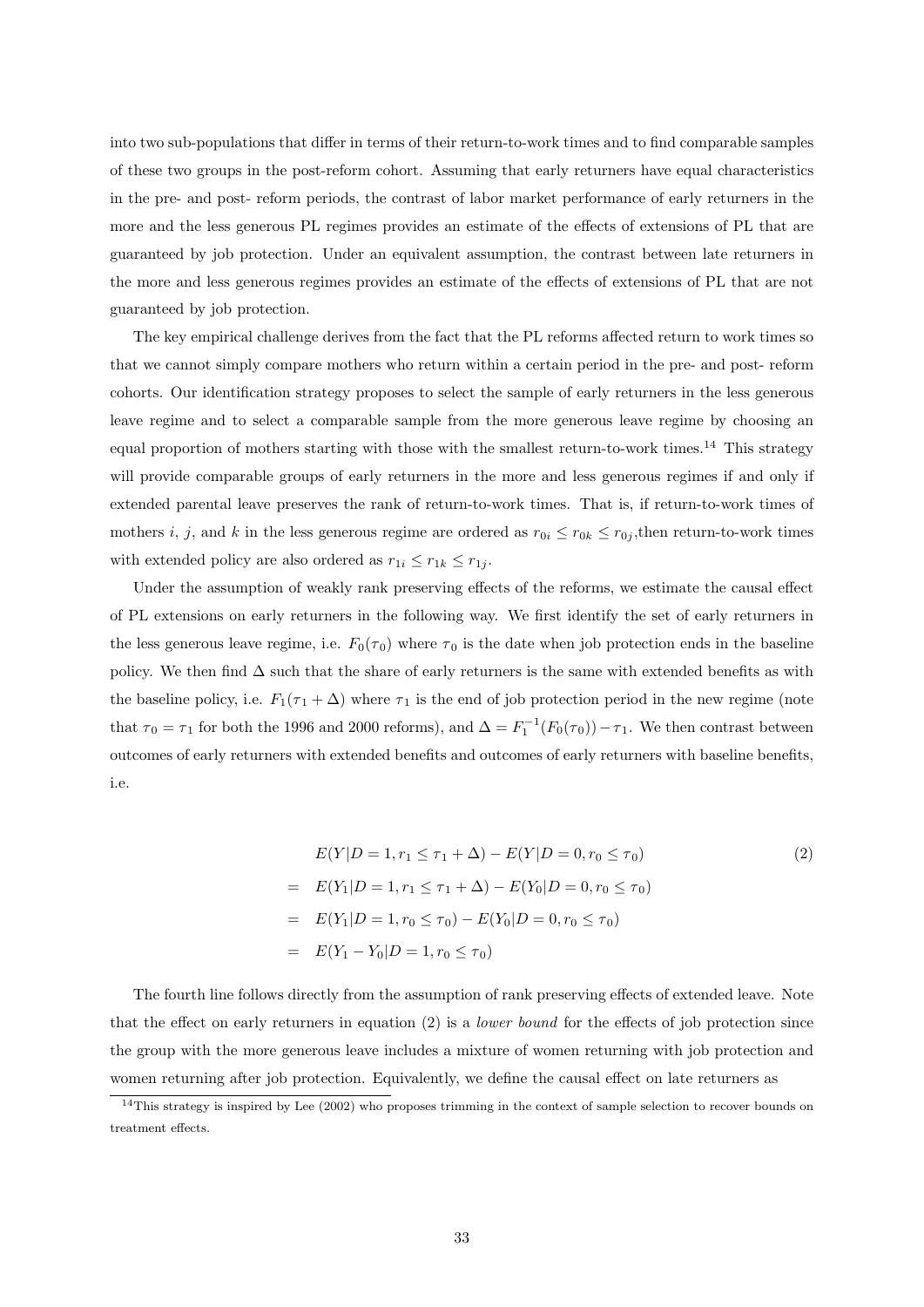into two sub-populations that differ in terms of their return-to-work times and to find comparable samples of these two groups in the post-reform cohort. Assuming that early returners have equal characteristics in the pre- and post- reform periods, the contrast of labor market performance of early returners in the more and the less generous PL regimes provides an estimate of the effects of extensions of PL that are guaranteed by job protection. Under an equivalent assumption, the contrast between late returners in the more and less generous regimes provides an estimate of the effects of extensions of PL that are not guaranteed by job protection.

The key empirical challenge derives from the fact that the PL reforms affected return to work times so that we cannot simply compare mothers who return within a certain period in the pre- and post- reform cohorts. Our identification strategy proposes to select the sample of early returners in the less generous leave regime and to select a comparable sample from the more generous leave regime by choosing an equal proportion of mothers starting with those with the smallest return-to-work times.[14] This strategy will provide comparable groups of early returners in the more and less generous regimes if and only if extended parental leave preserves the rank of return-to-work times. That is, if return-to-work times of mothers $i$, $j$, and $k$ in the less generous regime are ordered as $r_{0i} \leq r_{0k} \leq r_{0j}$,then return-to-work times with extended policy are also ordered as $r_{1i} \leq r_{1k} \leq r_{1j}$.

Under the assumption of weakly rank preserving effects of the reforms, we estimate the causal effect of PL extensions on early returners in the following way. We first identify the set of early returners in the less generous leave regime, i.e. $F_0(\tau_0)$ where $\tau_0$ is the date when job protection ends in the baseline policy. We then find $\Delta$ such that the share of early returners is the same with extended benefits as with the baseline policy, i.e. $F_1(\tau_1 + \Delta)$ where $\tau_1$ is the end of job protection period in the new regime (note that $\tau_0 = \tau_1$ for both the 1996 and 2000 reforms), and $\Delta = F_1^{-1}(F_0(\tau_0)) - \tau_1$. We then contrast between outcomes of early returners with extended benefits and outcomes of early returners with baseline benefits, i.e.

$$
\begin{aligned}
& E(Y|D=1, r_1 \leq \tau_1 + \Delta) - E(Y|D=0, r_0 \leq \tau_0) \qquad (2) \\
= \quad & E(Y_1|D=1, r_1 \leq \tau_1 + \Delta) - E(Y_0|D=0, r_0 \leq \tau_0) \\
= \quad & E(Y_1|D=1, r_0 \leq \tau_0) - E(Y_0|D=0, r_0 \leq \tau_0) \\
= \quad & E(Y_1 - Y_0|D=1, r_0 \leq \tau_0)
\end{aligned}
$$

The fourth line follows directly from the assumption of rank preserving effects of extended leave. Note that the effect on early returners in equation (2) is a *lower bound* for the effects of job protection since the group with the more generous leave includes a mixture of women returning with job protection and women returning after job protection. Equivalently, we define the causal effect on late returners as

[14] This strategy is inspired by Lee (2002) who proposes trimming in the context of sample selection to recover bounds on treatment effects.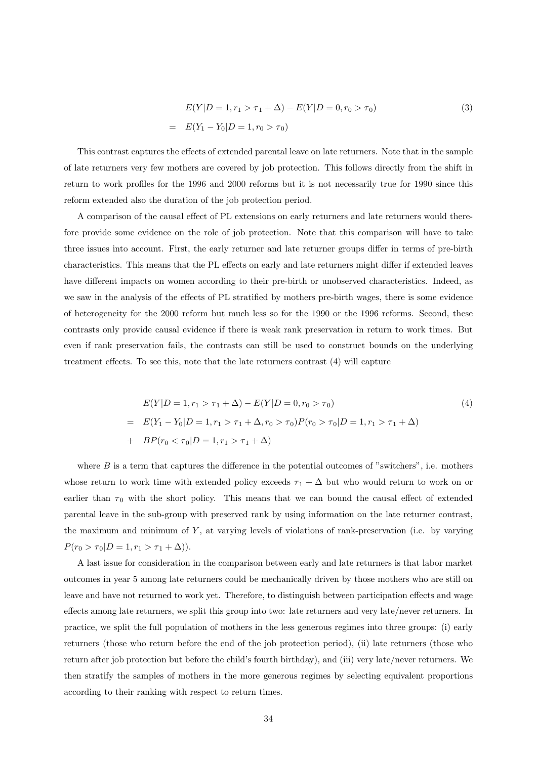$$
\begin{aligned}
& E(Y|D=1, r_1 > \tau_1 + \Delta) - E(Y|D=0, r_0 > \tau_0) \\
= \quad & E(Y_1 - Y_0|D=1, r_0 > \tau_0)
\end{aligned}
\tag{3}
$$

This contrast captures the effects of extended parental leave on late returners. Note that in the sample of late returners very few mothers are covered by job protection. This follows directly from the shift in return to work profiles for the 1996 and 2000 reforms but it is not necessarily true for 1990 since this reform extended also the duration of the job protection period.

A comparison of the causal effect of PL extensions on early returners and late returners would therefore provide some evidence on the role of job protection. Note that this comparison will have to take three issues into account. First, the early returner and late returner groups differ in terms of pre-birth characteristics. This means that the PL effects on early and late returners might differ if extended leaves have different impacts on women according to their pre-birth or unobserved characteristics. Indeed, as we saw in the analysis of the effects of PL stratified by mothers pre-birth wages, there is some evidence of heterogeneity for the 2000 reform but much less so for the 1990 or the 1996 reforms. Second, these contrasts only provide causal evidence if there is weak rank preservation in return to work times. But even if rank preservation fails, the contrasts can still be used to construct bounds on the underlying treatment effects. To see this, note that the late returners contrast (4) will capture

$$
\begin{aligned}
& E(Y|D=1, r_1 > \tau_1 + \Delta) - E(Y|D=0, r_0 > \tau_0) \\
= \quad & E(Y_1 - Y_0|D=1, r_1 > \tau_1 + \Delta, r_0 > \tau_0) P(r_0 > \tau_0|D=1, r_1 > \tau_1 + \Delta) \\
+ \quad & BP(r_0 < \tau_0|D=1, r_1 > \tau_1 + \Delta)
\end{aligned}
\tag{4}
$$

where $B$ is a term that captures the difference in the potential outcomes of "switchers", i.e. mothers whose return to work time with extended policy exceeds $\tau_1 + \Delta$ but who would return to work on or earlier than $\tau_0$ with the short policy. This means that we can bound the causal effect of extended parental leave in the sub-group with preserved rank by using information on the late returner contrast, the maximum and minimum of $Y$, at varying levels of violations of rank-preservation (i.e. by varying $P(r_0 > \tau_0|D=1, r_1 > \tau_1 + \Delta)$).

A last issue for consideration in the comparison between early and late returners is that labor market outcomes in year 5 among late returners could be mechanically driven by those mothers who are still on leave and have not returned to work yet. Therefore, to distinguish between participation effects and wage effects among late returners, we split this group into two: late returners and very late/never returners. In practice, we split the full population of mothers in the less generous regimes into three groups: (i) early returners (those who return before the end of the job protection period), (ii) late returners (those who return after job protection but before the child's fourth birthday), and (iii) very late/never returners. We then stratify the samples of mothers in the more generous regimes by selecting equivalent proportions according to their ranking with respect to return times.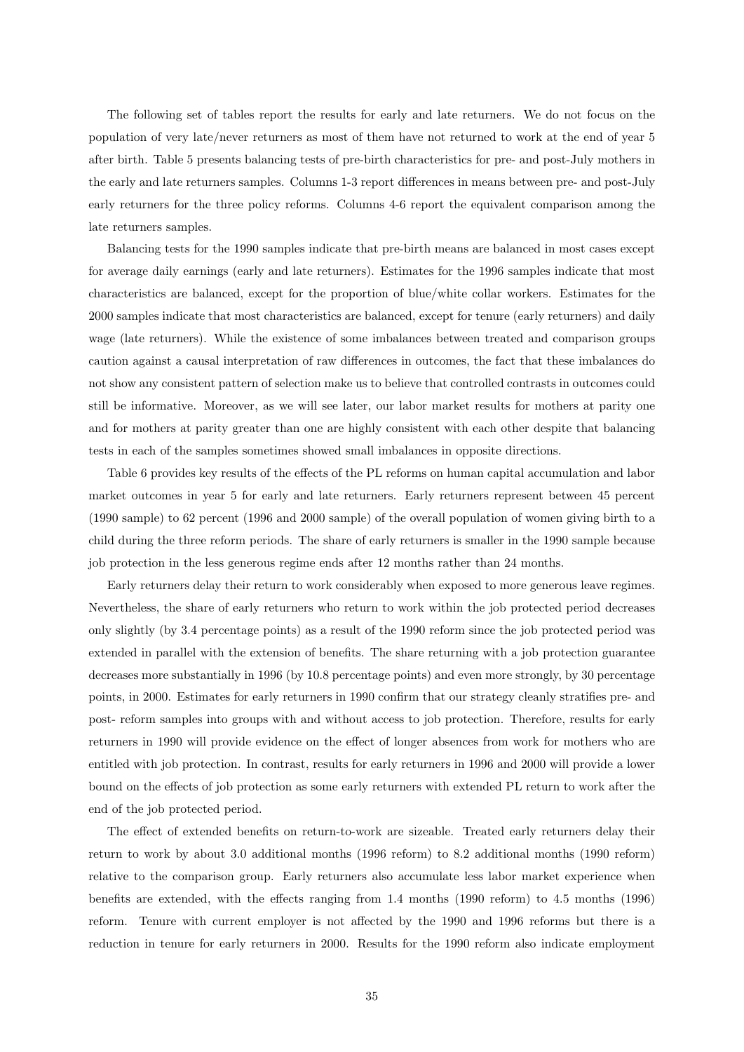The following set of tables report the results for early and late returners. We do not focus on the population of very late/never returners as most of them have not returned to work at the end of year 5 after birth. Table 5 presents balancing tests of pre-birth characteristics for pre- and post-July mothers in the early and late returners samples. Columns 1-3 report differences in means between pre- and post-July early returners for the three policy reforms. Columns 4-6 report the equivalent comparison among the late returners samples.

Balancing tests for the 1990 samples indicate that pre-birth means are balanced in most cases except for average daily earnings (early and late returners). Estimates for the 1996 samples indicate that most characteristics are balanced, except for the proportion of blue/white collar workers. Estimates for the 2000 samples indicate that most characteristics are balanced, except for tenure (early returners) and daily wage (late returners). While the existence of some imbalances between treated and comparison groups caution against a causal interpretation of raw differences in outcomes, the fact that these imbalances do not show any consistent pattern of selection make us to believe that controlled contrasts in outcomes could still be informative. Moreover, as we will see later, our labor market results for mothers at parity one and for mothers at parity greater than one are highly consistent with each other despite that balancing tests in each of the samples sometimes showed small imbalances in opposite directions.

Table 6 provides key results of the effects of the PL reforms on human capital accumulation and labor market outcomes in year 5 for early and late returners. Early returners represent between 45 percent (1990 sample) to 62 percent (1996 and 2000 sample) of the overall population of women giving birth to a child during the three reform periods. The share of early returners is smaller in the 1990 sample because job protection in the less generous regime ends after 12 months rather than 24 months.

Early returners delay their return to work considerably when exposed to more generous leave regimes. Nevertheless, the share of early returners who return to work within the job protected period decreases only slightly (by 3.4 percentage points) as a result of the 1990 reform since the job protected period was extended in parallel with the extension of benefits. The share returning with a job protection guarantee decreases more substantially in 1996 (by 10.8 percentage points) and even more strongly, by 30 percentage points, in 2000. Estimates for early returners in 1990 confirm that our strategy cleanly stratifies pre- and post- reform samples into groups with and without access to job protection. Therefore, results for early returners in 1990 will provide evidence on the effect of longer absences from work for mothers who are entitled with job protection. In contrast, results for early returners in 1996 and 2000 will provide a lower bound on the effects of job protection as some early returners with extended PL return to work after the end of the job protected period.

The effect of extended benefits on return-to-work are sizeable. Treated early returners delay their return to work by about 3.0 additional months (1996 reform) to 8.2 additional months (1990 reform) relative to the comparison group. Early returners also accumulate less labor market experience when benefits are extended, with the effects ranging from 1.4 months (1990 reform) to 4.5 months (1996) reform. Tenure with current employer is not affected by the 1990 and 1996 reforms but there is a reduction in tenure for early returners in 2000. Results for the 1990 reform also indicate employment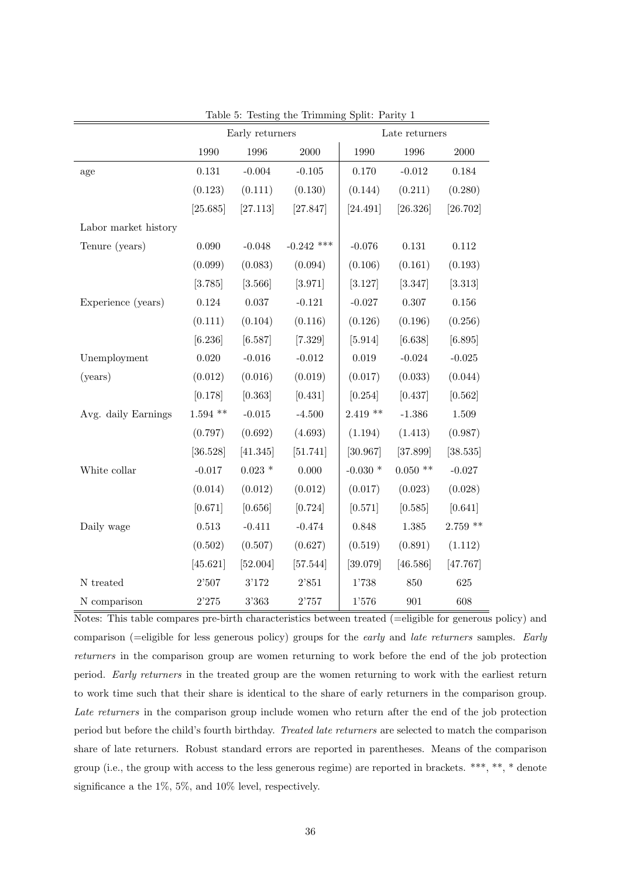Table 5: Testing the Trimming Split: Parity 1

| | Early returners | | | Late returners | | |
|---|---|---|---|---|---|---|
| | 1990 | 1996 | 2000 | 1990 | 1996 | 2000 |
| age | 0.131 | -0.004 | -0.105 | 0.170 | -0.012 | 0.184 |
| | (0.123) | (0.111) | (0.130) | (0.144) | (0.211) | (0.280) |
| | [25.685] | [27.113] | [27.847] | [24.491] | [26.326] | [26.702] |
| Labor market history | | | | | | |
| Tenure (years) | 0.090 | -0.048 | -0.242 *** | -0.076 | 0.131 | 0.112 |
| | (0.099) | (0.083) | (0.094) | (0.106) | (0.161) | (0.193) |
| | [3.785] | [3.566] | [3.971] | [3.127] | [3.347] | [3.313] |
| Experience (years) | 0.124 | 0.037 | -0.121 | -0.027 | 0.307 | 0.156 |
| | (0.111) | (0.104) | (0.116) | (0.126) | (0.196) | (0.256) |
| | [6.236] | [6.587] | [7.329] | [5.914] | [6.638] | [6.895] |
| Unemployment | 0.020 | -0.016 | -0.012 | 0.019 | -0.024 | -0.025 |
| (years) | (0.012) | (0.016) | (0.019) | (0.017) | (0.033) | (0.044) |
| | [0.178] | [0.363] | [0.431] | [0.254] | [0.437] | [0.562] |
| Avg. daily Earnings | 1.594 ** | -0.015 | -4.500 | 2.419 ** | -1.386 | 1.509 |
| | (0.797) | (0.692) | (4.693) | (1.194) | (1.413) | (0.987) |
| | [36.528] | [41.345] | [51.741] | [30.967] | [37.899] | [38.535] |
| White collar | -0.017 | 0.023 * | 0.000 | -0.030 * | 0.050 ** | -0.027 |
| | (0.014) | (0.012) | (0.012) | (0.017) | (0.023) | (0.028) |
| | [0.671] | [0.656] | [0.724] | [0.571] | [0.585] | [0.641] |
| Daily wage | 0.513 | -0.411 | -0.474 | 0.848 | 1.385 | 2.759 ** |
| | (0.502) | (0.507) | (0.627) | (0.519) | (0.891) | (1.112) |
| | [45.621] | [52.004] | [57.544] | [39.079] | [46.586] | [47.767] |
| N treated | 2'507 | 3'172 | 2'851 | 1'738 | 850 | 625 |
| N comparison | 2'275 | 3'363 | 2'757 | 1'576 | 901 | 608 |

Notes: This table compares pre-birth characteristics between treated (=eligible for generous policy) and comparison (=eligible for less generous policy) groups for the *early* and *late returners* samples. *Early returners* in the comparison group are women returning to work before the end of the job protection period. *Early returners* in the treated group are the women returning to work with the earliest return to work time such that their share is identical to the share of early returners in the comparison group. *Late returners* in the comparison group include women who return after the end of the job protection period but before the child's fourth birthday. *Treated late returners* are selected to match the comparison share of late returners. Robust standard errors are reported in parentheses. Means of the comparison group (i.e., the group with access to the less generous regime) are reported in brackets. ***, **, * denote significance a the 1%, 5%, and 10% level, respectively.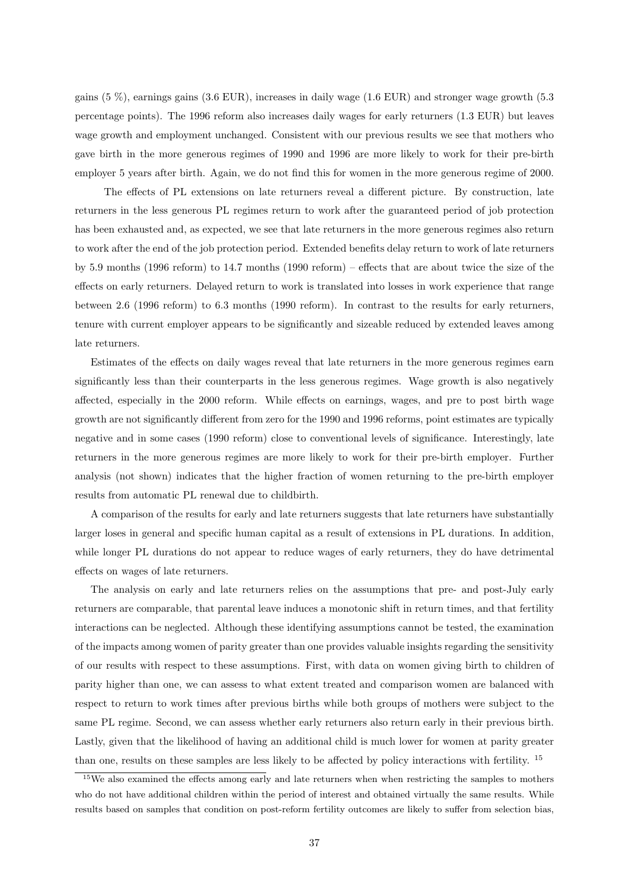gains (5 %), earnings gains (3.6 EUR), increases in daily wage (1.6 EUR) and stronger wage growth (5.3 percentage points). The 1996 reform also increases daily wages for early returners (1.3 EUR) but leaves wage growth and employment unchanged. Consistent with our previous results we see that mothers who gave birth in the more generous regimes of 1990 and 1996 are more likely to work for their pre-birth employer 5 years after birth. Again, we do not find this for women in the more generous regime of 2000.

The effects of PL extensions on late returners reveal a different picture. By construction, late returners in the less generous PL regimes return to work after the guaranteed period of job protection has been exhausted and, as expected, we see that late returners in the more generous regimes also return to work after the end of the job protection period. Extended benefits delay return to work of late returners by 5.9 months (1996 reform) to 14.7 months (1990 reform) – effects that are about twice the size of the effects on early returners. Delayed return to work is translated into losses in work experience that range between 2.6 (1996 reform) to 6.3 months (1990 reform). In contrast to the results for early returners, tenure with current employer appears to be significantly and sizeable reduced by extended leaves among late returners.

Estimates of the effects on daily wages reveal that late returners in the more generous regimes earn significantly less than their counterparts in the less generous regimes. Wage growth is also negatively affected, especially in the 2000 reform. While effects on earnings, wages, and pre to post birth wage growth are not significantly different from zero for the 1990 and 1996 reforms, point estimates are typically negative and in some cases (1990 reform) close to conventional levels of significance. Interestingly, late returners in the more generous regimes are more likely to work for their pre-birth employer. Further analysis (not shown) indicates that the higher fraction of women returning to the pre-birth employer results from automatic PL renewal due to childbirth.

A comparison of the results for early and late returners suggests that late returners have substantially larger loses in general and specific human capital as a result of extensions in PL durations. In addition, while longer PL durations do not appear to reduce wages of early returners, they do have detrimental effects on wages of late returners.

The analysis on early and late returners relies on the assumptions that pre- and post-July early returners are comparable, that parental leave induces a monotonic shift in return times, and that fertility interactions can be neglected. Although these identifying assumptions cannot be tested, the examination of the impacts among women of parity greater than one provides valuable insights regarding the sensitivity of our results with respect to these assumptions. First, with data on women giving birth to children of parity higher than one, we can assess to what extent treated and comparison women are balanced with respect to return to work times after previous births while both groups of mothers were subject to the same PL regime. Second, we can assess whether early returners also return early in their previous birth. Lastly, given that the likelihood of having an additional child is much lower for women at parity greater than one, results on these samples are less likely to be affected by policy interactions with fertility. [15]

[15]We also examined the effects among early and late returners when when restricting the samples to mothers who do not have additional children within the period of interest and obtained virtually the same results. While results based on samples that condition on post-reform fertility outcomes are likely to suffer from selection bias,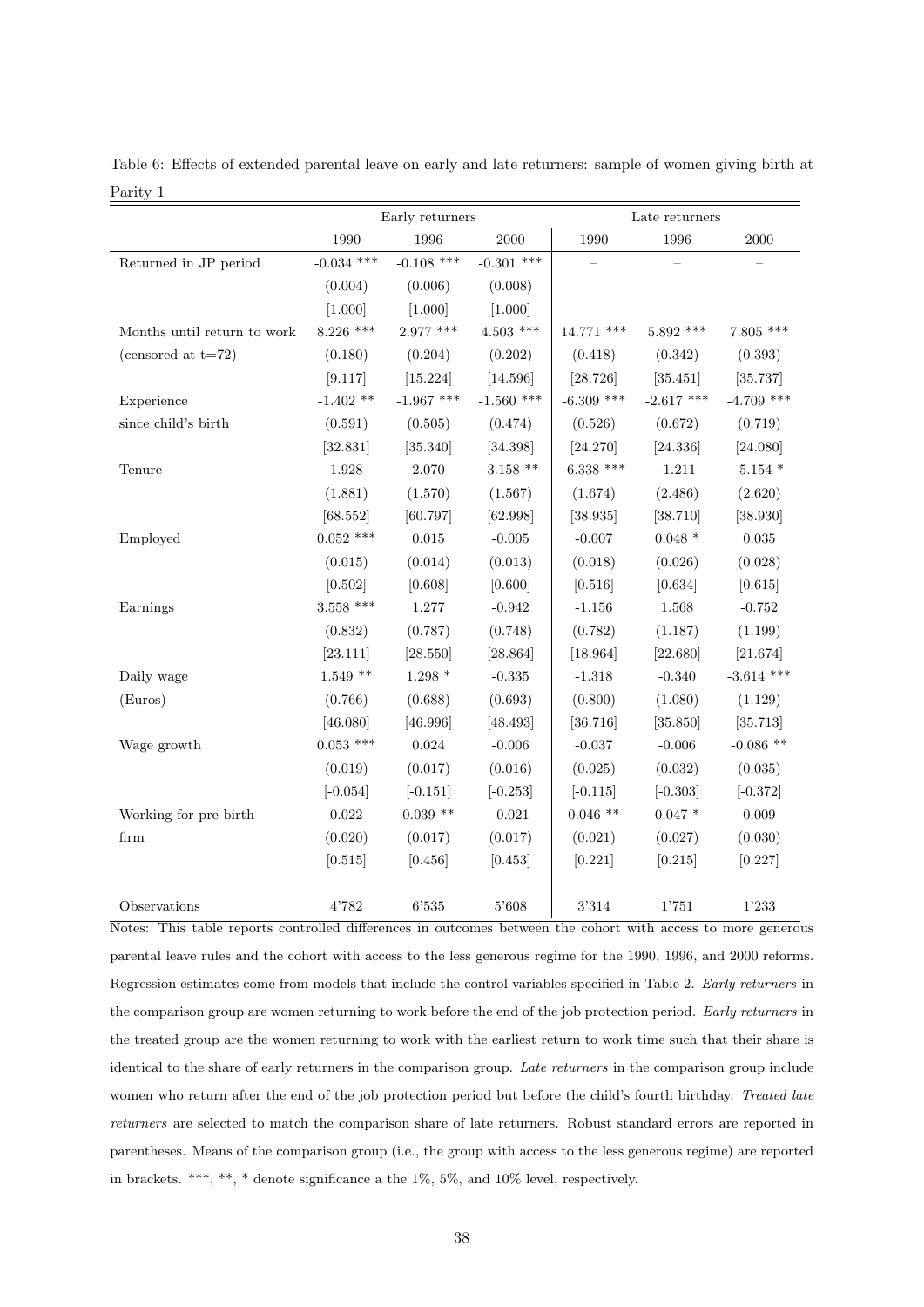Table 6: Effects of extended parental leave on early and late returners: sample of women giving birth at Parity 1

| | Early returners | | | Late returners | | |
|---|---|---|---|---|---|---|
| | 1990 | 1996 | 2000 | 1990 | 1996 | 2000 |
| Returned in JP period | -0.034 *** | -0.108 *** | -0.301 *** | – | – | – |
| | (0.004) | (0.006) | (0.008) | | | |
| | [1.000] | [1.000] | [1.000] | | | |
| Months until return to work | 8.226 *** | 2.977 *** | 4.503 *** | 14.771 *** | 5.892 *** | 7.805 *** |
| (censored at t=72) | (0.180) | (0.204) | (0.202) | (0.418) | (0.342) | (0.393) |
| | [9.117] | [15.224] | [14.596] | [28.726] | [35.451] | [35.737] |
| Experience | -1.402 ** | -1.967 *** | -1.560 *** | -6.309 *** | -2.617 *** | -4.709 *** |
| since child's birth | (0.591) | (0.505) | (0.474) | (0.526) | (0.672) | (0.719) |
| | [32.831] | [35.340] | [34.398] | [24.270] | [24.336] | [24.080] |
| Tenure | 1.928 | 2.070 | -3.158 ** | -6.338 *** | -1.211 | -5.154 * |
| | (1.881) | (1.570) | (1.567) | (1.674) | (2.486) | (2.620) |
| | [68.552] | [60.797] | [62.998] | [38.935] | [38.710] | [38.930] |
| Employed | 0.052 *** | 0.015 | -0.005 | -0.007 | 0.048 * | 0.035 |
| | (0.015) | (0.014) | (0.013) | (0.018) | (0.026) | (0.028) |
| | [0.502] | [0.608] | [0.600] | [0.516] | [0.634] | [0.615] |
| Earnings | 3.558 *** | 1.277 | -0.942 | -1.156 | 1.568 | -0.752 |
| | (0.832) | (0.787) | (0.748) | (0.782) | (1.187) | (1.199) |
| | [23.111] | [28.550] | [28.864] | [18.964] | [22.680] | [21.674] |
| Daily wage | 1.549 ** | 1.298 * | -0.335 | -1.318 | -0.340 | -3.614 *** |
| (Euros) | (0.766) | (0.688) | (0.693) | (0.800) | (1.080) | (1.129) |
| | [46.080] | [46.996] | [48.493] | [36.716] | [35.850] | [35.713] |
| Wage growth | 0.053 *** | 0.024 | -0.006 | -0.037 | -0.006 | -0.086 ** |
| | (0.019) | (0.017) | (0.016) | (0.025) | (0.032) | (0.035) |
| | [-0.054] | [-0.151] | [-0.253] | [-0.115] | [-0.303] | [-0.372] |
| Working for pre-birth | 0.022 | 0.039 ** | -0.021 | 0.046 ** | 0.047 * | 0.009 |
| firm | (0.020) | (0.017) | (0.017) | (0.021) | (0.027) | (0.030) |
| | [0.515] | [0.456] | [0.453] | [0.221] | [0.215] | [0.227] |
| Observations | 4'782 | 6'535 | 5'608 | 3'314 | 1'751 | 1'233 |

Notes: This table reports controlled differences in outcomes between the cohort with access to more generous parental leave rules and the cohort with access to the less generous regime for the 1990, 1996, and 2000 reforms. Regression estimates come from models that include the control variables specified in Table 2. *Early returners* in the comparison group are women returning to work before the end of the job protection period. *Early returners* in the treated group are the women returning to work with the earliest return to work time such that their share is identical to the share of early returners in the comparison group. *Late returners* in the comparison group include women who return after the end of the job protection period but before the child's fourth birthday. *Treated late returners* are selected to match the comparison share of late returners. Robust standard errors are reported in parentheses. Means of the comparison group (i.e., the group with access to the less generous regime) are reported in brackets. ***, **, * denote significance a the 1%, 5%, and 10% level, respectively.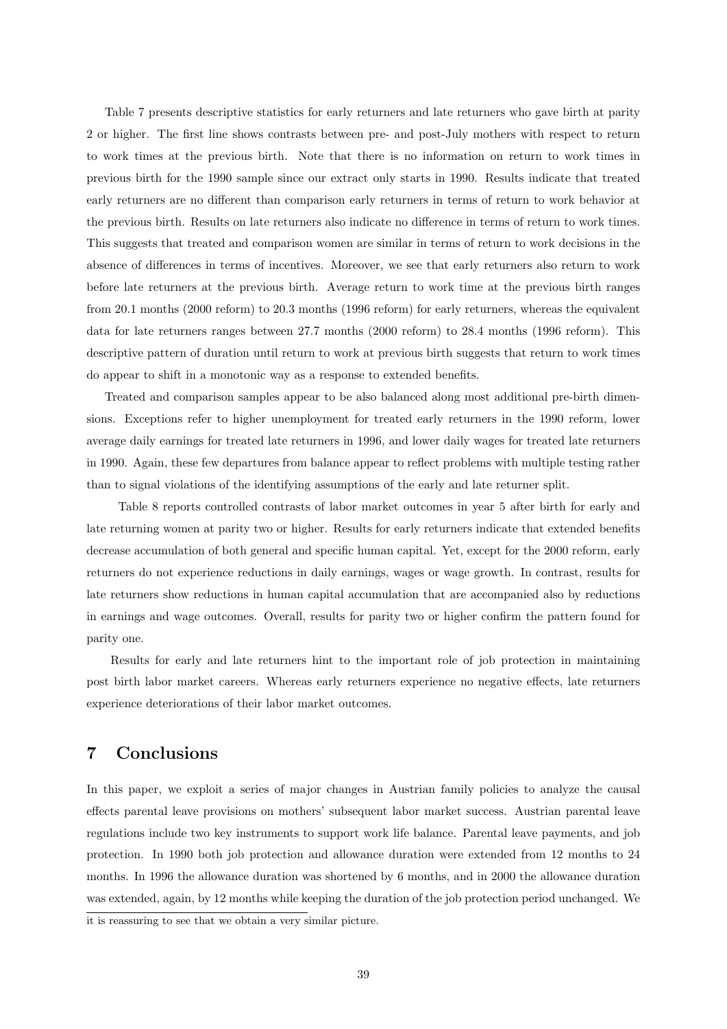Table 7 presents descriptive statistics for early returners and late returners who gave birth at parity 2 or higher. The first line shows contrasts between pre- and post-July mothers with respect to return to work times at the previous birth. Note that there is no information on return to work times in previous birth for the 1990 sample since our extract only starts in 1990. Results indicate that treated early returners are no different than comparison early returners in terms of return to work behavior at the previous birth. Results on late returners also indicate no difference in terms of return to work times. This suggests that treated and comparison women are similar in terms of return to work decisions in the absence of differences in terms of incentives. Moreover, we see that early returners also return to work before late returners at the previous birth. Average return to work time at the previous birth ranges from 20.1 months (2000 reform) to 20.3 months (1996 reform) for early returners, whereas the equivalent data for late returners ranges between 27.7 months (2000 reform) to 28.4 months (1996 reform). This descriptive pattern of duration until return to work at previous birth suggests that return to work times do appear to shift in a monotonic way as a response to extended benefits.

Treated and comparison samples appear to be also balanced along most additional pre-birth dimensions. Exceptions refer to higher unemployment for treated early returners in the 1990 reform, lower average daily earnings for treated late returners in 1996, and lower daily wages for treated late returners in 1990. Again, these few departures from balance appear to reflect problems with multiple testing rather than to signal violations of the identifying assumptions of the early and late returner split.

Table 8 reports controlled contrasts of labor market outcomes in year 5 after birth for early and late returning women at parity two or higher. Results for early returners indicate that extended benefits decrease accumulation of both general and specific human capital. Yet, except for the 2000 reform, early returners do not experience reductions in daily earnings, wages or wage growth. In contrast, results for late returners show reductions in human capital accumulation that are accompanied also by reductions in earnings and wage outcomes. Overall, results for parity two or higher confirm the pattern found for parity one.

Results for early and late returners hint to the important role of job protection in maintaining post birth labor market careers. Whereas early returners experience no negative effects, late returners experience deteriorations of their labor market outcomes.

# 7 Conclusions

In this paper, we exploit a series of major changes in Austrian family policies to analyze the causal effects parental leave provisions on mothers' subsequent labor market success. Austrian parental leave regulations include two key instruments to support work life balance. Parental leave payments, and job protection. In 1990 both job protection and allowance duration were extended from 12 months to 24 months. In 1996 the allowance duration was shortened by 6 months, and in 2000 the allowance duration was extended, again, by 12 months while keeping the duration of the job protection period unchanged. We

it is reassuring to see that we obtain a very similar picture.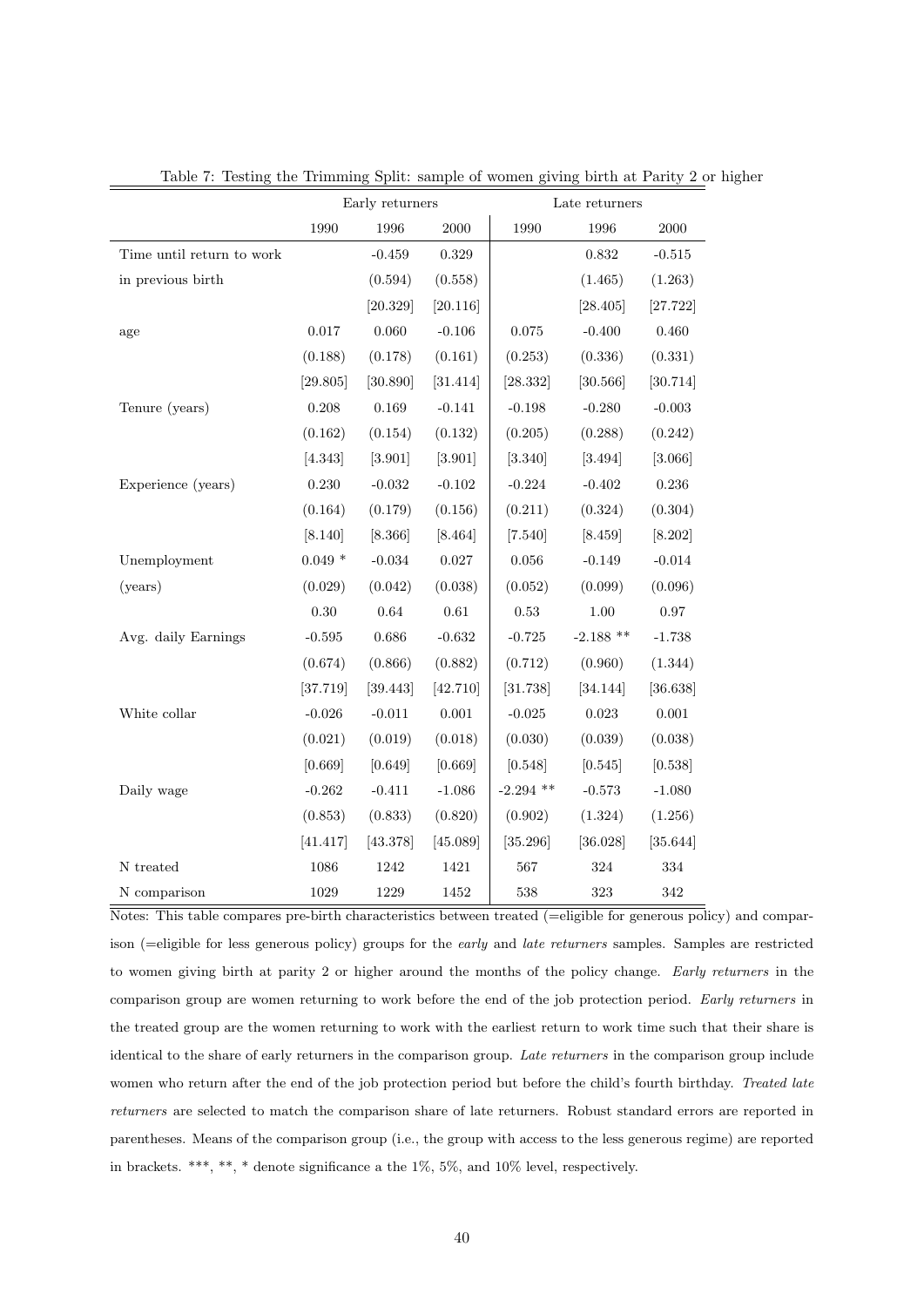Table 7: Testing the Trimming Split: sample of women giving birth at Parity 2 or higher

| | Early returners | | | Late returners | | |
|---|---|---|---|---|---|---|
| | 1990 | 1996 | 2000 | 1990 | 1996 | 2000 |
| Time until return to work | | -0.459 | 0.329 | | 0.832 | -0.515 |
| in previous birth | | (0.594) | (0.558) | | (1.465) | (1.263) |
| | | [20.329] | [20.116] | | [28.405] | [27.722] |
| age | 0.017 | 0.060 | -0.106 | 0.075 | -0.400 | 0.460 |
| | (0.188) | (0.178) | (0.161) | (0.253) | (0.336) | (0.331) |
| | [29.805] | [30.890] | [31.414] | [28.332] | [30.566] | [30.714] |
| Tenure (years) | 0.208 | 0.169 | -0.141 | -0.198 | -0.280 | -0.003 |
| | (0.162) | (0.154) | (0.132) | (0.205) | (0.288) | (0.242) |
| | [4.343] | [3.901] | [3.901] | [3.340] | [3.494] | [3.066] |
| Experience (years) | 0.230 | -0.032 | -0.102 | -0.224 | -0.402 | 0.236 |
| | (0.164) | (0.179) | (0.156) | (0.211) | (0.324) | (0.304) |
| | [8.140] | [8.366] | [8.464] | [7.540] | [8.459] | [8.202] |
| Unemployment | 0.049 * | -0.034 | 0.027 | 0.056 | -0.149 | -0.014 |
| (years) | (0.029) | (0.042) | (0.038) | (0.052) | (0.099) | (0.096) |
| | 0.30 | 0.64 | 0.61 | 0.53 | 1.00 | 0.97 |
| Avg. daily Earnings | -0.595 | 0.686 | -0.632 | -0.725 | -2.188 ** | -1.738 |
| | (0.674) | (0.866) | (0.882) | (0.712) | (0.960) | (1.344) |
| | [37.719] | [39.443] | [42.710] | [31.738] | [34.144] | [36.638] |
| White collar | -0.026 | -0.011 | 0.001 | -0.025 | 0.023 | 0.001 |
| | (0.021) | (0.019) | (0.018) | (0.030) | (0.039) | (0.038) |
| | [0.669] | [0.649] | [0.669] | [0.548] | [0.545] | [0.538] |
| Daily wage | -0.262 | -0.411 | -1.086 | -2.294 ** | -0.573 | -1.080 |
| | (0.853) | (0.833) | (0.820) | (0.902) | (1.324) | (1.256) |
| | [41.417] | [43.378] | [45.089] | [35.296] | [36.028] | [35.644] |
| N treated | 1086 | 1242 | 1421 | 567 | 324 | 334 |
| N comparison | 1029 | 1229 | 1452 | 538 | 323 | 342 |

Notes: This table compares pre-birth characteristics between treated (=eligible for generous policy) and comparison (=eligible for less generous policy) groups for the *early* and *late returners* samples. Samples are restricted to women giving birth at parity 2 or higher around the months of the policy change. *Early returners* in the comparison group are women returning to work before the end of the job protection period. *Early returners* in the treated group are the women returning to work with the earliest return to work time such that their share is identical to the share of early returners in the comparison group. *Late returners* in the comparison group include women who return after the end of the job protection period but before the child's fourth birthday. *Treated late returners* are selected to match the comparison share of late returners. Robust standard errors are reported in parentheses. Means of the comparison group (i.e., the group with access to the less generous regime) are reported in brackets. ***, **, * denote significance a the 1%, 5%, and 10% level, respectively.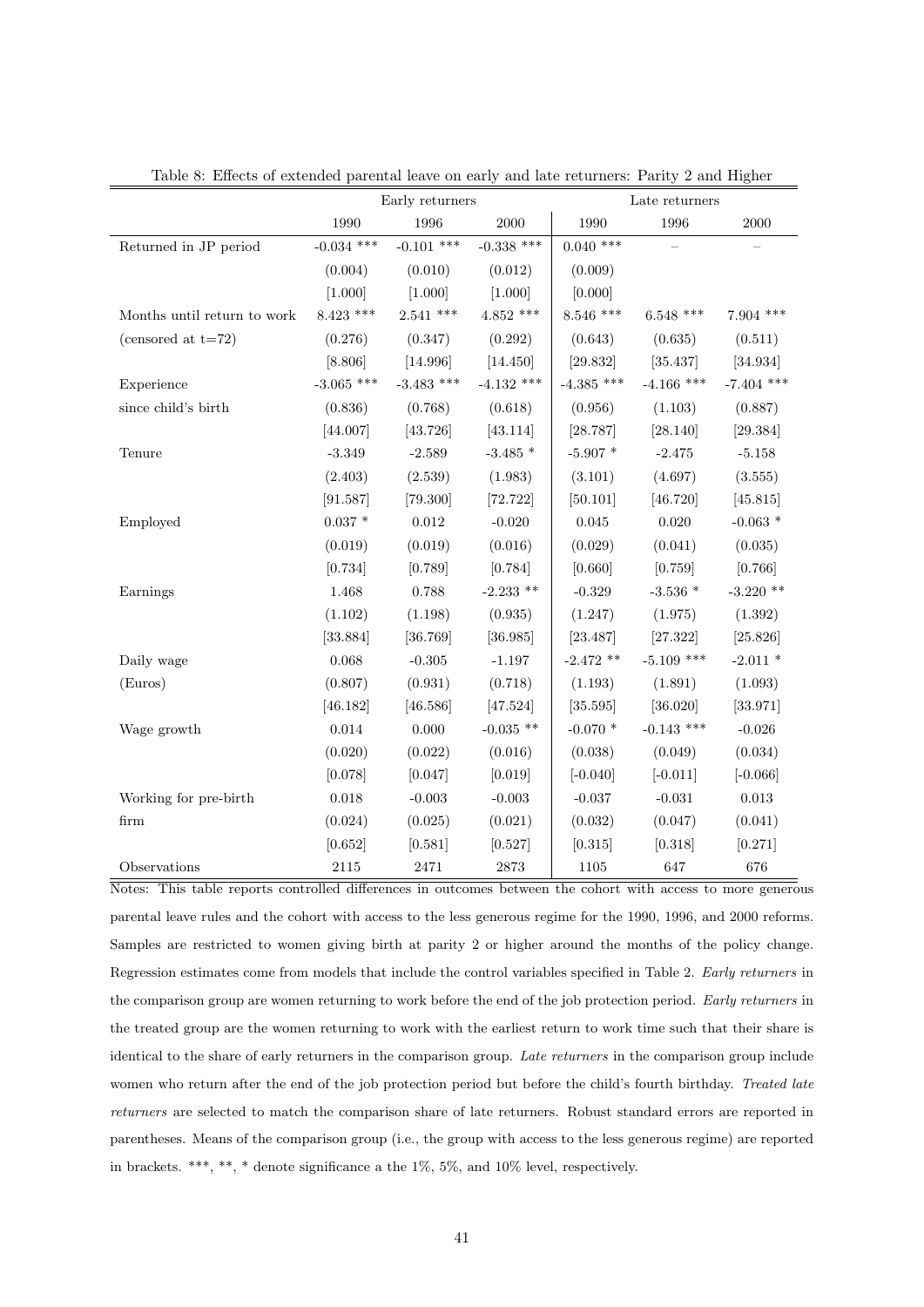Table 8: Effects of extended parental leave on early and late returners: Parity 2 and Higher

| | Early returners | | | Late returners | | |
|---|---|---|---|---|---|---|
| | 1990 | 1996 | 2000 | 1990 | 1996 | 2000 |
| Returned in JP period | -0.034 *** | -0.101 *** | -0.338 *** | 0.040 *** | – | – |
| | (0.004) | (0.010) | (0.012) | (0.009) | | |
| | [1.000] | [1.000] | [1.000] | [0.000] | | |
| Months until return to work | 8.423 *** | 2.541 *** | 4.852 *** | 8.546 *** | 6.548 *** | 7.904 *** |
| (censored at t=72) | (0.276) | (0.347) | (0.292) | (0.643) | (0.635) | (0.511) |
| | [8.806] | [14.996] | [14.450] | [29.832] | [35.437] | [34.934] |
| Experience | -3.065 *** | -3.483 *** | -4.132 *** | -4.385 *** | -4.166 *** | -7.404 *** |
| since child's birth | (0.836) | (0.768) | (0.618) | (0.956) | (1.103) | (0.887) |
| | [44.007] | [43.726] | [43.114] | [28.787] | [28.140] | [29.384] |
| Tenure | -3.349 | -2.589 | -3.485 * | -5.907 * | -2.475 | -5.158 |
| | (2.403) | (2.539) | (1.983) | (3.101) | (4.697) | (3.555) |
| | [91.587] | [79.300] | [72.722] | [50.101] | [46.720] | [45.815] |
| Employed | 0.037 * | 0.012 | -0.020 | 0.045 | 0.020 | -0.063 * |
| | (0.019) | (0.019) | (0.016) | (0.029) | (0.041) | (0.035) |
| | [0.734] | [0.789] | [0.784] | [0.660] | [0.759] | [0.766] |
| Earnings | 1.468 | 0.788 | -2.233 ** | -0.329 | -3.536 * | -3.220 ** |
| | (1.102) | (1.198) | (0.935) | (1.247) | (1.975) | (1.392) |
| | [33.884] | [36.769] | [36.985] | [23.487] | [27.322] | [25.826] |
| Daily wage | 0.068 | -0.305 | -1.197 | -2.472 ** | -5.109 *** | -2.011 * |
| (Euros) | (0.807) | (0.931) | (0.718) | (1.193) | (1.891) | (1.093) |
| | [46.182] | [46.586] | [47.524] | [35.595] | [36.020] | [33.971] |
| Wage growth | 0.014 | 0.000 | -0.035 ** | -0.070 * | -0.143 *** | -0.026 |
| | (0.020) | (0.022) | (0.016) | (0.038) | (0.049) | (0.034) |
| | [0.078] | [0.047] | [0.019] | [-0.040] | [-0.011] | [-0.066] |
| Working for pre-birth | 0.018 | -0.003 | -0.003 | -0.037 | -0.031 | 0.013 |
| firm | (0.024) | (0.025) | (0.021) | (0.032) | (0.047) | (0.041) |
| | [0.652] | [0.581] | [0.527] | [0.315] | [0.318] | [0.271] |
| Observations | 2115 | 2471 | 2873 | 1105 | 647 | 676 |

Notes: This table reports controlled differences in outcomes between the cohort with access to more generous parental leave rules and the cohort with access to the less generous regime for the 1990, 1996, and 2000 reforms. Samples are restricted to women giving birth at parity 2 or higher around the months of the policy change. Regression estimates come from models that include the control variables specified in Table 2. *Early returners* in the comparison group are women returning to work before the end of the job protection period. *Early returners* in the treated group are the women returning to work with the earliest return to work time such that their share is identical to the share of early returners in the comparison group. *Late returners* in the comparison group include women who return after the end of the job protection period but before the child's fourth birthday. *Treated late returners* are selected to match the comparison share of late returners. Robust standard errors are reported in parentheses. Means of the comparison group (i.e., the group with access to the less generous regime) are reported in brackets. ***, **, * denote significance a the 1%, 5%, and 10% level, respectively.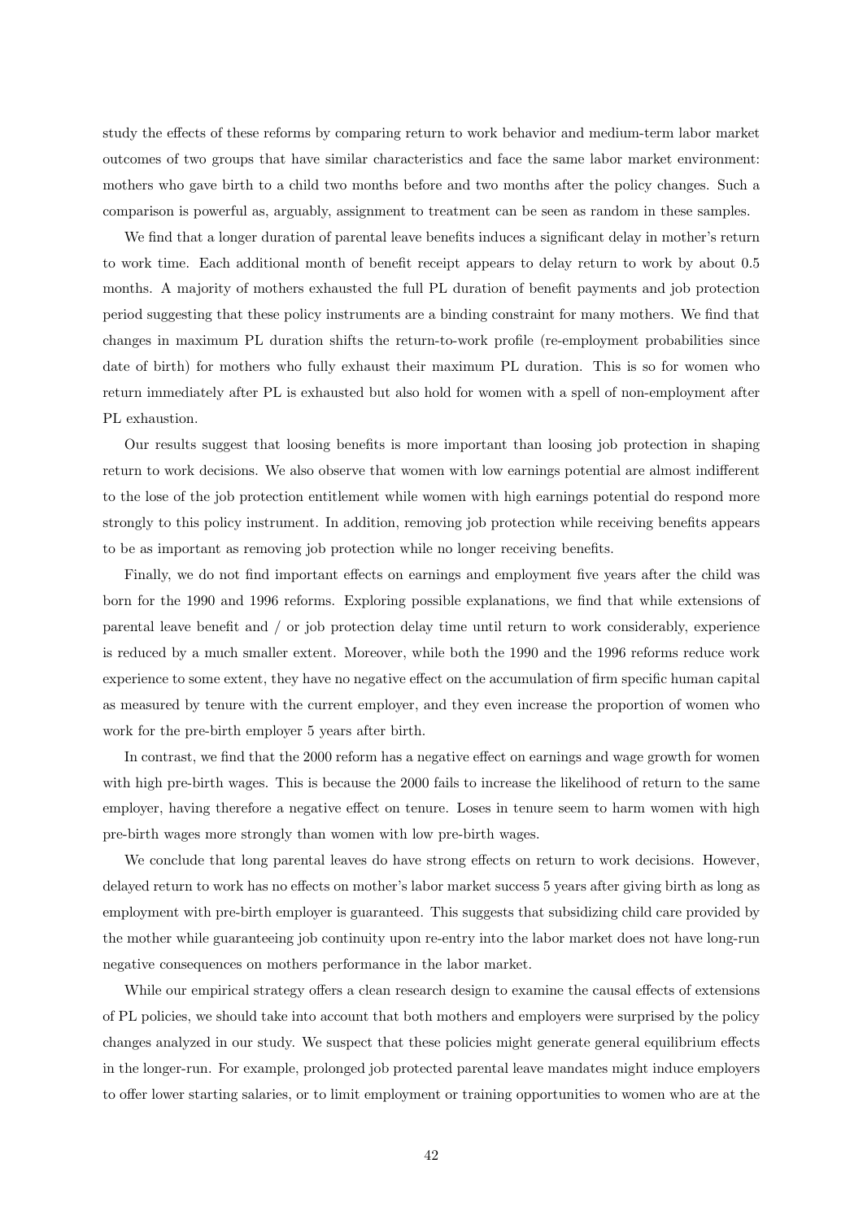study the effects of these reforms by comparing return to work behavior and medium-term labor market outcomes of two groups that have similar characteristics and face the same labor market environment: mothers who gave birth to a child two months before and two months after the policy changes. Such a comparison is powerful as, arguably, assignment to treatment can be seen as random in these samples.

We find that a longer duration of parental leave benefits induces a significant delay in mother's return to work time. Each additional month of benefit receipt appears to delay return to work by about 0.5 months. A majority of mothers exhausted the full PL duration of benefit payments and job protection period suggesting that these policy instruments are a binding constraint for many mothers. We find that changes in maximum PL duration shifts the return-to-work profile (re-employment probabilities since date of birth) for mothers who fully exhaust their maximum PL duration. This is so for women who return immediately after PL is exhausted but also hold for women with a spell of non-employment after PL exhaustion.

Our results suggest that loosing benefits is more important than loosing job protection in shaping return to work decisions. We also observe that women with low earnings potential are almost indifferent to the lose of the job protection entitlement while women with high earnings potential do respond more strongly to this policy instrument. In addition, removing job protection while receiving benefits appears to be as important as removing job protection while no longer receiving benefits.

Finally, we do not find important effects on earnings and employment five years after the child was born for the 1990 and 1996 reforms. Exploring possible explanations, we find that while extensions of parental leave benefit and / or job protection delay time until return to work considerably, experience is reduced by a much smaller extent. Moreover, while both the 1990 and the 1996 reforms reduce work experience to some extent, they have no negative effect on the accumulation of firm specific human capital as measured by tenure with the current employer, and they even increase the proportion of women who work for the pre-birth employer 5 years after birth.

In contrast, we find that the 2000 reform has a negative effect on earnings and wage growth for women with high pre-birth wages. This is because the 2000 fails to increase the likelihood of return to the same employer, having therefore a negative effect on tenure. Loses in tenure seem to harm women with high pre-birth wages more strongly than women with low pre-birth wages.

We conclude that long parental leaves do have strong effects on return to work decisions. However, delayed return to work has no effects on mother's labor market success 5 years after giving birth as long as employment with pre-birth employer is guaranteed. This suggests that subsidizing child care provided by the mother while guaranteeing job continuity upon re-entry into the labor market does not have long-run negative consequences on mothers performance in the labor market.

While our empirical strategy offers a clean research design to examine the causal effects of extensions of PL policies, we should take into account that both mothers and employers were surprised by the policy changes analyzed in our study. We suspect that these policies might generate general equilibrium effects in the longer-run. For example, prolonged job protected parental leave mandates might induce employers to offer lower starting salaries, or to limit employment or training opportunities to women who are at the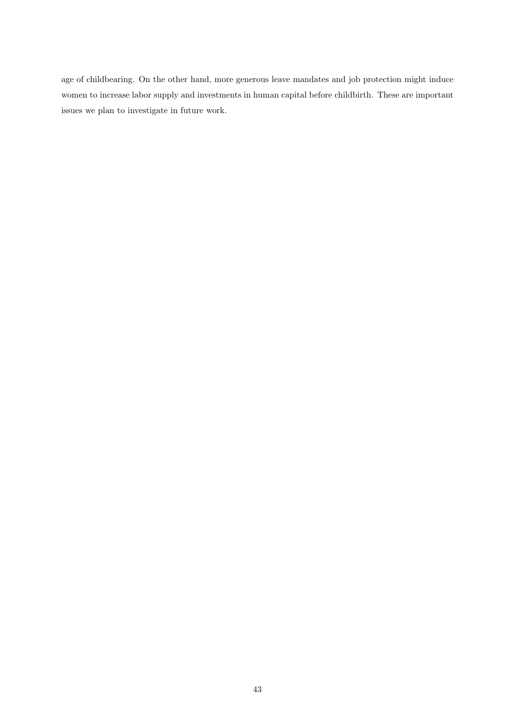age of childbearing. On the other hand, more generous leave mandates and job protection might induce women to increase labor supply and investments in human capital before childbirth. These are important issues we plan to investigate in future work.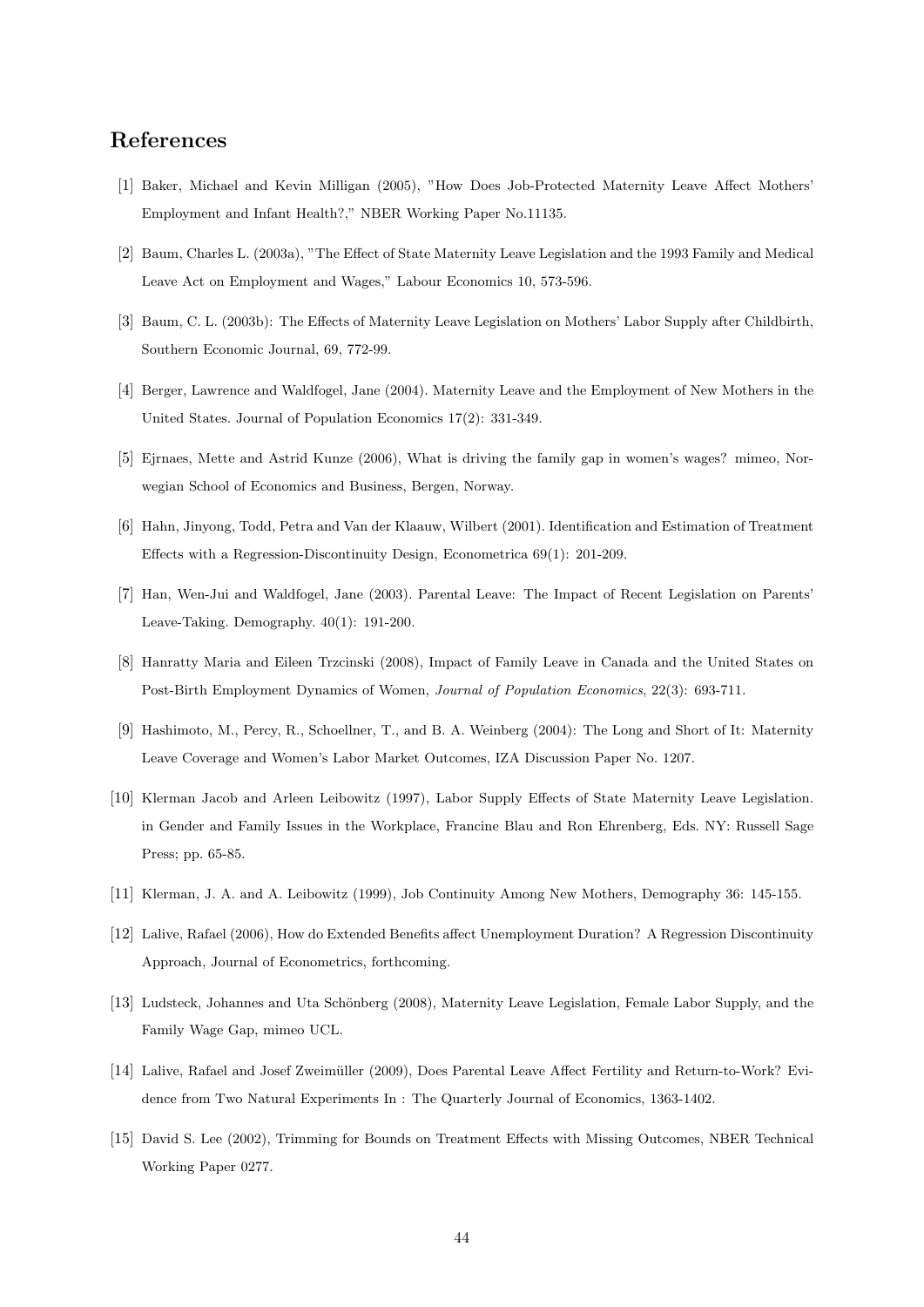# References

[1] Baker, Michael and Kevin Milligan (2005), "How Does Job-Protected Maternity Leave Affect Mothers' Employment and Infant Health?," NBER Working Paper No.11135.

[2] Baum, Charles L. (2003a), "The Effect of State Maternity Leave Legislation and the 1993 Family and Medical Leave Act on Employment and Wages," Labour Economics 10, 573-596.

[3] Baum, C. L. (2003b): The Effects of Maternity Leave Legislation on Mothers' Labor Supply after Childbirth, Southern Economic Journal, 69, 772-99.

[4] Berger, Lawrence and Waldfogel, Jane (2004). Maternity Leave and the Employment of New Mothers in the United States. Journal of Population Economics 17(2): 331-349.

[5] Ejrnaes, Mette and Astrid Kunze (2006), What is driving the family gap in women's wages? mimeo, Norwegian School of Economics and Business, Bergen, Norway.

[6] Hahn, Jinyong, Todd, Petra and Van der Klaauw, Wilbert (2001). Identification and Estimation of Treatment Effects with a Regression-Discontinuity Design, Econometrica 69(1): 201-209.

[7] Han, Wen-Jui and Waldfogel, Jane (2003). Parental Leave: The Impact of Recent Legislation on Parents' Leave-Taking. Demography. 40(1): 191-200.

[8] Hanratty Maria and Eileen Trzcinski (2008), Impact of Family Leave in Canada and the United States on Post-Birth Employment Dynamics of Women, *Journal of Population Economics*, 22(3): 693-711.

[9] Hashimoto, M., Percy, R., Schoellner, T., and B. A. Weinberg (2004): The Long and Short of It: Maternity Leave Coverage and Women's Labor Market Outcomes, IZA Discussion Paper No. 1207.

[10] Klerman Jacob and Arleen Leibowitz (1997), Labor Supply Effects of State Maternity Leave Legislation. in Gender and Family Issues in the Workplace, Francine Blau and Ron Ehrenberg, Eds. NY: Russell Sage Press; pp. 65-85.

[11] Klerman, J. A. and A. Leibowitz (1999), Job Continuity Among New Mothers, Demography 36: 145-155.

[12] Lalive, Rafael (2006), How do Extended Benefits affect Unemployment Duration? A Regression Discontinuity Approach, Journal of Econometrics, forthcoming.

[13] Ludsteck, Johannes and Uta Schönberg (2008), Maternity Leave Legislation, Female Labor Supply, and the Family Wage Gap, mimeo UCL.

[14] Lalive, Rafael and Josef Zweimüller (2009), Does Parental Leave Affect Fertility and Return-to-Work? Evidence from Two Natural Experiments In : The Quarterly Journal of Economics, 1363-1402.

[15] David S. Lee (2002), Trimming for Bounds on Treatment Effects with Missing Outcomes, NBER Technical Working Paper 0277.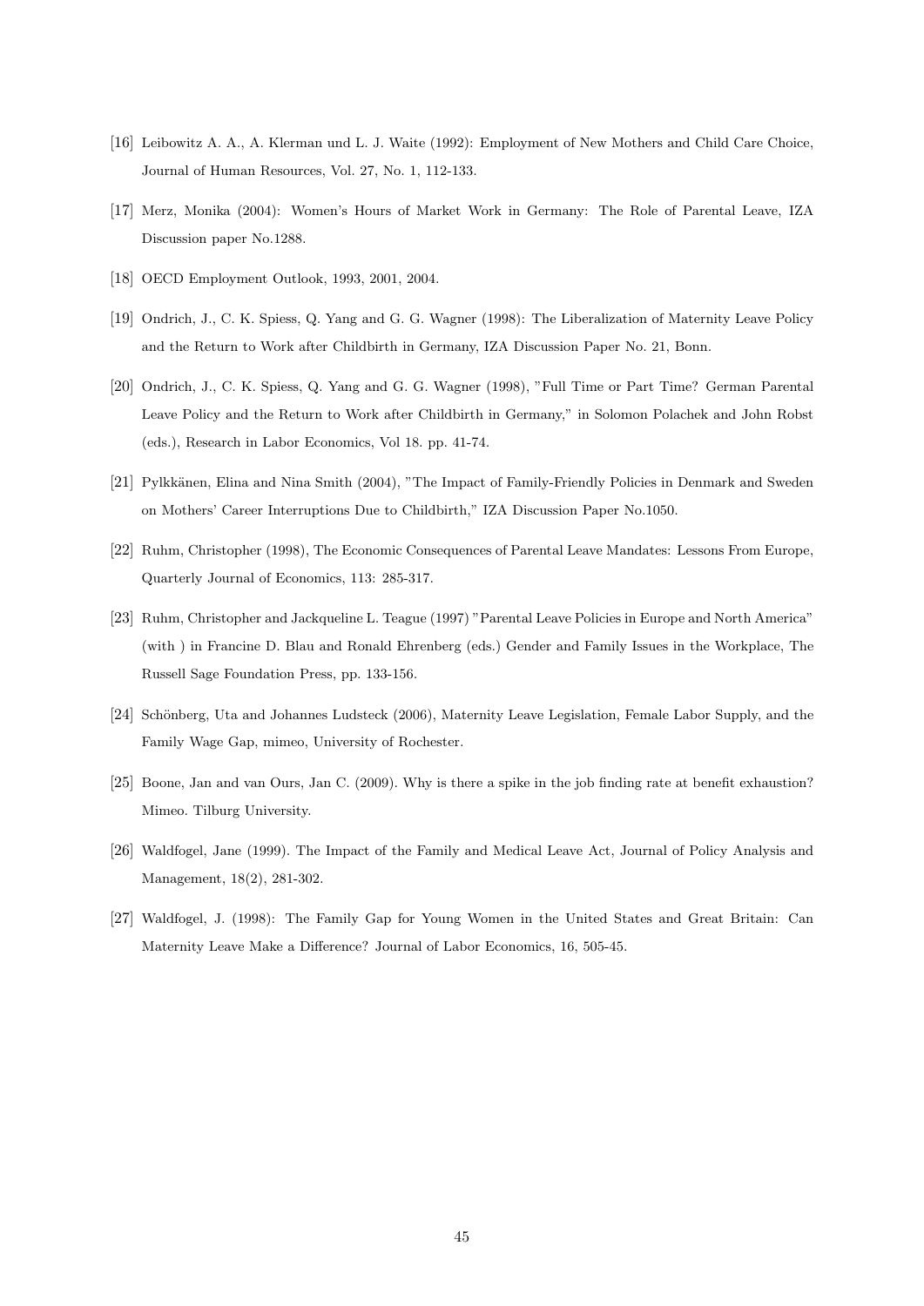[16] Leibowitz A. A., A. Klerman und L. J. Waite (1992): Employment of New Mothers and Child Care Choice, Journal of Human Resources, Vol. 27, No. 1, 112-133.

[17] Merz, Monika (2004): Women's Hours of Market Work in Germany: The Role of Parental Leave, IZA Discussion paper No.1288.

[18] OECD Employment Outlook, 1993, 2001, 2004.

[19] Ondrich, J., C. K. Spiess, Q. Yang and G. G. Wagner (1998): The Liberalization of Maternity Leave Policy and the Return to Work after Childbirth in Germany, IZA Discussion Paper No. 21, Bonn.

[20] Ondrich, J., C. K. Spiess, Q. Yang and G. G. Wagner (1998), "Full Time or Part Time? German Parental Leave Policy and the Return to Work after Childbirth in Germany," in Solomon Polachek and John Robst (eds.), Research in Labor Economics, Vol 18. pp. 41-74.

[21] Pylkkänen, Elina and Nina Smith (2004), "The Impact of Family-Friendly Policies in Denmark and Sweden on Mothers' Career Interruptions Due to Childbirth," IZA Discussion Paper No.1050.

[22] Ruhm, Christopher (1998), The Economic Consequences of Parental Leave Mandates: Lessons From Europe, Quarterly Journal of Economics, 113: 285-317.

[23] Ruhm, Christopher and Jackqueline L. Teague (1997) "Parental Leave Policies in Europe and North America" (with ) in Francine D. Blau and Ronald Ehrenberg (eds.) Gender and Family Issues in the Workplace, The Russell Sage Foundation Press, pp. 133-156.

[24] Schönberg, Uta and Johannes Ludsteck (2006), Maternity Leave Legislation, Female Labor Supply, and the Family Wage Gap, mimeo, University of Rochester.

[25] Boone, Jan and van Ours, Jan C. (2009). Why is there a spike in the job finding rate at benefit exhaustion? Mimeo. Tilburg University.

[26] Waldfogel, Jane (1999). The Impact of the Family and Medical Leave Act, Journal of Policy Analysis and Management, 18(2), 281-302.

[27] Waldfogel, J. (1998): The Family Gap for Young Women in the United States and Great Britain: Can Maternity Leave Make a Difference? Journal of Labor Economics, 16, 505-45.